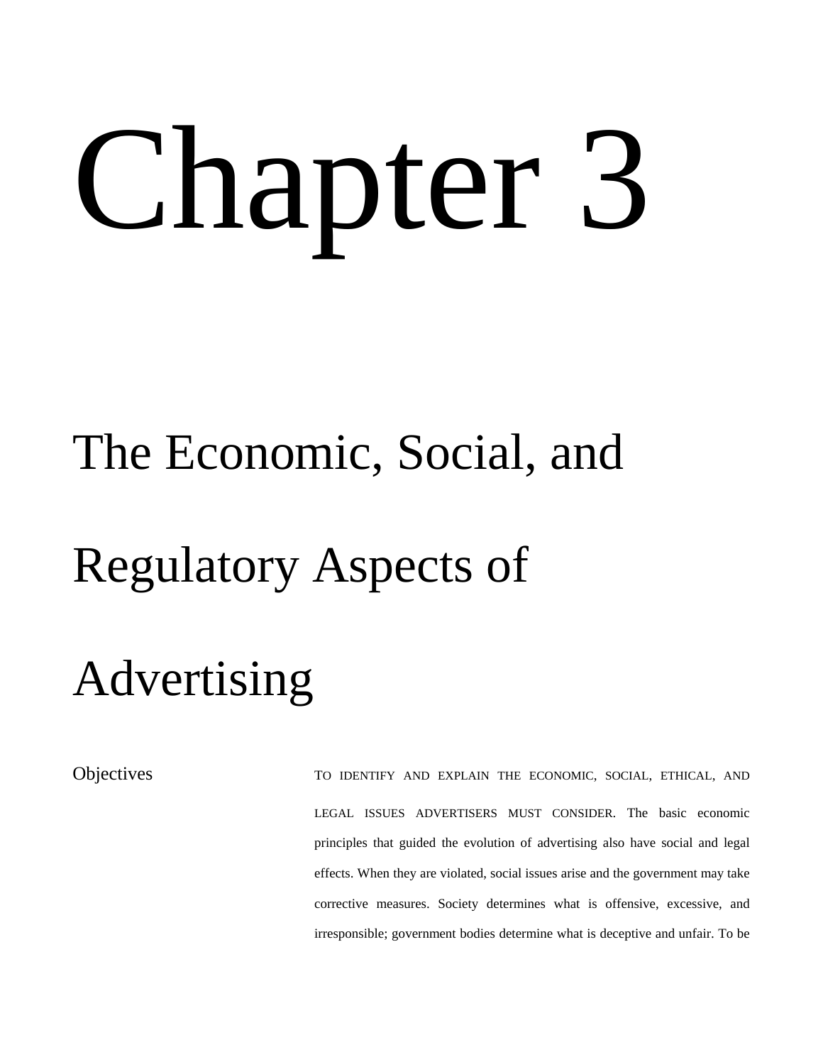# Chapter 3

# The Economic, Social, and Regulatory Aspects of Advertising

Objectives

TO IDENTIFY AND EXPLAIN THE ECONOMIC, SOCIAL, ETHICAL, AND LEGAL ISSUES ADVERTISERS MUST CONSIDER. The basic economic principles that guided the evolution of advertising also have social and legal effects. When they are violated, social issues arise and the government may take corrective measures. Society determines what is offensive, excessive, and irresponsible; government bodies determine what is deceptive and unfair. To be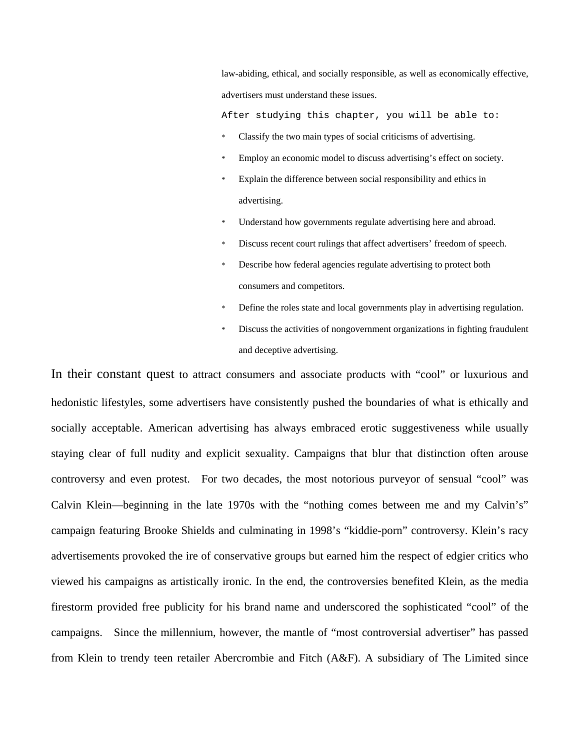law-abiding, ethical, and socially responsible, as well as economically effective, advertisers must understand these issues.

After studying this chapter, you will be able to:

* Classify the two main types of social criticisms of advertising.
* Employ an economic model to discuss advertising's effect on society.
* Explain the difference between social responsibility and ethics in advertising.
* Understand how governments regulate advertising here and abroad.
* Discuss recent court rulings that affect advertisers' freedom of speech.
* Describe how federal agencies regulate advertising to protect both consumers and competitors.
* Define the roles state and local governments play in advertising regulation.
* Discuss the activities of nongovernment organizations in fighting fraudulent and deceptive advertising.

In their constant quest to attract consumers and associate products with "cool" or luxurious and hedonistic lifestyles, some advertisers have consistently pushed the boundaries of what is ethically and socially acceptable. American advertising has always embraced erotic suggestiveness while usually staying clear of full nudity and explicit sexuality. Campaigns that blur that distinction often arouse controversy and even protest. For two decades, the most notorious purveyor of sensual "cool" was Calvin Klein—beginning in the late 1970s with the "nothing comes between me and my Calvin's" campaign featuring Brooke Shields and culminating in 1998's "kiddie-porn" controversy. Klein's racy advertisements provoked the ire of conservative groups but earned him the respect of edgier critics who viewed his campaigns as artistically ironic. In the end, the controversies benefited Klein, as the media firestorm provided free publicity for his brand name and underscored the sophisticated "cool" of the campaigns. Since the millennium, however, the mantle of "most controversial advertiser" has passed from Klein to trendy teen retailer Abercrombie and Fitch (A&F). A subsidiary of The Limited since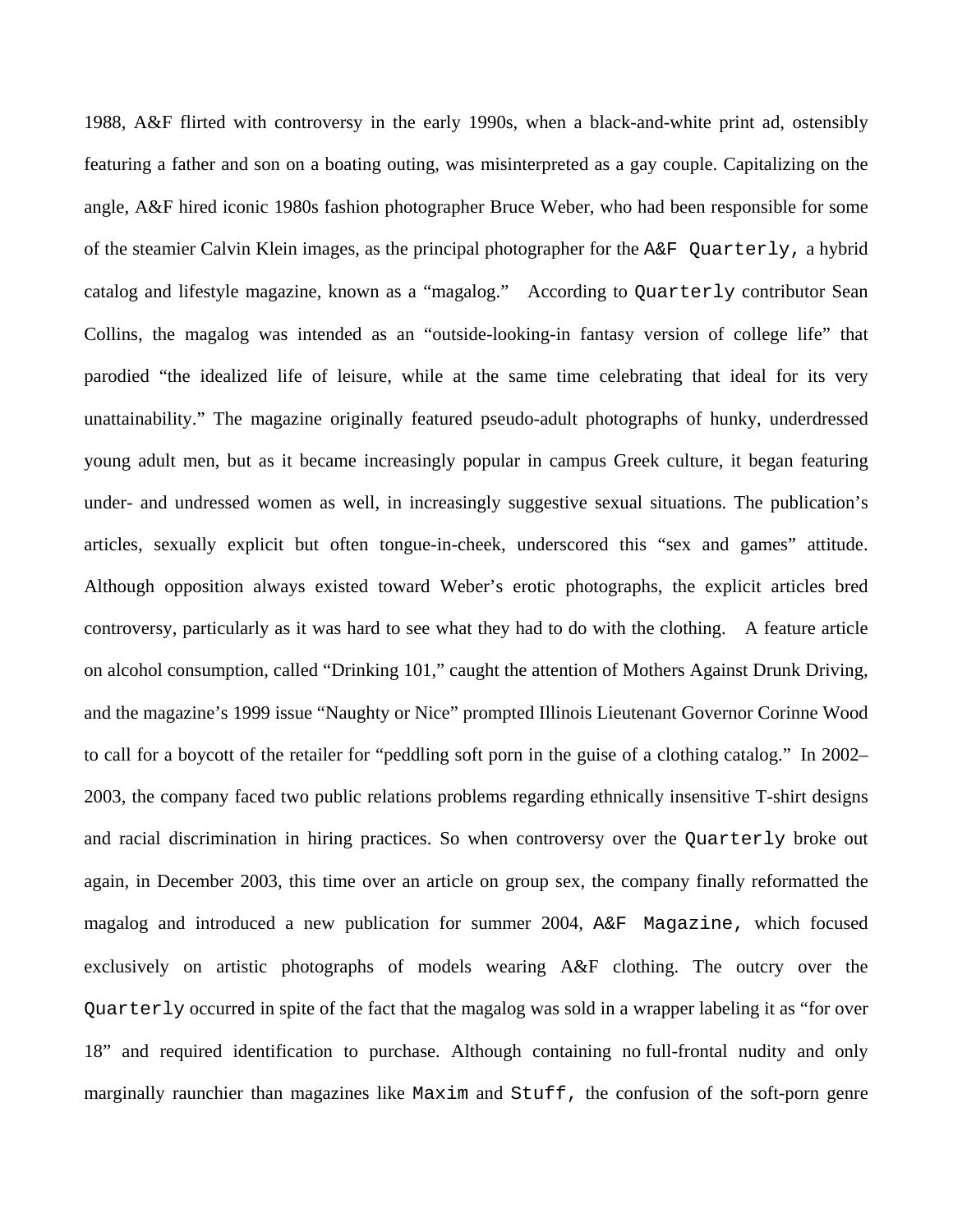1988, A&F flirted with controversy in the early 1990s, when a black-and-white print ad, ostensibly featuring a father and son on a boating outing, was misinterpreted as a gay couple. Capitalizing on the angle, A&F hired iconic 1980s fashion photographer Bruce Weber, who had been responsible for some of the steamier Calvin Klein images, as the principal photographer for the *A&F Quarterly,* a hybrid catalog and lifestyle magazine, known as a "magalog." According to *Quarterly* contributor Sean Collins, the magalog was intended as an "outside-looking-in fantasy version of college life" that parodied "the idealized life of leisure, while at the same time celebrating that ideal for its very unattainability." The magazine originally featured pseudo-adult photographs of hunky, underdressed young adult men, but as it became increasingly popular in campus Greek culture, it began featuring under- and undressed women as well, in increasingly suggestive sexual situations. The publication's articles, sexually explicit but often tongue-in-cheek, underscored this "sex and games" attitude. Although opposition always existed toward Weber's erotic photographs, the explicit articles bred controversy, particularly as it was hard to see what they had to do with the clothing. A feature article on alcohol consumption, called "Drinking 101," caught the attention of Mothers Against Drunk Driving, and the magazine's 1999 issue "Naughty or Nice" prompted Illinois Lieutenant Governor Corinne Wood to call for a boycott of the retailer for "peddling soft porn in the guise of a clothing catalog." In 2002–2003, the company faced two public relations problems regarding ethnically insensitive T-shirt designs and racial discrimination in hiring practices. So when controversy over the *Quarterly* broke out again, in December 2003, this time over an article on group sex, the company finally reformatted the magalog and introduced a new publication for summer 2004, *A&F Magazine,* which focused exclusively on artistic photographs of models wearing A&F clothing. The outcry over the *Quarterly* occurred in spite of the fact that the magalog was sold in a wrapper labeling it as "for over 18" and required identification to purchase. Although containing no full-frontal nudity and only marginally raunchier than magazines like *Maxim* and *Stuff,* the confusion of the soft-porn genre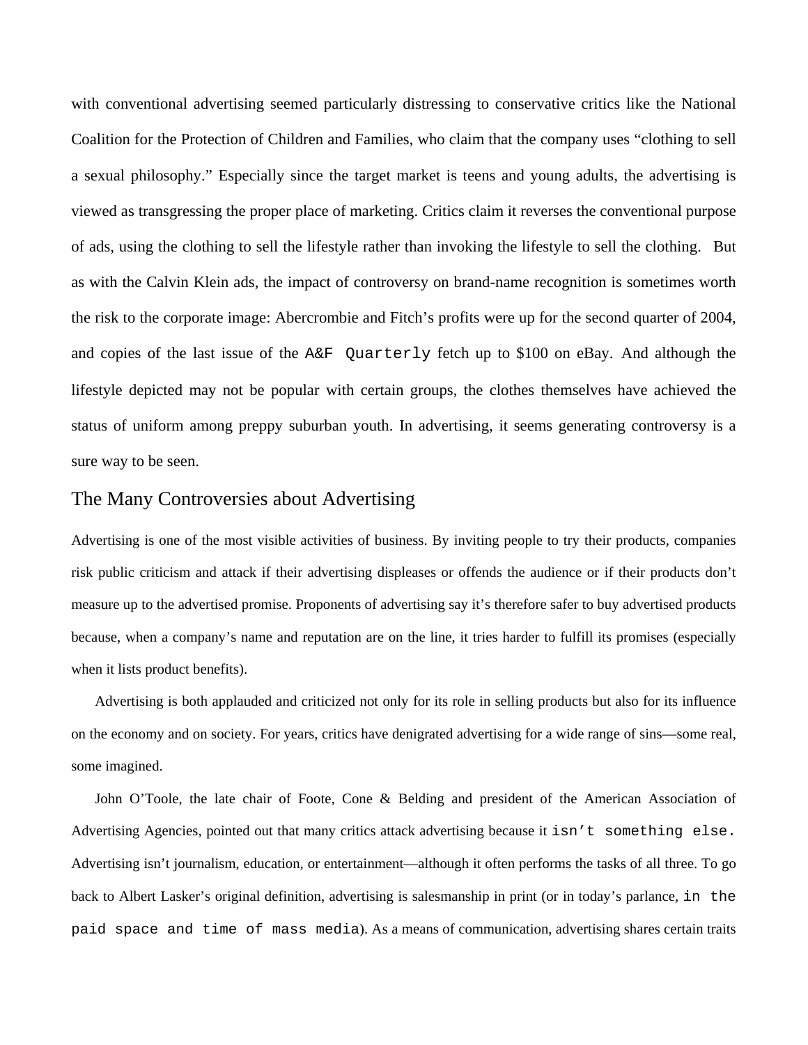with conventional advertising seemed particularly distressing to conservative critics like the National Coalition for the Protection of Children and Families, who claim that the company uses "clothing to sell a sexual philosophy." Especially since the target market is teens and young adults, the advertising is viewed as transgressing the proper place of marketing. Critics claim it reverses the conventional purpose of ads, using the clothing to sell the lifestyle rather than invoking the lifestyle to sell the clothing. But as with the Calvin Klein ads, the impact of controversy on brand-name recognition is sometimes worth the risk to the corporate image: Abercrombie and Fitch's profits were up for the second quarter of 2004, and copies of the last issue of the *A&F Quarterly* fetch up to $100 on eBay. And although the lifestyle depicted may not be popular with certain groups, the clothes themselves have achieved the status of uniform among preppy suburban youth. In advertising, it seems generating controversy is a sure way to be seen.

## The Many Controversies about Advertising

Advertising is one of the most visible activities of business. By inviting people to try their products, companies risk public criticism and attack if their advertising displeases or offends the audience or if their products don't measure up to the advertised promise. Proponents of advertising say it's therefore safer to buy advertised products because, when a company's name and reputation are on the line, it tries harder to fulfill its promises (especially when it lists product benefits).

Advertising is both applauded and criticized not only for its role in selling products but also for its influence on the economy and on society. For years, critics have denigrated advertising for a wide range of sins—some real, some imagined.

John O'Toole, the late chair of Foote, Cone & Belding and president of the American Association of Advertising Agencies, pointed out that many critics attack advertising because it *isn't something else.* Advertising isn't journalism, education, or entertainment—although it often performs the tasks of all three. To go back to Albert Lasker's original definition, advertising is salesmanship in print (or in today's parlance, *in the paid space and time of mass media*). As a means of communication, advertising shares certain traits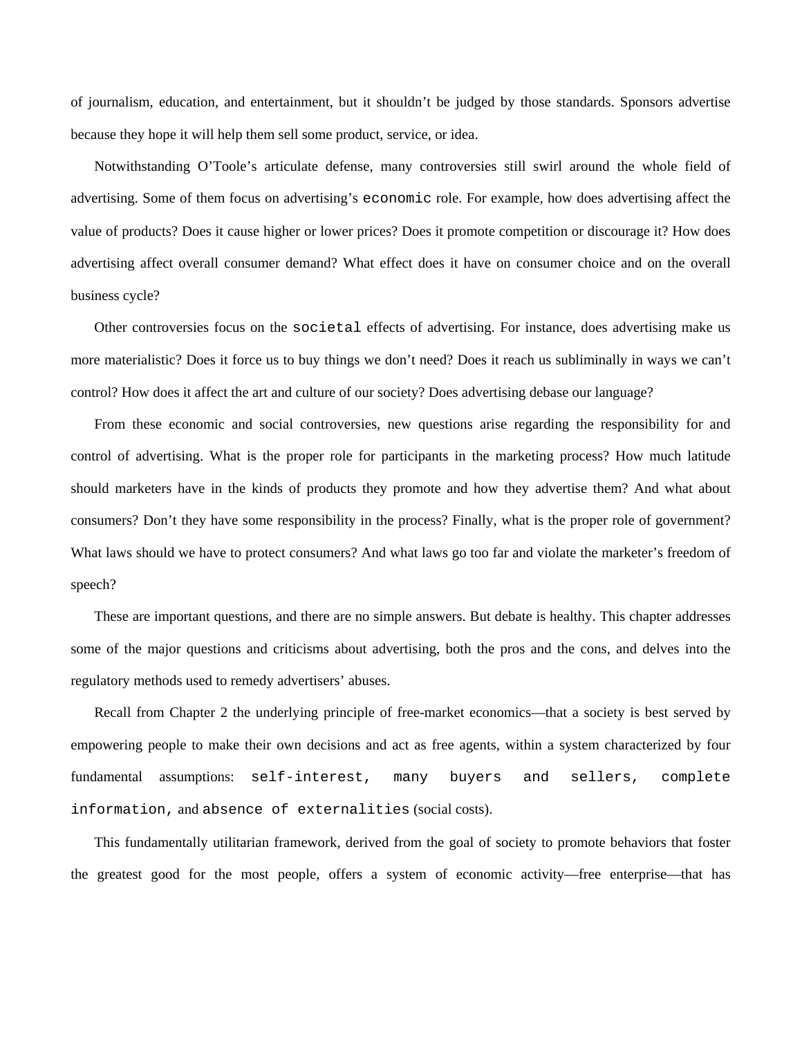of journalism, education, and entertainment, but it shouldn't be judged by those standards. Sponsors advertise because they hope it will help them sell some product, service, or idea.

Notwithstanding O'Toole's articulate defense, many controversies still swirl around the whole field of advertising. Some of them focus on advertising's `economic` role. For example, how does advertising affect the value of products? Does it cause higher or lower prices? Does it promote competition or discourage it? How does advertising affect overall consumer demand? What effect does it have on consumer choice and on the overall business cycle?

Other controversies focus on the `societal` effects of advertising. For instance, does advertising make us more materialistic? Does it force us to buy things we don't need? Does it reach us subliminally in ways we can't control? How does it affect the art and culture of our society? Does advertising debase our language?

From these economic and social controversies, new questions arise regarding the responsibility for and control of advertising. What is the proper role for participants in the marketing process? How much latitude should marketers have in the kinds of products they promote and how they advertise them? And what about consumers? Don't they have some responsibility in the process? Finally, what is the proper role of government? What laws should we have to protect consumers? And what laws go too far and violate the marketer's freedom of speech?

These are important questions, and there are no simple answers. But debate is healthy. This chapter addresses some of the major questions and criticisms about advertising, both the pros and the cons, and delves into the regulatory methods used to remedy advertisers' abuses.

Recall from Chapter 2 the underlying principle of free-market economics—that a society is best served by empowering people to make their own decisions and act as free agents, within a system characterized by four fundamental assumptions: `self-interest, many buyers and sellers, complete information,` and `absence of externalities` (social costs).

This fundamentally utilitarian framework, derived from the goal of society to promote behaviors that foster the greatest good for the most people, offers a system of economic activity—free enterprise—that has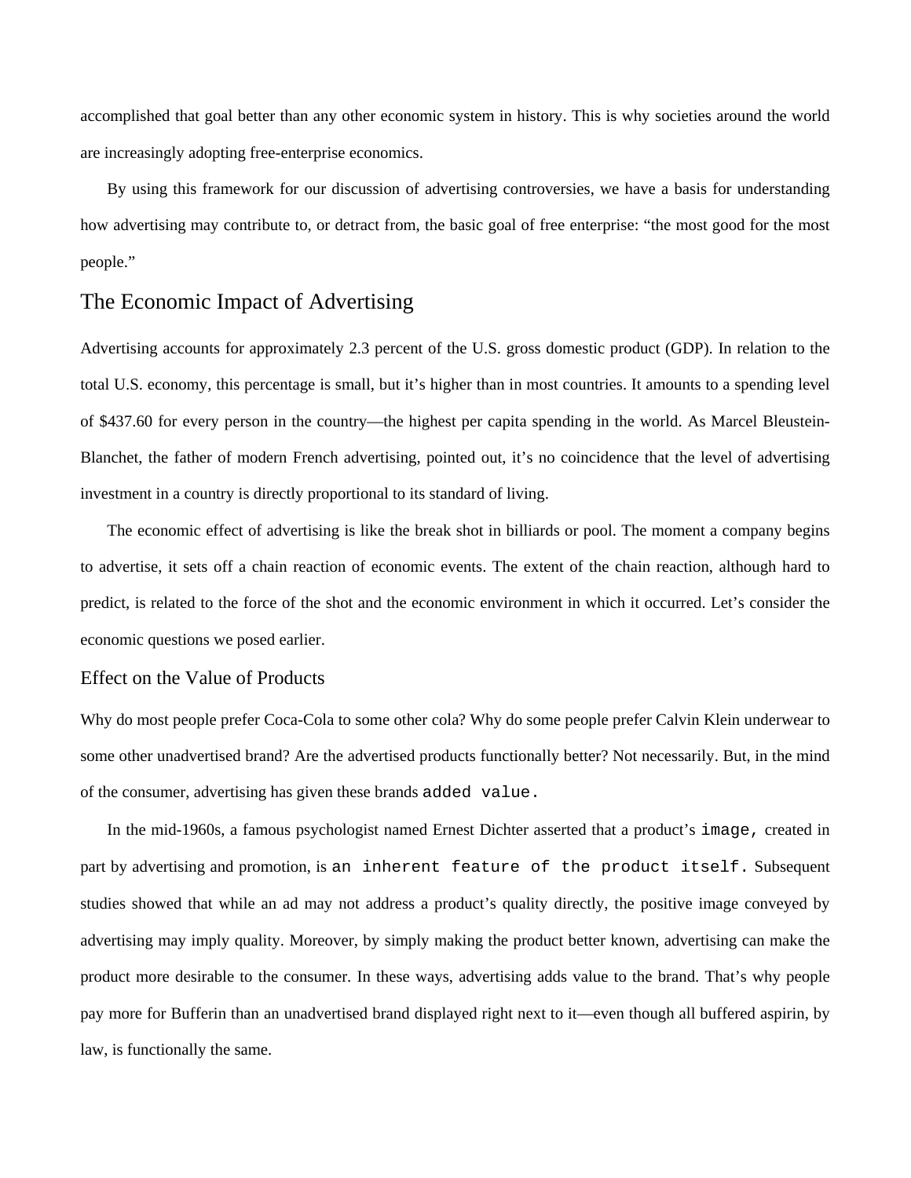accomplished that goal better than any other economic system in history. This is why societies around the world are increasingly adopting free-enterprise economics.

By using this framework for our discussion of advertising controversies, we have a basis for understanding how advertising may contribute to, or detract from, the basic goal of free enterprise: "the most good for the most people."

## The Economic Impact of Advertising

Advertising accounts for approximately 2.3 percent of the U.S. gross domestic product (GDP). In relation to the total U.S. economy, this percentage is small, but it's higher than in most countries. It amounts to a spending level of $437.60 for every person in the country—the highest per capita spending in the world. As Marcel Bleustein-Blanchet, the father of modern French advertising, pointed out, it's no coincidence that the level of advertising investment in a country is directly proportional to its standard of living.

The economic effect of advertising is like the break shot in billiards or pool. The moment a company begins to advertise, it sets off a chain reaction of economic events. The extent of the chain reaction, although hard to predict, is related to the force of the shot and the economic environment in which it occurred. Let's consider the economic questions we posed earlier.

### Effect on the Value of Products

Why do most people prefer Coca-Cola to some other cola? Why do some people prefer Calvin Klein underwear to some other unadvertised brand? Are the advertised products functionally better? Not necessarily. But, in the mind of the consumer, advertising has given these brands `added value.`

In the mid-1960s, a famous psychologist named Ernest Dichter asserted that a product's `image,` created in part by advertising and promotion, is `an inherent feature of the product itself.` Subsequent studies showed that while an ad may not address a product's quality directly, the positive image conveyed by advertising may imply quality. Moreover, by simply making the product better known, advertising can make the product more desirable to the consumer. In these ways, advertising adds value to the brand. That's why people pay more for Bufferin than an unadvertised brand displayed right next to it—even though all buffered aspirin, by law, is functionally the same.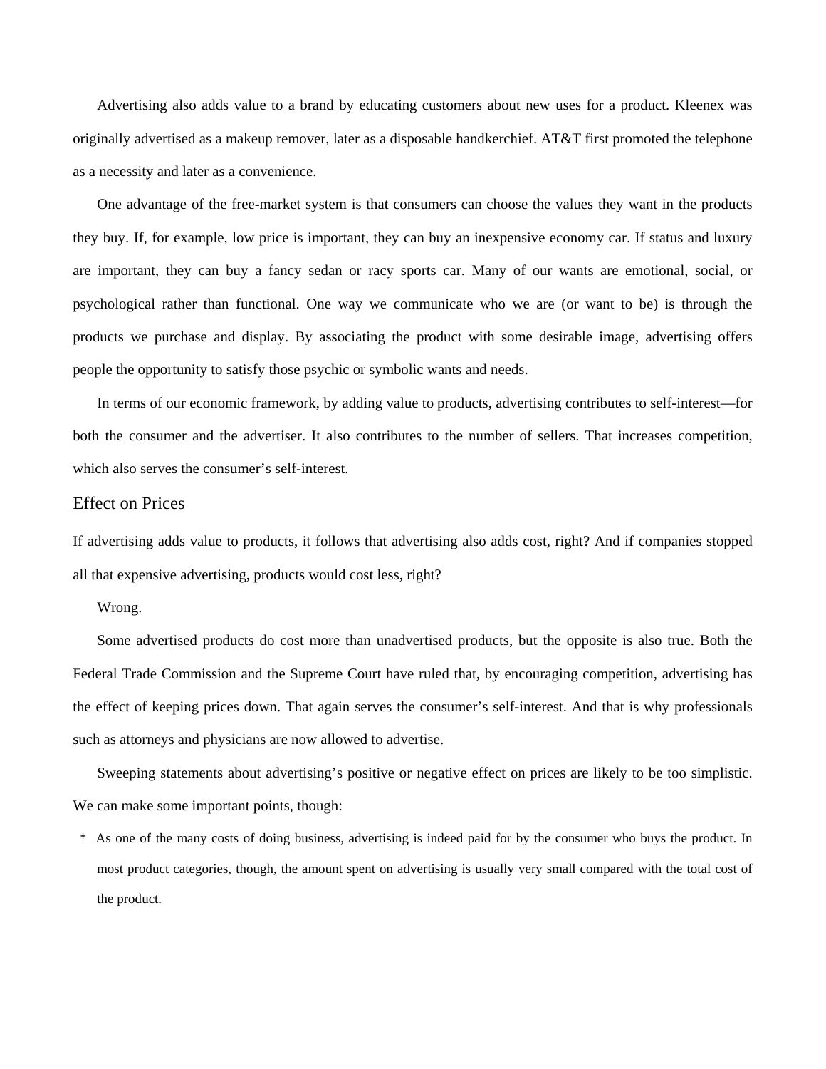Advertising also adds value to a brand by educating customers about new uses for a product. Kleenex was originally advertised as a makeup remover, later as a disposable handkerchief. AT&T first promoted the telephone as a necessity and later as a convenience.

One advantage of the free-market system is that consumers can choose the values they want in the products they buy. If, for example, low price is important, they can buy an inexpensive economy car. If status and luxury are important, they can buy a fancy sedan or racy sports car. Many of our wants are emotional, social, or psychological rather than functional. One way we communicate who we are (or want to be) is through the products we purchase and display. By associating the product with some desirable image, advertising offers people the opportunity to satisfy those psychic or symbolic wants and needs.

In terms of our economic framework, by adding value to products, advertising contributes to self-interest—for both the consumer and the advertiser. It also contributes to the number of sellers. That increases competition, which also serves the consumer's self-interest.

## Effect on Prices

If advertising adds value to products, it follows that advertising also adds cost, right? And if companies stopped all that expensive advertising, products would cost less, right?

Wrong.

Some advertised products do cost more than unadvertised products, but the opposite is also true. Both the Federal Trade Commission and the Supreme Court have ruled that, by encouraging competition, advertising has the effect of keeping prices down. That again serves the consumer's self-interest. And that is why professionals such as attorneys and physicians are now allowed to advertise.

Sweeping statements about advertising's positive or negative effect on prices are likely to be too simplistic. We can make some important points, though:

* As one of the many costs of doing business, advertising is indeed paid for by the consumer who buys the product. In most product categories, though, the amount spent on advertising is usually very small compared with the total cost of the product.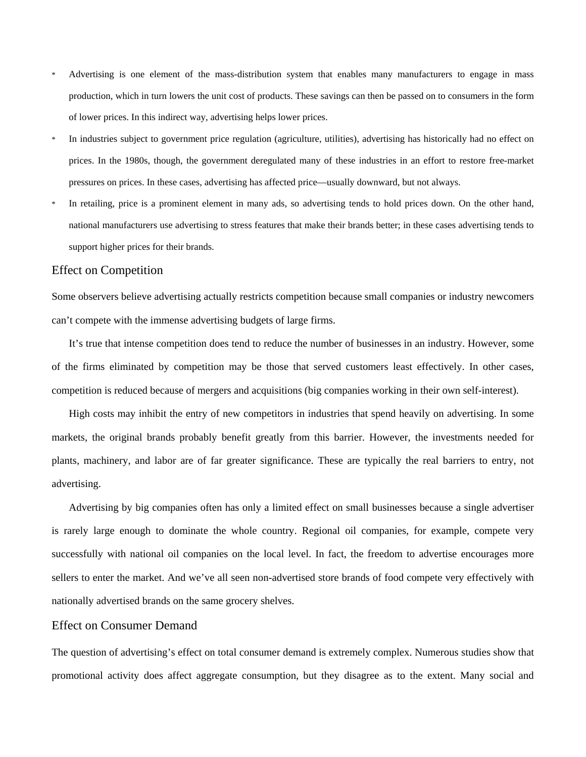* Advertising is one element of the mass-distribution system that enables many manufacturers to engage in mass production, which in turn lowers the unit cost of products. These savings can then be passed on to consumers in the form of lower prices. In this indirect way, advertising helps lower prices.
* In industries subject to government price regulation (agriculture, utilities), advertising has historically had no effect on prices. In the 1980s, though, the government deregulated many of these industries in an effort to restore free-market pressures on prices. In these cases, advertising has affected price—usually downward, but not always.
* In retailing, price is a prominent element in many ads, so advertising tends to hold prices down. On the other hand, national manufacturers use advertising to stress features that make their brands better; in these cases advertising tends to support higher prices for their brands.

## Effect on Competition

Some observers believe advertising actually restricts competition because small companies or industry newcomers can't compete with the immense advertising budgets of large firms.

It's true that intense competition does tend to reduce the number of businesses in an industry. However, some of the firms eliminated by competition may be those that served customers least effectively. In other cases, competition is reduced because of mergers and acquisitions (big companies working in their own self-interest).

High costs may inhibit the entry of new competitors in industries that spend heavily on advertising. In some markets, the original brands probably benefit greatly from this barrier. However, the investments needed for plants, machinery, and labor are of far greater significance. These are typically the real barriers to entry, not advertising.

Advertising by big companies often has only a limited effect on small businesses because a single advertiser is rarely large enough to dominate the whole country. Regional oil companies, for example, compete very successfully with national oil companies on the local level. In fact, the freedom to advertise encourages more sellers to enter the market. And we've all seen non-advertised store brands of food compete very effectively with nationally advertised brands on the same grocery shelves.

## Effect on Consumer Demand

The question of advertising's effect on total consumer demand is extremely complex. Numerous studies show that promotional activity does affect aggregate consumption, but they disagree as to the extent. Many social and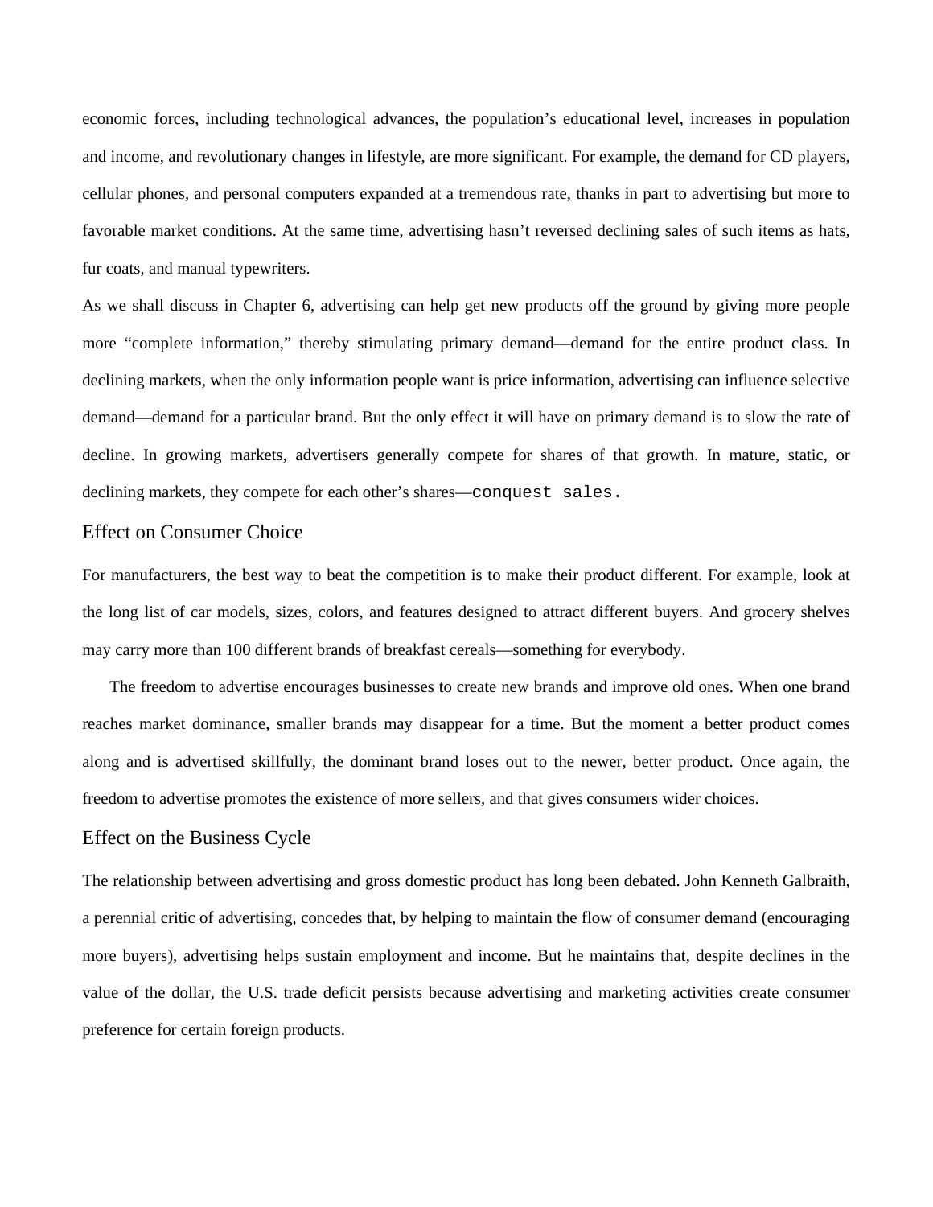economic forces, including technological advances, the population's educational level, increases in population and income, and revolutionary changes in lifestyle, are more significant. For example, the demand for CD players, cellular phones, and personal computers expanded at a tremendous rate, thanks in part to advertising but more to favorable market conditions. At the same time, advertising hasn't reversed declining sales of such items as hats, fur coats, and manual typewriters.

As we shall discuss in Chapter 6, advertising can help get new products off the ground by giving more people more "complete information," thereby stimulating primary demand—demand for the entire product class. In declining markets, when the only information people want is price information, advertising can influence selective demand—demand for a particular brand. But the only effect it will have on primary demand is to slow the rate of decline. In growing markets, advertisers generally compete for shares of that growth. In mature, static, or declining markets, they compete for each other's shares—conquest sales.

## Effect on Consumer Choice

For manufacturers, the best way to beat the competition is to make their product different. For example, look at the long list of car models, sizes, colors, and features designed to attract different buyers. And grocery shelves may carry more than 100 different brands of breakfast cereals—something for everybody.

The freedom to advertise encourages businesses to create new brands and improve old ones. When one brand reaches market dominance, smaller brands may disappear for a time. But the moment a better product comes along and is advertised skillfully, the dominant brand loses out to the newer, better product. Once again, the freedom to advertise promotes the existence of more sellers, and that gives consumers wider choices.

## Effect on the Business Cycle

The relationship between advertising and gross domestic product has long been debated. John Kenneth Galbraith, a perennial critic of advertising, concedes that, by helping to maintain the flow of consumer demand (encouraging more buyers), advertising helps sustain employment and income. But he maintains that, despite declines in the value of the dollar, the U.S. trade deficit persists because advertising and marketing activities create consumer preference for certain foreign products.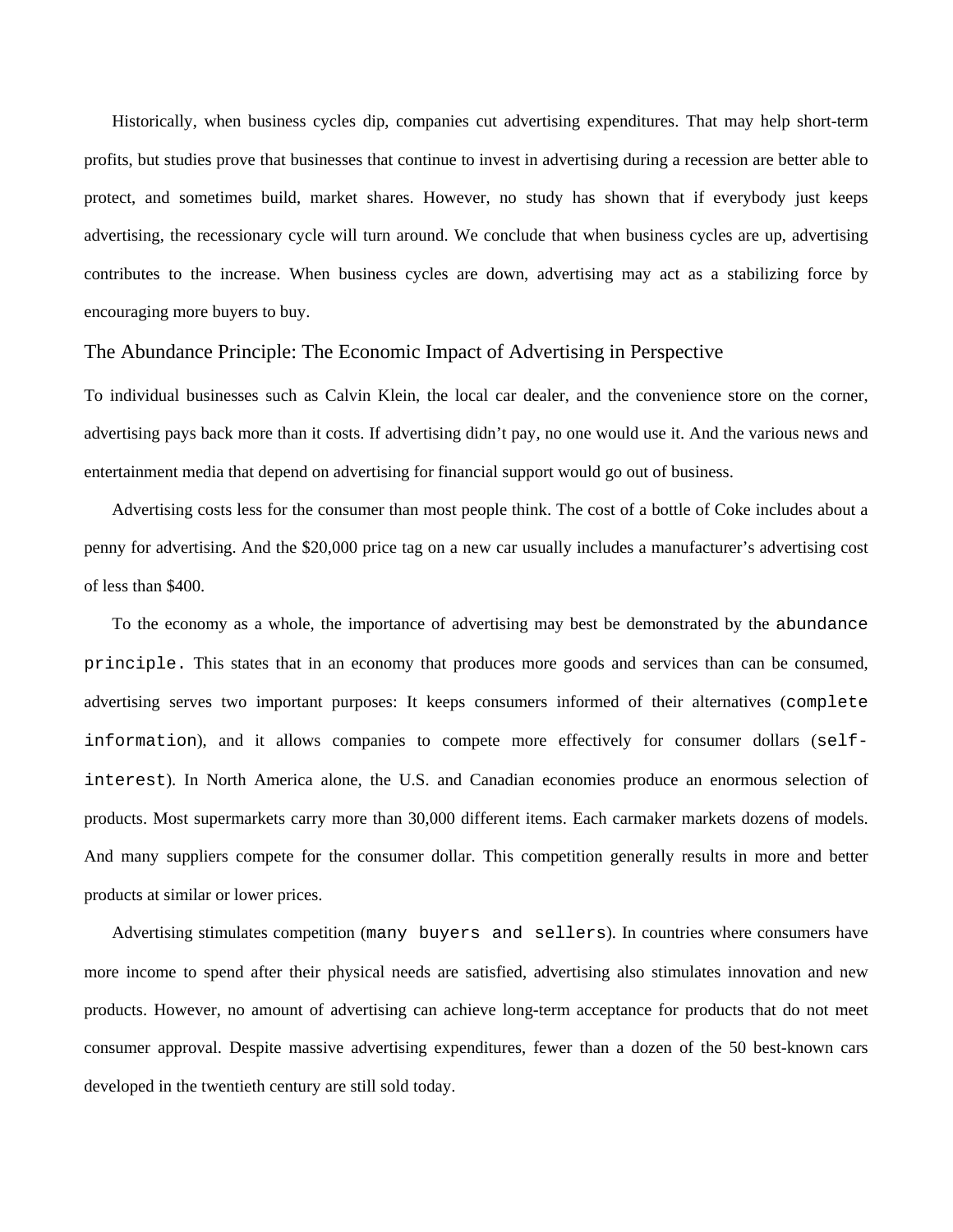Historically, when business cycles dip, companies cut advertising expenditures. That may help short-term profits, but studies prove that businesses that continue to invest in advertising during a recession are better able to protect, and sometimes build, market shares. However, no study has shown that if everybody just keeps advertising, the recessionary cycle will turn around. We conclude that when business cycles are up, advertising contributes to the increase. When business cycles are down, advertising may act as a stabilizing force by encouraging more buyers to buy.

## The Abundance Principle: The Economic Impact of Advertising in Perspective

To individual businesses such as Calvin Klein, the local car dealer, and the convenience store on the corner, advertising pays back more than it costs. If advertising didn't pay, no one would use it. And the various news and entertainment media that depend on advertising for financial support would go out of business.

Advertising costs less for the consumer than most people think. The cost of a bottle of Coke includes about a penny for advertising. And the $20,000 price tag on a new car usually includes a manufacturer's advertising cost of less than $400.

To the economy as a whole, the importance of advertising may best be demonstrated by the `abundance principle.` This states that in an economy that produces more goods and services than can be consumed, advertising serves two important purposes: It keeps consumers informed of their alternatives (`complete information`), and it allows companies to compete more effectively for consumer dollars (`self-interest`). In North America alone, the U.S. and Canadian economies produce an enormous selection of products. Most supermarkets carry more than 30,000 different items. Each carmaker markets dozens of models. And many suppliers compete for the consumer dollar. This competition generally results in more and better products at similar or lower prices.

Advertising stimulates competition (`many buyers and sellers`). In countries where consumers have more income to spend after their physical needs are satisfied, advertising also stimulates innovation and new products. However, no amount of advertising can achieve long-term acceptance for products that do not meet consumer approval. Despite massive advertising expenditures, fewer than a dozen of the 50 best-known cars developed in the twentieth century are still sold today.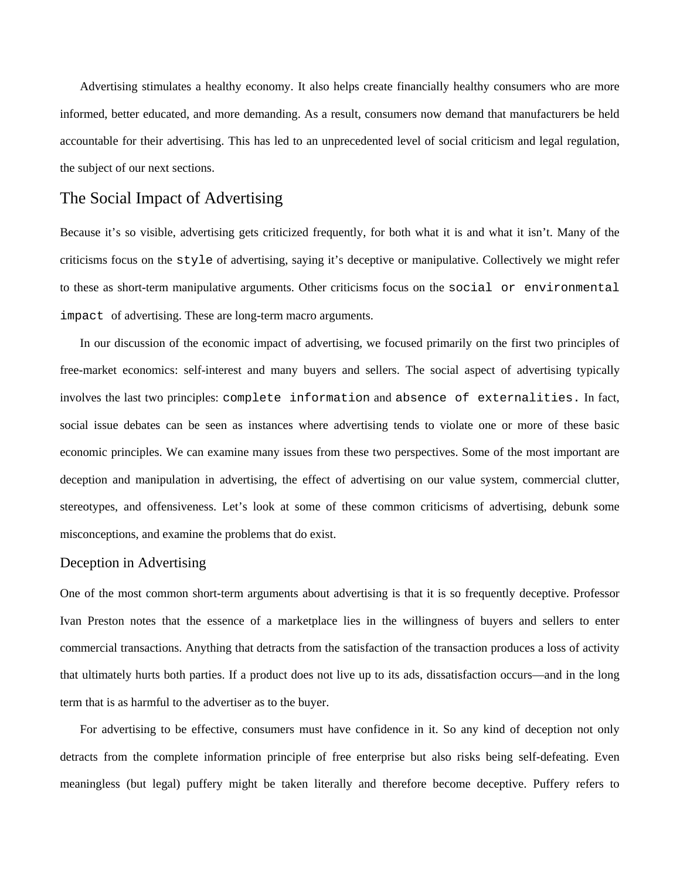Advertising stimulates a healthy economy. It also helps create financially healthy consumers who are more informed, better educated, and more demanding. As a result, consumers now demand that manufacturers be held accountable for their advertising. This has led to an unprecedented level of social criticism and legal regulation, the subject of our next sections.

## The Social Impact of Advertising

Because it's so visible, advertising gets criticized frequently, for both what it is and what it isn't. Many of the criticisms focus on the `style` of advertising, saying it's deceptive or manipulative. Collectively we might refer to these as short-term manipulative arguments. Other criticisms focus on the `social or environmental impact` of advertising. These are long-term macro arguments.

In our discussion of the economic impact of advertising, we focused primarily on the first two principles of free-market economics: self-interest and many buyers and sellers. The social aspect of advertising typically involves the last two principles: `complete information` and `absence of externalities.` In fact, social issue debates can be seen as instances where advertising tends to violate one or more of these basic economic principles. We can examine many issues from these two perspectives. Some of the most important are deception and manipulation in advertising, the effect of advertising on our value system, commercial clutter, stereotypes, and offensiveness. Let's look at some of these common criticisms of advertising, debunk some misconceptions, and examine the problems that do exist.

### Deception in Advertising

One of the most common short-term arguments about advertising is that it is so frequently deceptive. Professor Ivan Preston notes that the essence of a marketplace lies in the willingness of buyers and sellers to enter commercial transactions. Anything that detracts from the satisfaction of the transaction produces a loss of activity that ultimately hurts both parties. If a product does not live up to its ads, dissatisfaction occurs—and in the long term that is as harmful to the advertiser as to the buyer.

For advertising to be effective, consumers must have confidence in it. So any kind of deception not only detracts from the complete information principle of free enterprise but also risks being self-defeating. Even meaningless (but legal) puffery might be taken literally and therefore become deceptive. Puffery refers to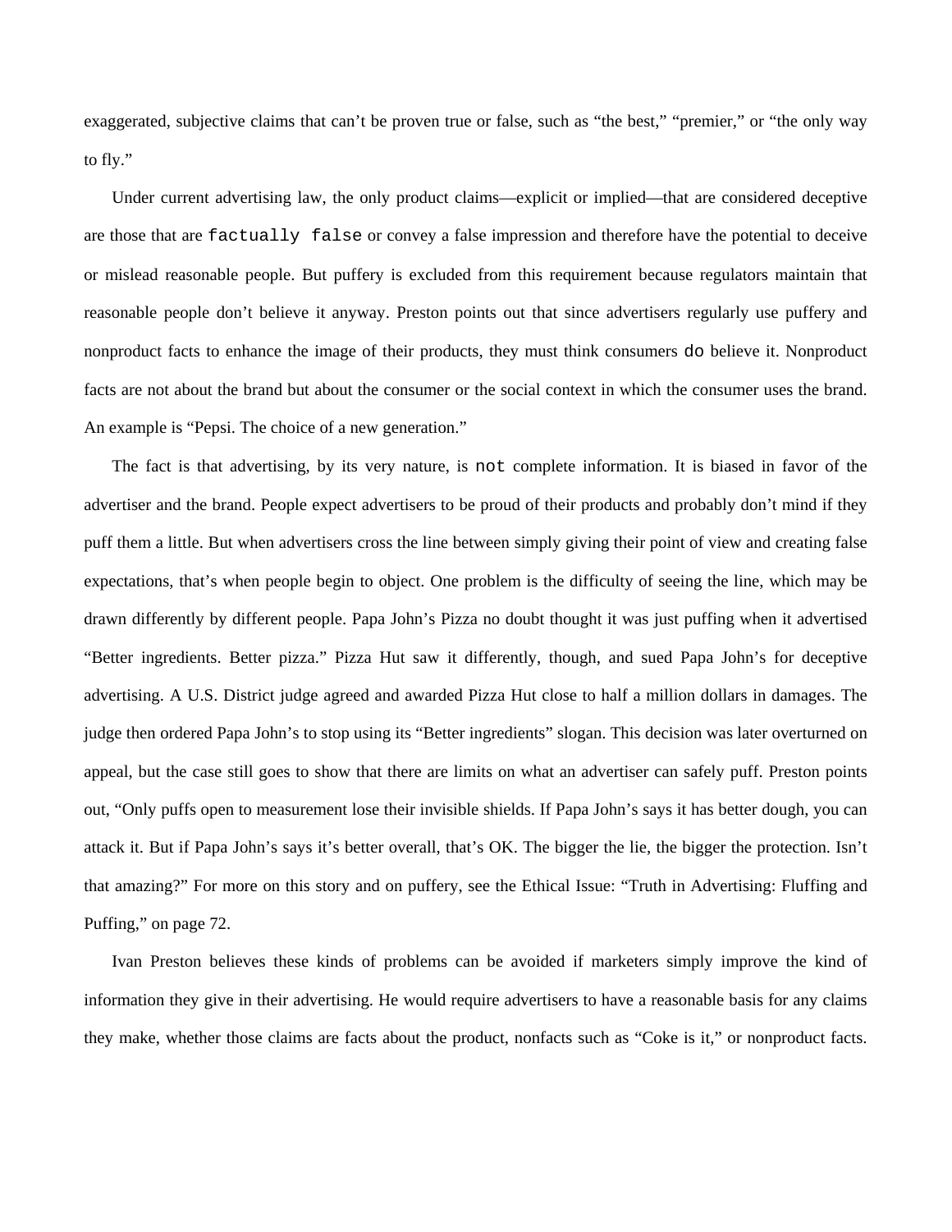exaggerated, subjective claims that can't be proven true or false, such as "the best," "premier," or "the only way to fly."

Under current advertising law, the only product claims—explicit or implied—that are considered deceptive are those that are *factually false* or convey a false impression and therefore have the potential to deceive or mislead reasonable people. But puffery is excluded from this requirement because regulators maintain that reasonable people don't believe it anyway. Preston points out that since advertisers regularly use puffery and nonproduct facts to enhance the image of their products, they must think consumers *do* believe it. Nonproduct facts are not about the brand but about the consumer or the social context in which the consumer uses the brand. An example is "Pepsi. The choice of a new generation."

The fact is that advertising, by its very nature, is *not* complete information. It is biased in favor of the advertiser and the brand. People expect advertisers to be proud of their products and probably don't mind if they puff them a little. But when advertisers cross the line between simply giving their point of view and creating false expectations, that's when people begin to object. One problem is the difficulty of seeing the line, which may be drawn differently by different people. Papa John's Pizza no doubt thought it was just puffing when it advertised "Better ingredients. Better pizza." Pizza Hut saw it differently, though, and sued Papa John's for deceptive advertising. A U.S. District judge agreed and awarded Pizza Hut close to half a million dollars in damages. The judge then ordered Papa John's to stop using its "Better ingredients" slogan. This decision was later overturned on appeal, but the case still goes to show that there are limits on what an advertiser can safely puff. Preston points out, "Only puffs open to measurement lose their invisible shields. If Papa John's says it has better dough, you can attack it. But if Papa John's says it's better overall, that's OK. The bigger the lie, the bigger the protection. Isn't that amazing?" For more on this story and on puffery, see the Ethical Issue: "Truth in Advertising: Fluffing and Puffing," on page 72.

Ivan Preston believes these kinds of problems can be avoided if marketers simply improve the kind of information they give in their advertising. He would require advertisers to have a reasonable basis for any claims they make, whether those claims are facts about the product, nonfacts such as "Coke is it," or nonproduct facts.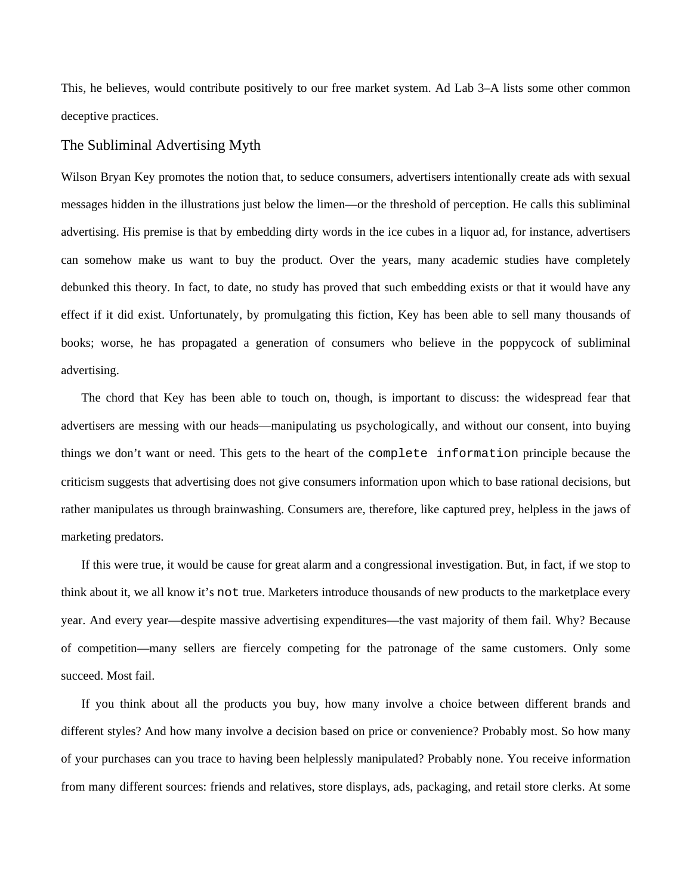This, he believes, would contribute positively to our free market system. Ad Lab 3–A lists some other common deceptive practices.

## The Subliminal Advertising Myth

Wilson Bryan Key promotes the notion that, to seduce consumers, advertisers intentionally create ads with sexual messages hidden in the illustrations just below the limen—or the threshold of perception. He calls this subliminal advertising. His premise is that by embedding dirty words in the ice cubes in a liquor ad, for instance, advertisers can somehow make us want to buy the product. Over the years, many academic studies have completely debunked this theory. In fact, to date, no study has proved that such embedding exists or that it would have any effect if it did exist. Unfortunately, by promulgating this fiction, Key has been able to sell many thousands of books; worse, he has propagated a generation of consumers who believe in the poppycock of subliminal advertising.

The chord that Key has been able to touch on, though, is important to discuss: the widespread fear that advertisers are messing with our heads—manipulating us psychologically, and without our consent, into buying things we don't want or need. This gets to the heart of the `complete information` principle because the criticism suggests that advertising does not give consumers information upon which to base rational decisions, but rather manipulates us through brainwashing. Consumers are, therefore, like captured prey, helpless in the jaws of marketing predators.

If this were true, it would be cause for great alarm and a congressional investigation. But, in fact, if we stop to think about it, we all know it's `not` true. Marketers introduce thousands of new products to the marketplace every year. And every year—despite massive advertising expenditures—the vast majority of them fail. Why? Because of competition—many sellers are fiercely competing for the patronage of the same customers. Only some succeed. Most fail.

If you think about all the products you buy, how many involve a choice between different brands and different styles? And how many involve a decision based on price or convenience? Probably most. So how many of your purchases can you trace to having been helplessly manipulated? Probably none. You receive information from many different sources: friends and relatives, store displays, ads, packaging, and retail store clerks. At some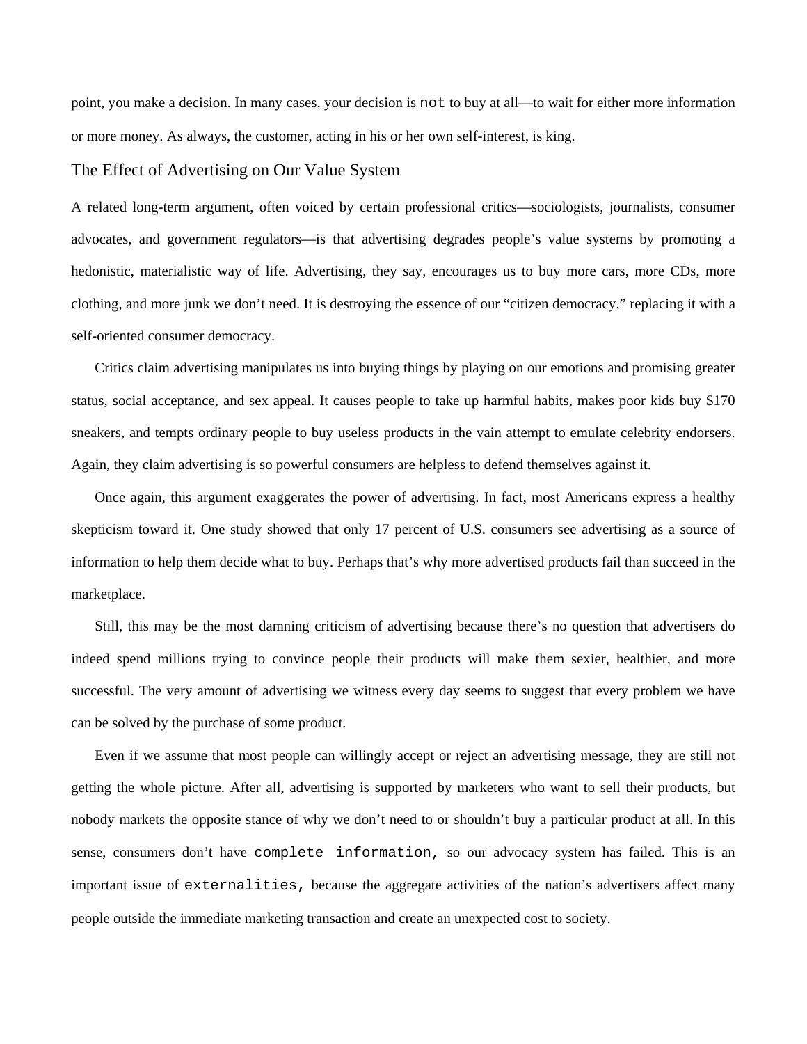point, you make a decision. In many cases, your decision is `not` to buy at all—to wait for either more information or more money. As always, the customer, acting in his or her own self-interest, is king.

## The Effect of Advertising on Our Value System

A related long-term argument, often voiced by certain professional critics—sociologists, journalists, consumer advocates, and government regulators—is that advertising degrades people's value systems by promoting a hedonistic, materialistic way of life. Advertising, they say, encourages us to buy more cars, more CDs, more clothing, and more junk we don't need. It is destroying the essence of our "citizen democracy," replacing it with a self-oriented consumer democracy.

Critics claim advertising manipulates us into buying things by playing on our emotions and promising greater status, social acceptance, and sex appeal. It causes people to take up harmful habits, makes poor kids buy $170 sneakers, and tempts ordinary people to buy useless products in the vain attempt to emulate celebrity endorsers. Again, they claim advertising is so powerful consumers are helpless to defend themselves against it.

Once again, this argument exaggerates the power of advertising. In fact, most Americans express a healthy skepticism toward it. One study showed that only 17 percent of U.S. consumers see advertising as a source of information to help them decide what to buy. Perhaps that's why more advertised products fail than succeed in the marketplace.

Still, this may be the most damning criticism of advertising because there's no question that advertisers do indeed spend millions trying to convince people their products will make them sexier, healthier, and more successful. The very amount of advertising we witness every day seems to suggest that every problem we have can be solved by the purchase of some product.

Even if we assume that most people can willingly accept or reject an advertising message, they are still not getting the whole picture. After all, advertising is supported by marketers who want to sell their products, but nobody markets the opposite stance of why we don't need to or shouldn't buy a particular product at all. In this sense, consumers don't have `complete information,` so our advocacy system has failed. This is an important issue of `externalities,` because the aggregate activities of the nation's advertisers affect many people outside the immediate marketing transaction and create an unexpected cost to society.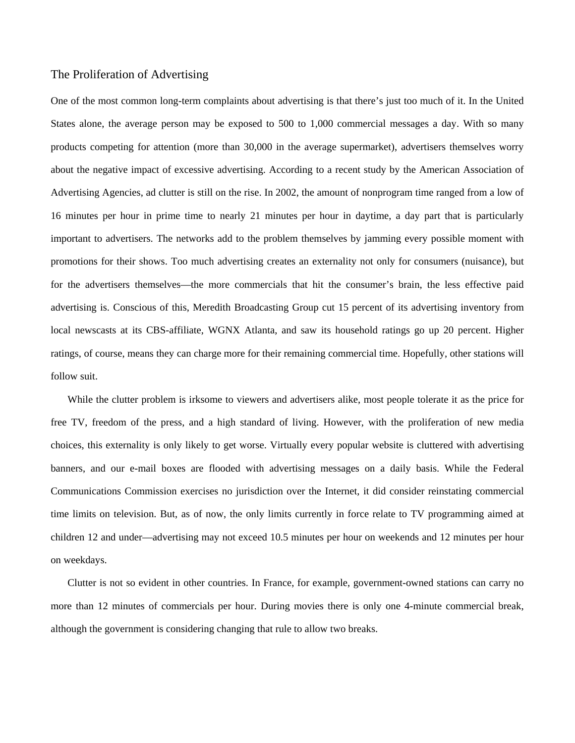## The Proliferation of Advertising

One of the most common long-term complaints about advertising is that there's just too much of it. In the United States alone, the average person may be exposed to 500 to 1,000 commercial messages a day. With so many products competing for attention (more than 30,000 in the average supermarket), advertisers themselves worry about the negative impact of excessive advertising. According to a recent study by the American Association of Advertising Agencies, ad clutter is still on the rise. In 2002, the amount of nonprogram time ranged from a low of 16 minutes per hour in prime time to nearly 21 minutes per hour in daytime, a day part that is particularly important to advertisers. The networks add to the problem themselves by jamming every possible moment with promotions for their shows. Too much advertising creates an externality not only for consumers (nuisance), but for the advertisers themselves—the more commercials that hit the consumer's brain, the less effective paid advertising is. Conscious of this, Meredith Broadcasting Group cut 15 percent of its advertising inventory from local newscasts at its CBS-affiliate, WGNX Atlanta, and saw its household ratings go up 20 percent. Higher ratings, of course, means they can charge more for their remaining commercial time. Hopefully, other stations will follow suit.

While the clutter problem is irksome to viewers and advertisers alike, most people tolerate it as the price for free TV, freedom of the press, and a high standard of living. However, with the proliferation of new media choices, this externality is only likely to get worse. Virtually every popular website is cluttered with advertising banners, and our e-mail boxes are flooded with advertising messages on a daily basis. While the Federal Communications Commission exercises no jurisdiction over the Internet, it did consider reinstating commercial time limits on television. But, as of now, the only limits currently in force relate to TV programming aimed at children 12 and under—advertising may not exceed 10.5 minutes per hour on weekends and 12 minutes per hour on weekdays.

Clutter is not so evident in other countries. In France, for example, government-owned stations can carry no more than 12 minutes of commercials per hour. During movies there is only one 4-minute commercial break, although the government is considering changing that rule to allow two breaks.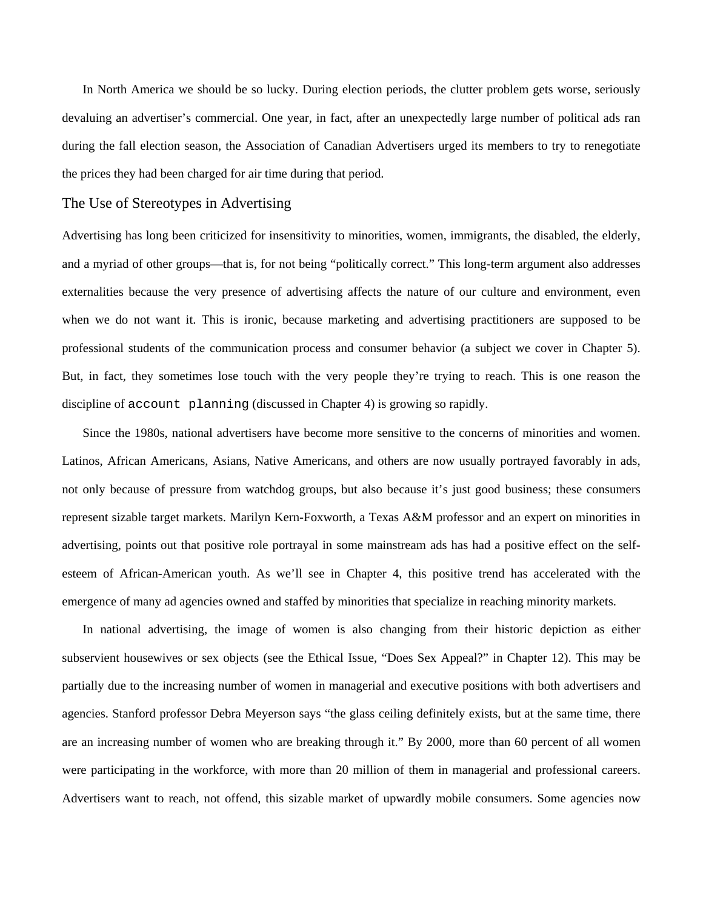In North America we should be so lucky. During election periods, the clutter problem gets worse, seriously devaluing an advertiser's commercial. One year, in fact, after an unexpectedly large number of political ads ran during the fall election season, the Association of Canadian Advertisers urged its members to try to renegotiate the prices they had been charged for air time during that period.

## The Use of Stereotypes in Advertising

Advertising has long been criticized for insensitivity to minorities, women, immigrants, the disabled, the elderly, and a myriad of other groups—that is, for not being "politically correct." This long-term argument also addresses externalities because the very presence of advertising affects the nature of our culture and environment, even when we do not want it. This is ironic, because marketing and advertising practitioners are supposed to be professional students of the communication process and consumer behavior (a subject we cover in Chapter 5). But, in fact, they sometimes lose touch with the very people they're trying to reach. This is one reason the discipline of `account planning` (discussed in Chapter 4) is growing so rapidly.

Since the 1980s, national advertisers have become more sensitive to the concerns of minorities and women. Latinos, African Americans, Asians, Native Americans, and others are now usually portrayed favorably in ads, not only because of pressure from watchdog groups, but also because it's just good business; these consumers represent sizable target markets. Marilyn Kern-Foxworth, a Texas A&M professor and an expert on minorities in advertising, points out that positive role portrayal in some mainstream ads has had a positive effect on the self-esteem of African-American youth. As we'll see in Chapter 4, this positive trend has accelerated with the emergence of many ad agencies owned and staffed by minorities that specialize in reaching minority markets.

In national advertising, the image of women is also changing from their historic depiction as either subservient housewives or sex objects (see the Ethical Issue, "Does Sex Appeal?" in Chapter 12). This may be partially due to the increasing number of women in managerial and executive positions with both advertisers and agencies. Stanford professor Debra Meyerson says "the glass ceiling definitely exists, but at the same time, there are an increasing number of women who are breaking through it." By 2000, more than 60 percent of all women were participating in the workforce, with more than 20 million of them in managerial and professional careers. Advertisers want to reach, not offend, this sizable market of upwardly mobile consumers. Some agencies now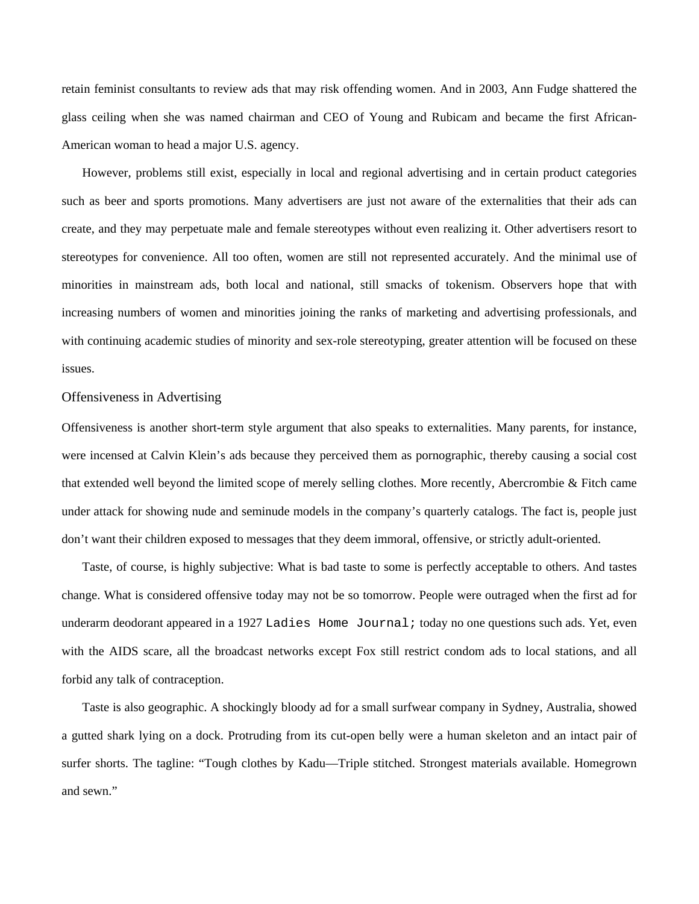retain feminist consultants to review ads that may risk offending women. And in 2003, Ann Fudge shattered the glass ceiling when she was named chairman and CEO of Young and Rubicam and became the first African-American woman to head a major U.S. agency.

However, problems still exist, especially in local and regional advertising and in certain product categories such as beer and sports promotions. Many advertisers are just not aware of the externalities that their ads can create, and they may perpetuate male and female stereotypes without even realizing it. Other advertisers resort to stereotypes for convenience. All too often, women are still not represented accurately. And the minimal use of minorities in mainstream ads, both local and national, still smacks of tokenism. Observers hope that with increasing numbers of women and minorities joining the ranks of marketing and advertising professionals, and with continuing academic studies of minority and sex-role stereotyping, greater attention will be focused on these issues.

## Offensiveness in Advertising

Offensiveness is another short-term style argument that also speaks to externalities. Many parents, for instance, were incensed at Calvin Klein's ads because they perceived them as pornographic, thereby causing a social cost that extended well beyond the limited scope of merely selling clothes. More recently, Abercrombie & Fitch came under attack for showing nude and seminude models in the company's quarterly catalogs. The fact is, people just don't want their children exposed to messages that they deem immoral, offensive, or strictly adult-oriented.

Taste, of course, is highly subjective: What is bad taste to some is perfectly acceptable to others. And tastes change. What is considered offensive today may not be so tomorrow. People were outraged when the first ad for underarm deodorant appeared in a 1927 *Ladies Home Journal;* today no one questions such ads. Yet, even with the AIDS scare, all the broadcast networks except Fox still restrict condom ads to local stations, and all forbid any talk of contraception.

Taste is also geographic. A shockingly bloody ad for a small surfwear company in Sydney, Australia, showed a gutted shark lying on a dock. Protruding from its cut-open belly were a human skeleton and an intact pair of surfer shorts. The tagline: "Tough clothes by Kadu—Triple stitched. Strongest materials available. Homegrown and sewn."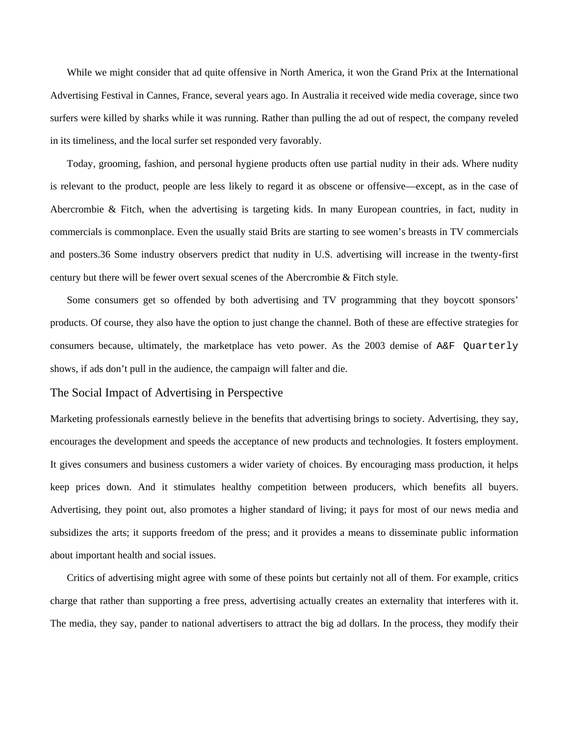While we might consider that ad quite offensive in North America, it won the Grand Prix at the International Advertising Festival in Cannes, France, several years ago. In Australia it received wide media coverage, since two surfers were killed by sharks while it was running. Rather than pulling the ad out of respect, the company reveled in its timeliness, and the local surfer set responded very favorably.

Today, grooming, fashion, and personal hygiene products often use partial nudity in their ads. Where nudity is relevant to the product, people are less likely to regard it as obscene or offensive—except, as in the case of Abercrombie & Fitch, when the advertising is targeting kids. In many European countries, in fact, nudity in commercials is commonplace. Even the usually staid Brits are starting to see women's breasts in TV commercials and posters.36 Some industry observers predict that nudity in U.S. advertising will increase in the twenty-first century but there will be fewer overt sexual scenes of the Abercrombie & Fitch style.

Some consumers get so offended by both advertising and TV programming that they boycott sponsors' products. Of course, they also have the option to just change the channel. Both of these are effective strategies for consumers because, ultimately, the marketplace has veto power. As the 2003 demise of `A&F Quarterly` shows, if ads don't pull in the audience, the campaign will falter and die.

## The Social Impact of Advertising in Perspective

Marketing professionals earnestly believe in the benefits that advertising brings to society. Advertising, they say, encourages the development and speeds the acceptance of new products and technologies. It fosters employment. It gives consumers and business customers a wider variety of choices. By encouraging mass production, it helps keep prices down. And it stimulates healthy competition between producers, which benefits all buyers. Advertising, they point out, also promotes a higher standard of living; it pays for most of our news media and subsidizes the arts; it supports freedom of the press; and it provides a means to disseminate public information about important health and social issues.

Critics of advertising might agree with some of these points but certainly not all of them. For example, critics charge that rather than supporting a free press, advertising actually creates an externality that interferes with it. The media, they say, pander to national advertisers to attract the big ad dollars. In the process, they modify their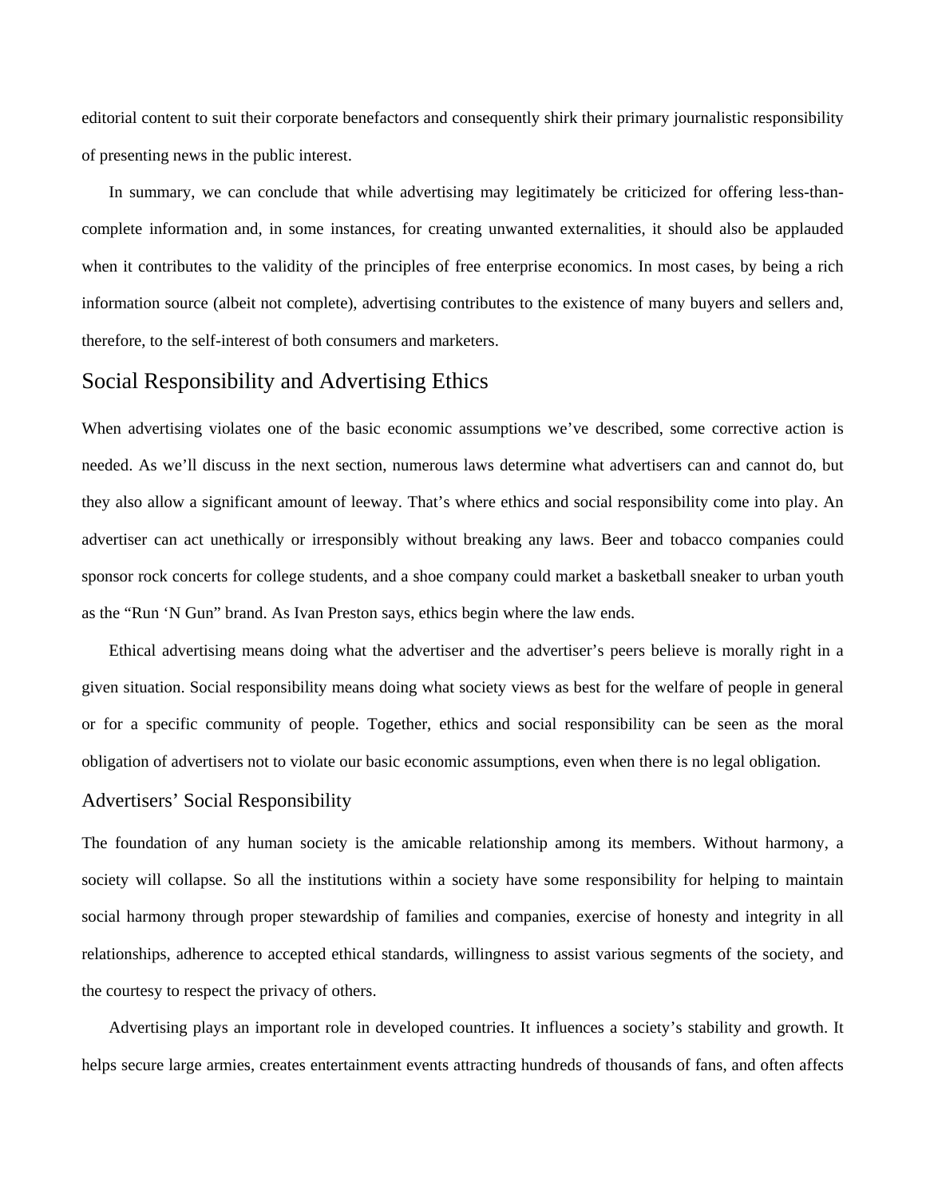editorial content to suit their corporate benefactors and consequently shirk their primary journalistic responsibility of presenting news in the public interest.

In summary, we can conclude that while advertising may legitimately be criticized for offering less-than-complete information and, in some instances, for creating unwanted externalities, it should also be applauded when it contributes to the validity of the principles of free enterprise economics. In most cases, by being a rich information source (albeit not complete), advertising contributes to the existence of many buyers and sellers and, therefore, to the self-interest of both consumers and marketers.

## Social Responsibility and Advertising Ethics

When advertising violates one of the basic economic assumptions we've described, some corrective action is needed. As we'll discuss in the next section, numerous laws determine what advertisers can and cannot do, but they also allow a significant amount of leeway. That's where ethics and social responsibility come into play. An advertiser can act unethically or irresponsibly without breaking any laws. Beer and tobacco companies could sponsor rock concerts for college students, and a shoe company could market a basketball sneaker to urban youth as the "Run 'N Gun" brand. As Ivan Preston says, ethics begin where the law ends.

Ethical advertising means doing what the advertiser and the advertiser's peers believe is morally right in a given situation. Social responsibility means doing what society views as best for the welfare of people in general or for a specific community of people. Together, ethics and social responsibility can be seen as the moral obligation of advertisers not to violate our basic economic assumptions, even when there is no legal obligation.

### Advertisers' Social Responsibility

The foundation of any human society is the amicable relationship among its members. Without harmony, a society will collapse. So all the institutions within a society have some responsibility for helping to maintain social harmony through proper stewardship of families and companies, exercise of honesty and integrity in all relationships, adherence to accepted ethical standards, willingness to assist various segments of the society, and the courtesy to respect the privacy of others.

Advertising plays an important role in developed countries. It influences a society's stability and growth. It helps secure large armies, creates entertainment events attracting hundreds of thousands of fans, and often affects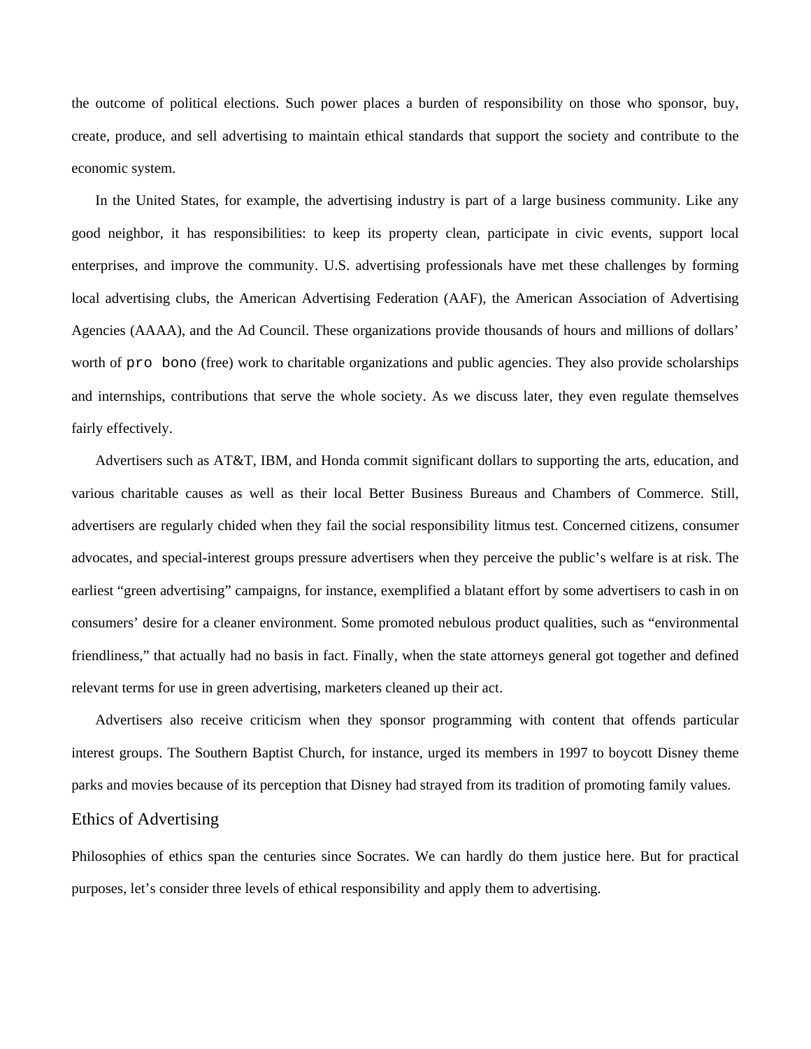the outcome of political elections. Such power places a burden of responsibility on those who sponsor, buy, create, produce, and sell advertising to maintain ethical standards that support the society and contribute to the economic system.

In the United States, for example, the advertising industry is part of a large business community. Like any good neighbor, it has responsibilities: to keep its property clean, participate in civic events, support local enterprises, and improve the community. U.S. advertising professionals have met these challenges by forming local advertising clubs, the American Advertising Federation (AAF), the American Association of Advertising Agencies (AAAA), and the Ad Council. These organizations provide thousands of hours and millions of dollars' worth of pro bono (free) work to charitable organizations and public agencies. They also provide scholarships and internships, contributions that serve the whole society. As we discuss later, they even regulate themselves fairly effectively.

Advertisers such as AT&T, IBM, and Honda commit significant dollars to supporting the arts, education, and various charitable causes as well as their local Better Business Bureaus and Chambers of Commerce. Still, advertisers are regularly chided when they fail the social responsibility litmus test. Concerned citizens, consumer advocates, and special-interest groups pressure advertisers when they perceive the public's welfare is at risk. The earliest "green advertising" campaigns, for instance, exemplified a blatant effort by some advertisers to cash in on consumers' desire for a cleaner environment. Some promoted nebulous product qualities, such as "environmental friendliness," that actually had no basis in fact. Finally, when the state attorneys general got together and defined relevant terms for use in green advertising, marketers cleaned up their act.

Advertisers also receive criticism when they sponsor programming with content that offends particular interest groups. The Southern Baptist Church, for instance, urged its members in 1997 to boycott Disney theme parks and movies because of its perception that Disney had strayed from its tradition of promoting family values.

## Ethics of Advertising

Philosophies of ethics span the centuries since Socrates. We can hardly do them justice here. But for practical purposes, let's consider three levels of ethical responsibility and apply them to advertising.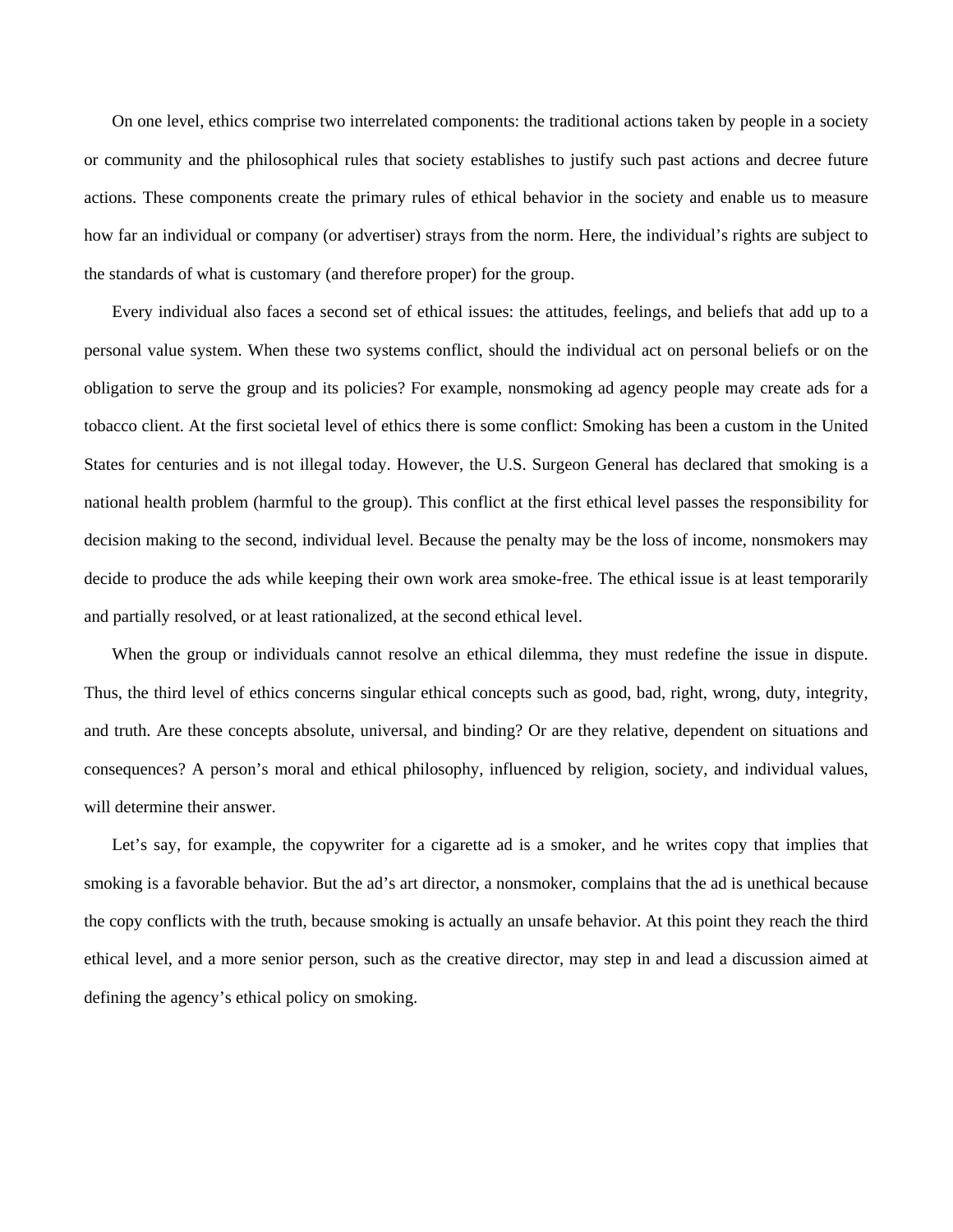On one level, ethics comprise two interrelated components: the traditional actions taken by people in a society or community and the philosophical rules that society establishes to justify such past actions and decree future actions. These components create the primary rules of ethical behavior in the society and enable us to measure how far an individual or company (or advertiser) strays from the norm. Here, the individual's rights are subject to the standards of what is customary (and therefore proper) for the group.

Every individual also faces a second set of ethical issues: the attitudes, feelings, and beliefs that add up to a personal value system. When these two systems conflict, should the individual act on personal beliefs or on the obligation to serve the group and its policies? For example, nonsmoking ad agency people may create ads for a tobacco client. At the first societal level of ethics there is some conflict: Smoking has been a custom in the United States for centuries and is not illegal today. However, the U.S. Surgeon General has declared that smoking is a national health problem (harmful to the group). This conflict at the first ethical level passes the responsibility for decision making to the second, individual level. Because the penalty may be the loss of income, nonsmokers may decide to produce the ads while keeping their own work area smoke-free. The ethical issue is at least temporarily and partially resolved, or at least rationalized, at the second ethical level.

When the group or individuals cannot resolve an ethical dilemma, they must redefine the issue in dispute. Thus, the third level of ethics concerns singular ethical concepts such as good, bad, right, wrong, duty, integrity, and truth. Are these concepts absolute, universal, and binding? Or are they relative, dependent on situations and consequences? A person's moral and ethical philosophy, influenced by religion, society, and individual values, will determine their answer.

Let's say, for example, the copywriter for a cigarette ad is a smoker, and he writes copy that implies that smoking is a favorable behavior. But the ad's art director, a nonsmoker, complains that the ad is unethical because the copy conflicts with the truth, because smoking is actually an unsafe behavior. At this point they reach the third ethical level, and a more senior person, such as the creative director, may step in and lead a discussion aimed at defining the agency's ethical policy on smoking.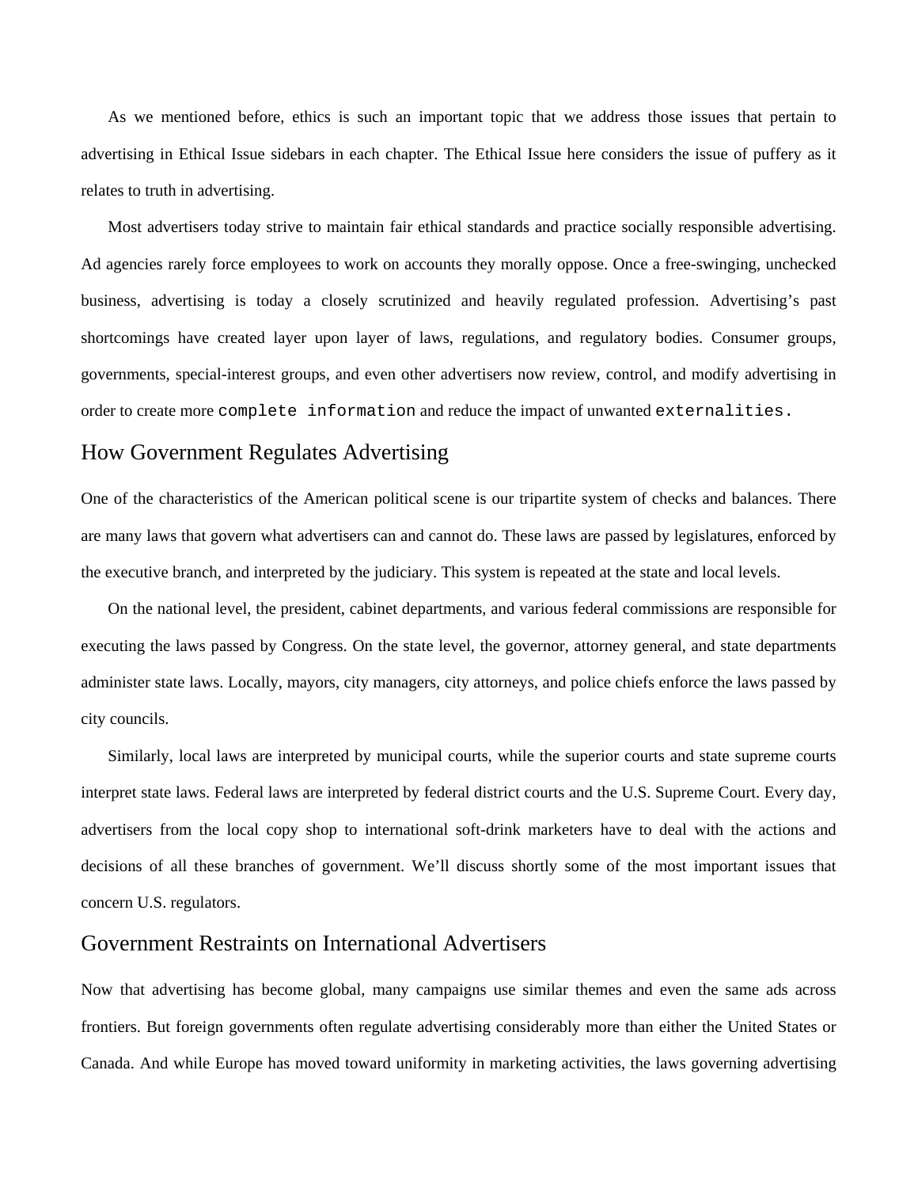As we mentioned before, ethics is such an important topic that we address those issues that pertain to advertising in Ethical Issue sidebars in each chapter. The Ethical Issue here considers the issue of puffery as it relates to truth in advertising.

Most advertisers today strive to maintain fair ethical standards and practice socially responsible advertising. Ad agencies rarely force employees to work on accounts they morally oppose. Once a free-swinging, unchecked business, advertising is today a closely scrutinized and heavily regulated profession. Advertising's past shortcomings have created layer upon layer of laws, regulations, and regulatory bodies. Consumer groups, governments, special-interest groups, and even other advertisers now review, control, and modify advertising in order to create more complete information and reduce the impact of unwanted externalities.

## How Government Regulates Advertising

One of the characteristics of the American political scene is our tripartite system of checks and balances. There are many laws that govern what advertisers can and cannot do. These laws are passed by legislatures, enforced by the executive branch, and interpreted by the judiciary. This system is repeated at the state and local levels.

On the national level, the president, cabinet departments, and various federal commissions are responsible for executing the laws passed by Congress. On the state level, the governor, attorney general, and state departments administer state laws. Locally, mayors, city managers, city attorneys, and police chiefs enforce the laws passed by city councils.

Similarly, local laws are interpreted by municipal courts, while the superior courts and state supreme courts interpret state laws. Federal laws are interpreted by federal district courts and the U.S. Supreme Court. Every day, advertisers from the local copy shop to international soft-drink marketers have to deal with the actions and decisions of all these branches of government. We'll discuss shortly some of the most important issues that concern U.S. regulators.

## Government Restraints on International Advertisers

Now that advertising has become global, many campaigns use similar themes and even the same ads across frontiers. But foreign governments often regulate advertising considerably more than either the United States or Canada. And while Europe has moved toward uniformity in marketing activities, the laws governing advertising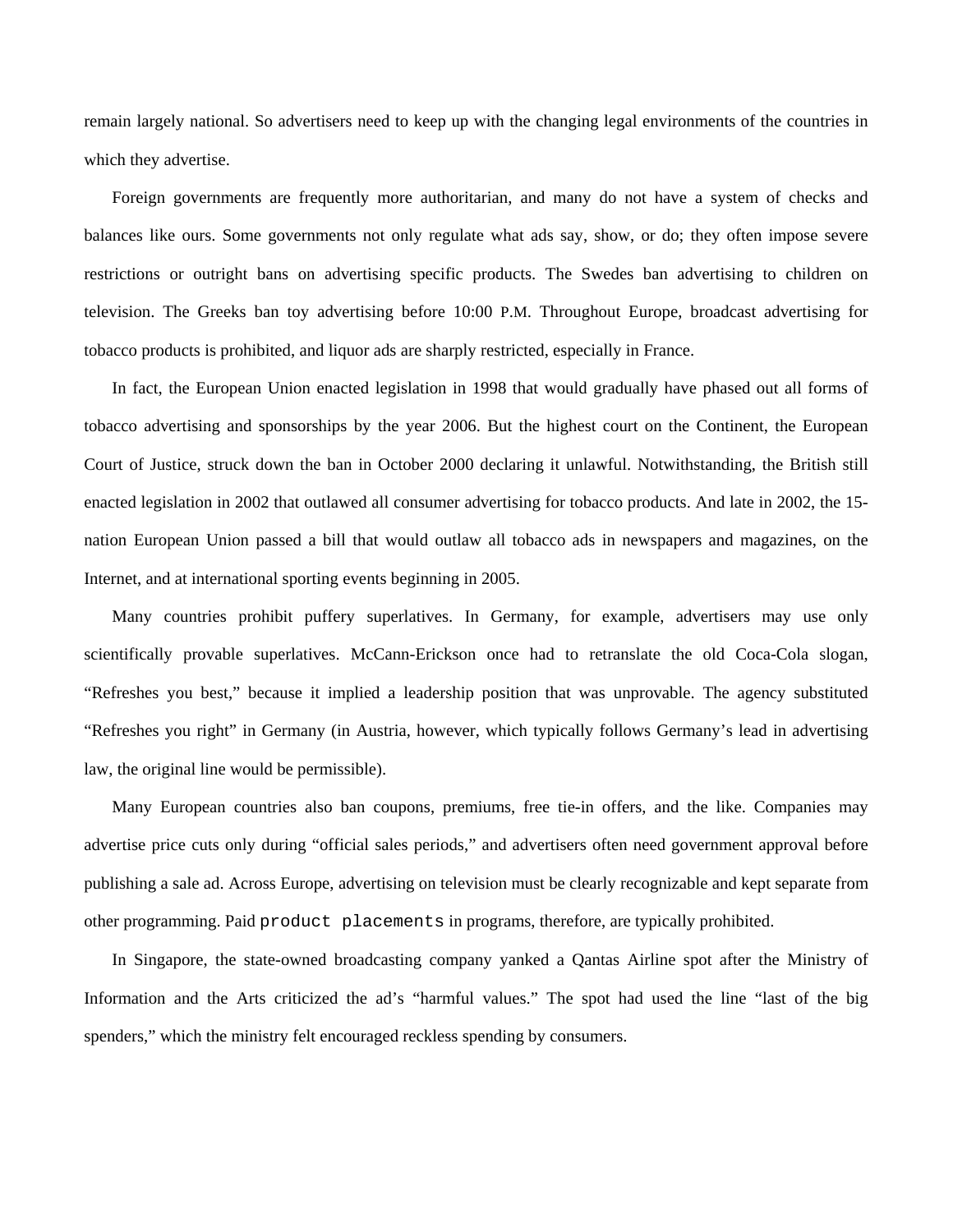remain largely national. So advertisers need to keep up with the changing legal environments of the countries in which they advertise.

Foreign governments are frequently more authoritarian, and many do not have a system of checks and balances like ours. Some governments not only regulate what ads say, show, or do; they often impose severe restrictions or outright bans on advertising specific products. The Swedes ban advertising to children on television. The Greeks ban toy advertising before 10:00 P.M. Throughout Europe, broadcast advertising for tobacco products is prohibited, and liquor ads are sharply restricted, especially in France.

In fact, the European Union enacted legislation in 1998 that would gradually have phased out all forms of tobacco advertising and sponsorships by the year 2006. But the highest court on the Continent, the European Court of Justice, struck down the ban in October 2000 declaring it unlawful. Notwithstanding, the British still enacted legislation in 2002 that outlawed all consumer advertising for tobacco products. And late in 2002, the 15-nation European Union passed a bill that would outlaw all tobacco ads in newspapers and magazines, on the Internet, and at international sporting events beginning in 2005.

Many countries prohibit puffery superlatives. In Germany, for example, advertisers may use only scientifically provable superlatives. McCann-Erickson once had to retranslate the old Coca-Cola slogan, "Refreshes you best," because it implied a leadership position that was unprovable. The agency substituted "Refreshes you right" in Germany (in Austria, however, which typically follows Germany's lead in advertising law, the original line would be permissible).

Many European countries also ban coupons, premiums, free tie-in offers, and the like. Companies may advertise price cuts only during "official sales periods," and advertisers often need government approval before publishing a sale ad. Across Europe, advertising on television must be clearly recognizable and kept separate from other programming. Paid product placements in programs, therefore, are typically prohibited.

In Singapore, the state-owned broadcasting company yanked a Qantas Airline spot after the Ministry of Information and the Arts criticized the ad's "harmful values." The spot had used the line "last of the big spenders," which the ministry felt encouraged reckless spending by consumers.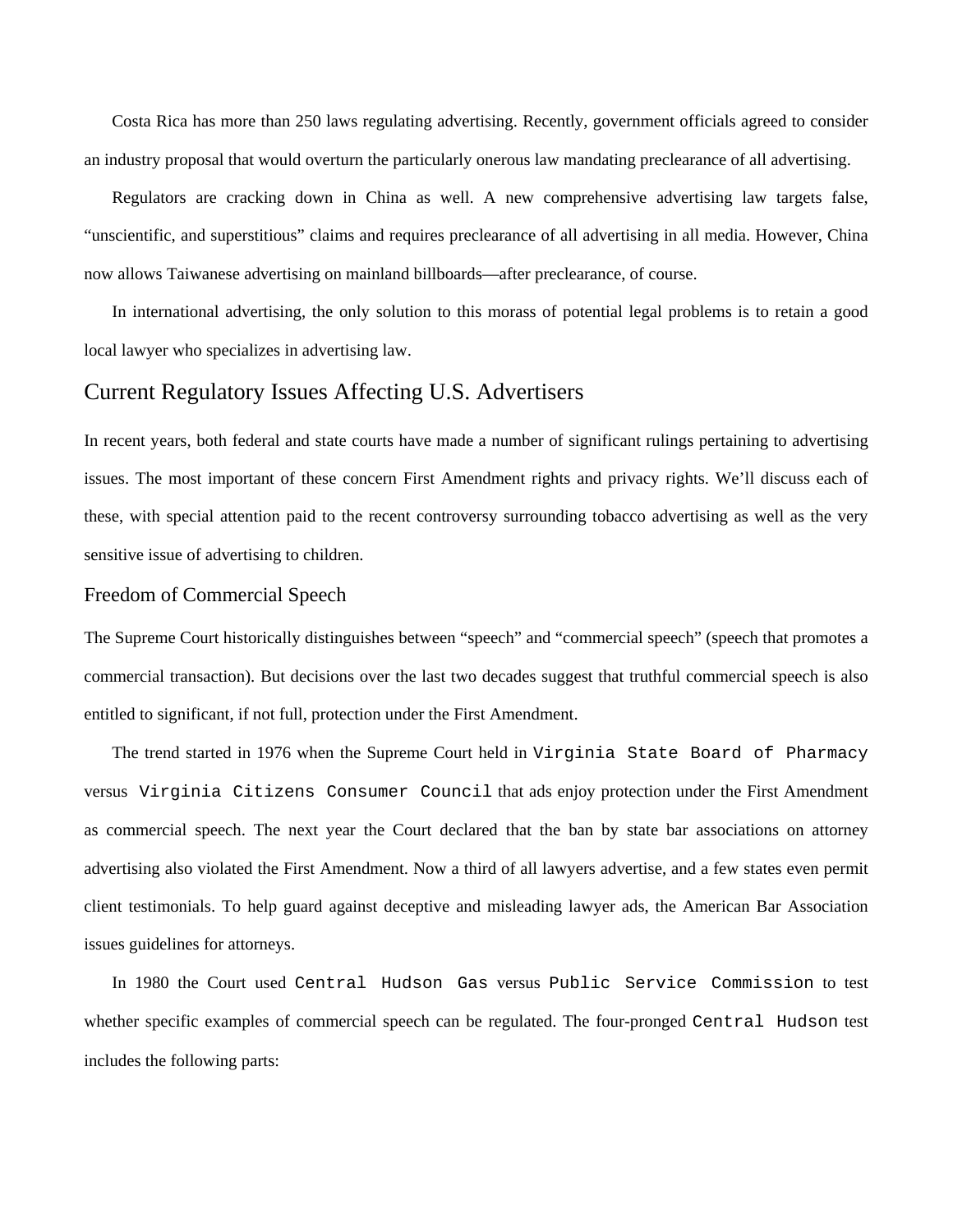Costa Rica has more than 250 laws regulating advertising. Recently, government officials agreed to consider an industry proposal that would overturn the particularly onerous law mandating preclearance of all advertising.

Regulators are cracking down in China as well. A new comprehensive advertising law targets false, “unscientific, and superstitious” claims and requires preclearance of all advertising in all media. However, China now allows Taiwanese advertising on mainland billboards—after preclearance, of course.

In international advertising, the only solution to this morass of potential legal problems is to retain a good local lawyer who specializes in advertising law.

## Current Regulatory Issues Affecting U.S. Advertisers

In recent years, both federal and state courts have made a number of significant rulings pertaining to advertising issues. The most important of these concern First Amendment rights and privacy rights. We’ll discuss each of these, with special attention paid to the recent controversy surrounding tobacco advertising as well as the very sensitive issue of advertising to children.

### Freedom of Commercial Speech

The Supreme Court historically distinguishes between “speech” and “commercial speech” (speech that promotes a commercial transaction). But decisions over the last two decades suggest that truthful commercial speech is also entitled to significant, if not full, protection under the First Amendment.

The trend started in 1976 when the Supreme Court held in `Virginia State Board of Pharmacy` versus `Virginia Citizens Consumer Council` that ads enjoy protection under the First Amendment as commercial speech. The next year the Court declared that the ban by state bar associations on attorney advertising also violated the First Amendment. Now a third of all lawyers advertise, and a few states even permit client testimonials. To help guard against deceptive and misleading lawyer ads, the American Bar Association issues guidelines for attorneys.

In 1980 the Court used `Central Hudson Gas` versus `Public Service Commission` to test whether specific examples of commercial speech can be regulated. The four-pronged `Central Hudson` test includes the following parts: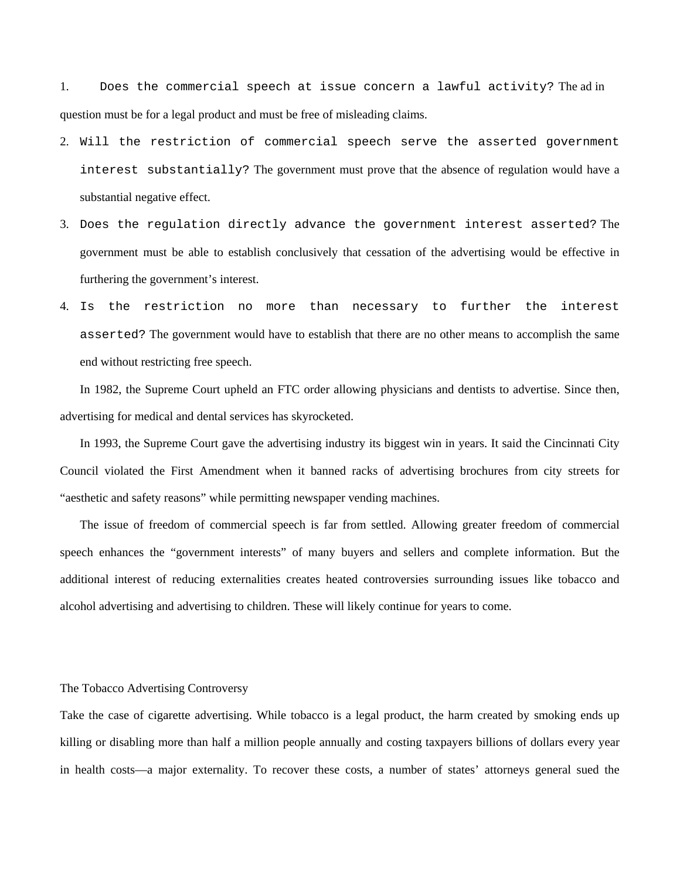1. **Does the commercial speech at issue concern a lawful activity?** The ad in question must be for a legal product and must be free of misleading claims.
2. **Will the restriction of commercial speech serve the asserted government interest substantially?** The government must prove that the absence of regulation would have a substantial negative effect.
3. **Does the regulation directly advance the government interest asserted?** The government must be able to establish conclusively that cessation of the advertising would be effective in furthering the government's interest.
4. **Is the restriction no more than necessary to further the interest asserted?** The government would have to establish that there are no other means to accomplish the same end without restricting free speech.

In 1982, the Supreme Court upheld an FTC order allowing physicians and dentists to advertise. Since then, advertising for medical and dental services has skyrocketed.

In 1993, the Supreme Court gave the advertising industry its biggest win in years. It said the Cincinnati City Council violated the First Amendment when it banned racks of advertising brochures from city streets for "aesthetic and safety reasons" while permitting newspaper vending machines.

The issue of freedom of commercial speech is far from settled. Allowing greater freedom of commercial speech enhances the "government interests" of many buyers and sellers and complete information. But the additional interest of reducing externalities creates heated controversies surrounding issues like tobacco and alcohol advertising and advertising to children. These will likely continue for years to come.

## The Tobacco Advertising Controversy

Take the case of cigarette advertising. While tobacco is a legal product, the harm created by smoking ends up killing or disabling more than half a million people annually and costing taxpayers billions of dollars every year in health costs—a major externality. To recover these costs, a number of states' attorneys general sued the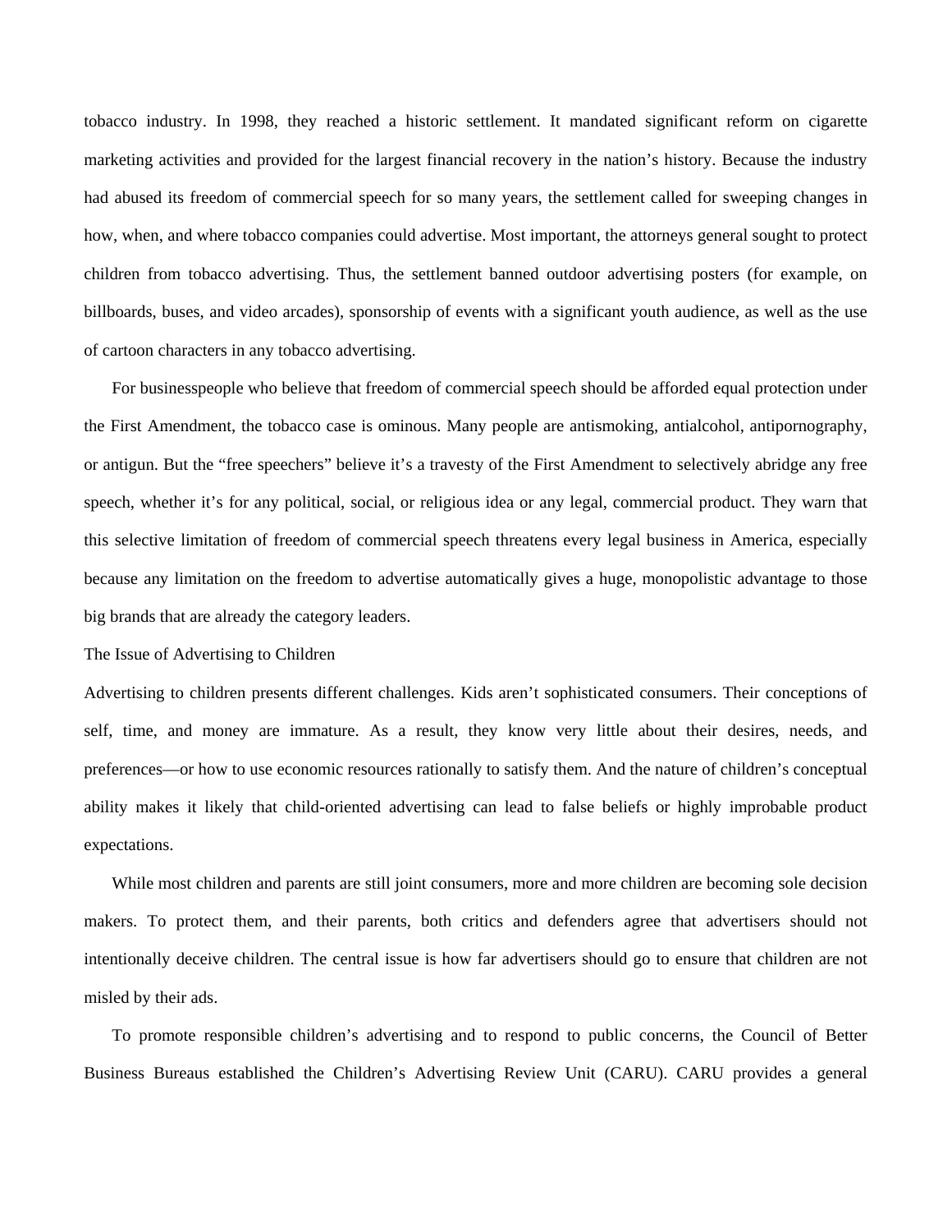tobacco industry. In 1998, they reached a historic settlement. It mandated significant reform on cigarette marketing activities and provided for the largest financial recovery in the nation's history. Because the industry had abused its freedom of commercial speech for so many years, the settlement called for sweeping changes in how, when, and where tobacco companies could advertise. Most important, the attorneys general sought to protect children from tobacco advertising. Thus, the settlement banned outdoor advertising posters (for example, on billboards, buses, and video arcades), sponsorship of events with a significant youth audience, as well as the use of cartoon characters in any tobacco advertising.

For businesspeople who believe that freedom of commercial speech should be afforded equal protection under the First Amendment, the tobacco case is ominous. Many people are antismoking, antialcohol, antipornography, or antigun. But the "free speechers" believe it's a travesty of the First Amendment to selectively abridge any free speech, whether it's for any political, social, or religious idea or any legal, commercial product. They warn that this selective limitation of freedom of commercial speech threatens every legal business in America, especially because any limitation on the freedom to advertise automatically gives a huge, monopolistic advantage to those big brands that are already the category leaders.

## The Issue of Advertising to Children

Advertising to children presents different challenges. Kids aren't sophisticated consumers. Their conceptions of self, time, and money are immature. As a result, they know very little about their desires, needs, and preferences—or how to use economic resources rationally to satisfy them. And the nature of children's conceptual ability makes it likely that child-oriented advertising can lead to false beliefs or highly improbable product expectations.

While most children and parents are still joint consumers, more and more children are becoming sole decision makers. To protect them, and their parents, both critics and defenders agree that advertisers should not intentionally deceive children. The central issue is how far advertisers should go to ensure that children are not misled by their ads.

To promote responsible children's advertising and to respond to public concerns, the Council of Better Business Bureaus established the Children's Advertising Review Unit (CARU). CARU provides a general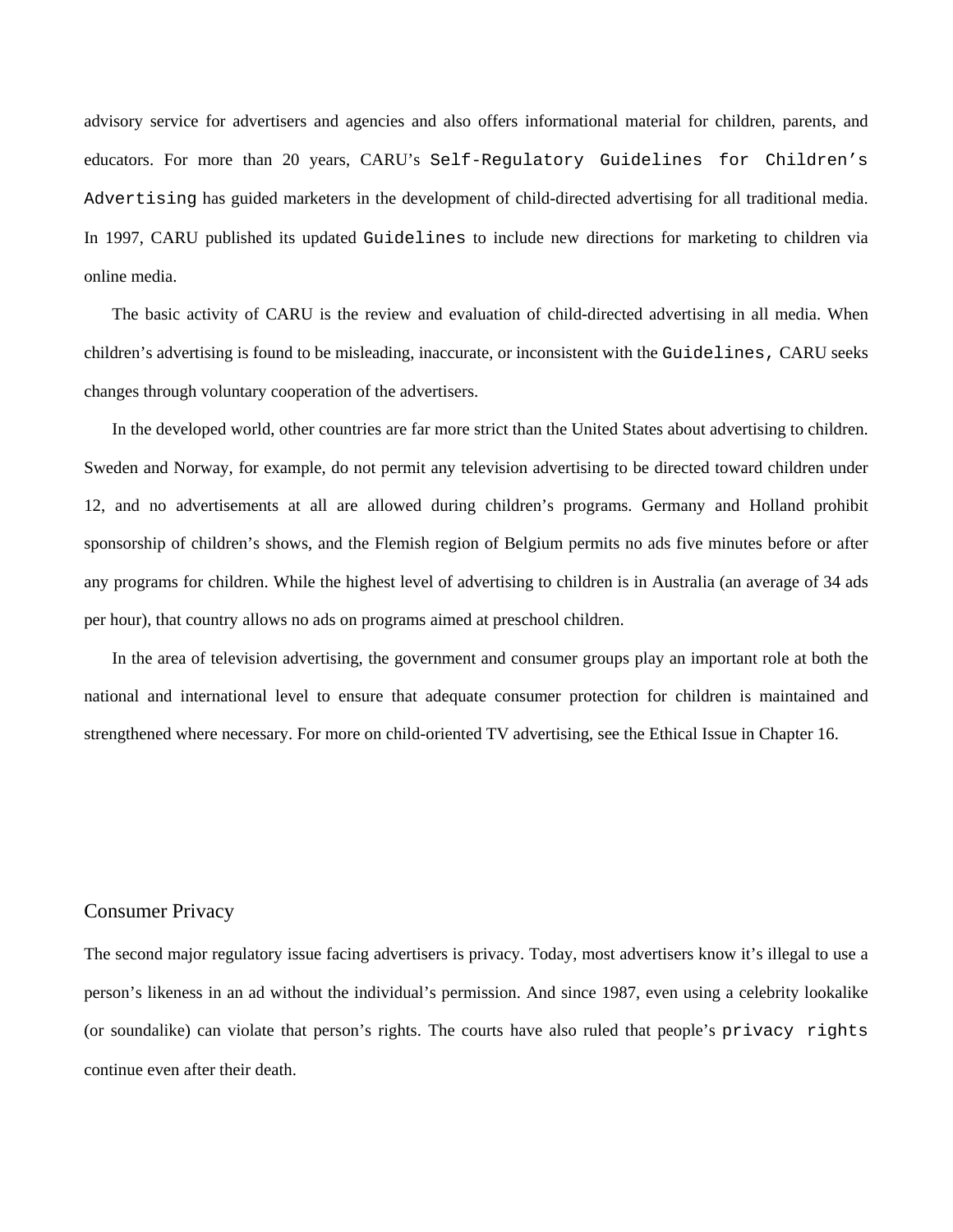advisory service for advertisers and agencies and also offers informational material for children, parents, and educators. For more than 20 years, CARU's `Self-Regulatory Guidelines for Children's Advertising` has guided marketers in the development of child-directed advertising for all traditional media. In 1997, CARU published its updated `Guidelines` to include new directions for marketing to children via online media.

The basic activity of CARU is the review and evaluation of child-directed advertising in all media. When children's advertising is found to be misleading, inaccurate, or inconsistent with the `Guidelines,` CARU seeks changes through voluntary cooperation of the advertisers.

In the developed world, other countries are far more strict than the United States about advertising to children. Sweden and Norway, for example, do not permit any television advertising to be directed toward children under 12, and no advertisements at all are allowed during children's programs. Germany and Holland prohibit sponsorship of children's shows, and the Flemish region of Belgium permits no ads five minutes before or after any programs for children. While the highest level of advertising to children is in Australia (an average of 34 ads per hour), that country allows no ads on programs aimed at preschool children.

In the area of television advertising, the government and consumer groups play an important role at both the national and international level to ensure that adequate consumer protection for children is maintained and strengthened where necessary. For more on child-oriented TV advertising, see the Ethical Issue in Chapter 16.

## Consumer Privacy

The second major regulatory issue facing advertisers is privacy. Today, most advertisers know it's illegal to use a person's likeness in an ad without the individual's permission. And since 1987, even using a celebrity lookalike (or soundalike) can violate that person's rights. The courts have also ruled that people's `privacy rights` continue even after their death.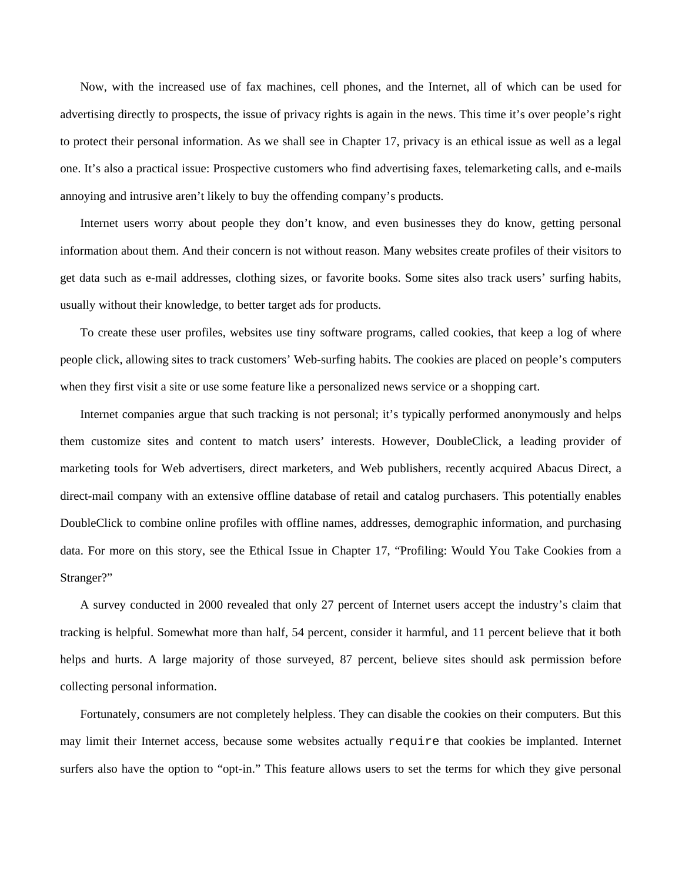Now, with the increased use of fax machines, cell phones, and the Internet, all of which can be used for advertising directly to prospects, the issue of privacy rights is again in the news. This time it's over people's right to protect their personal information. As we shall see in Chapter 17, privacy is an ethical issue as well as a legal one. It's also a practical issue: Prospective customers who find advertising faxes, telemarketing calls, and e-mails annoying and intrusive aren't likely to buy the offending company's products.

Internet users worry about people they don't know, and even businesses they do know, getting personal information about them. And their concern is not without reason. Many websites create profiles of their visitors to get data such as e-mail addresses, clothing sizes, or favorite books. Some sites also track users' surfing habits, usually without their knowledge, to better target ads for products.

To create these user profiles, websites use tiny software programs, called cookies, that keep a log of where people click, allowing sites to track customers' Web-surfing habits. The cookies are placed on people's computers when they first visit a site or use some feature like a personalized news service or a shopping cart.

Internet companies argue that such tracking is not personal; it's typically performed anonymously and helps them customize sites and content to match users' interests. However, DoubleClick, a leading provider of marketing tools for Web advertisers, direct marketers, and Web publishers, recently acquired Abacus Direct, a direct-mail company with an extensive offline database of retail and catalog purchasers. This potentially enables DoubleClick to combine online profiles with offline names, addresses, demographic information, and purchasing data. For more on this story, see the Ethical Issue in Chapter 17, "Profiling: Would You Take Cookies from a Stranger?"

A survey conducted in 2000 revealed that only 27 percent of Internet users accept the industry's claim that tracking is helpful. Somewhat more than half, 54 percent, consider it harmful, and 11 percent believe that it both helps and hurts. A large majority of those surveyed, 87 percent, believe sites should ask permission before collecting personal information.

Fortunately, consumers are not completely helpless. They can disable the cookies on their computers. But this may limit their Internet access, because some websites actually `require` that cookies be implanted. Internet surfers also have the option to "opt-in." This feature allows users to set the terms for which they give personal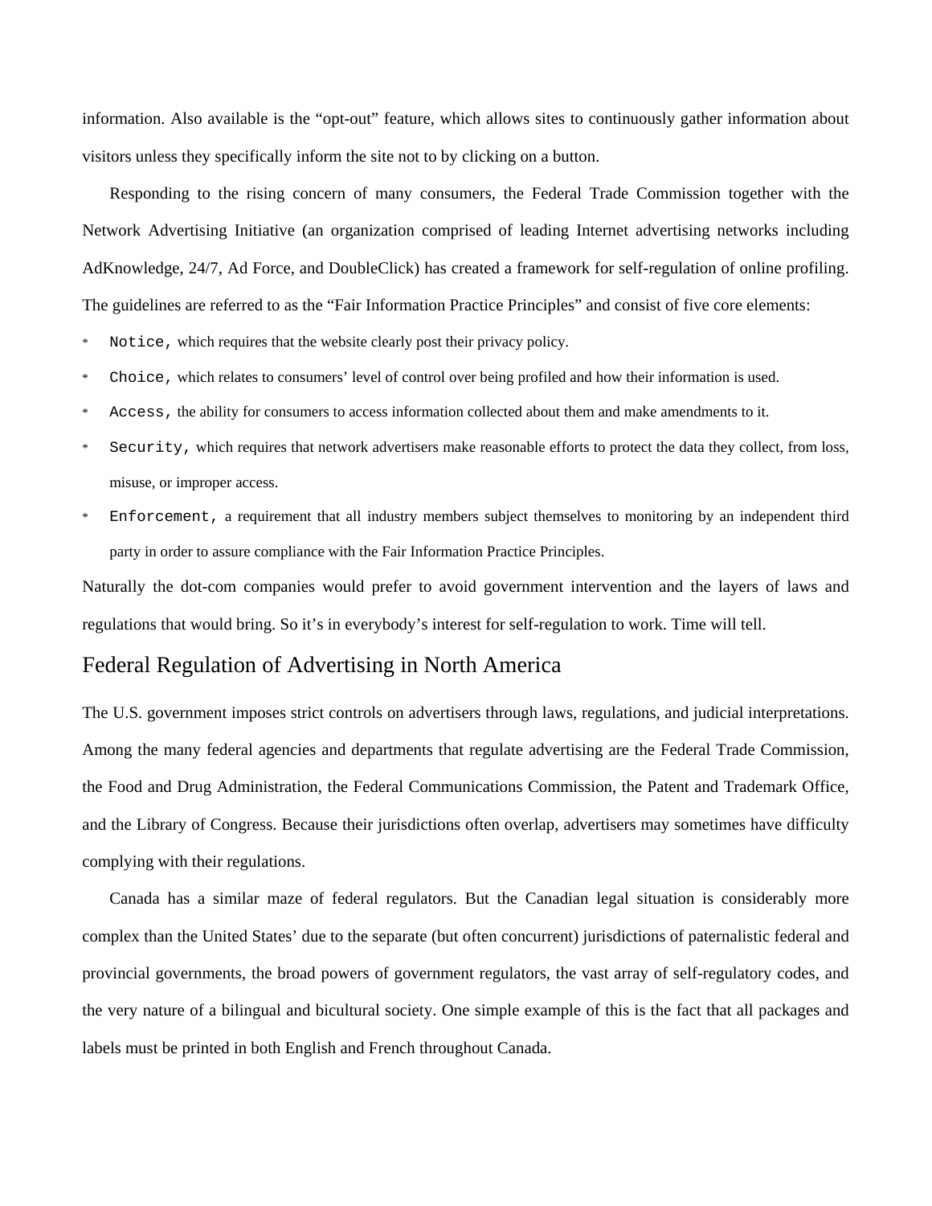information. Also available is the "opt-out" feature, which allows sites to continuously gather information about visitors unless they specifically inform the site not to by clicking on a button.

Responding to the rising concern of many consumers, the Federal Trade Commission together with the Network Advertising Initiative (an organization comprised of leading Internet advertising networks including AdKnowledge, 24/7, Ad Force, and DoubleClick) has created a framework for self-regulation of online profiling. The guidelines are referred to as the "Fair Information Practice Principles" and consist of five core elements:

* Notice, which requires that the website clearly post their privacy policy.
* Choice, which relates to consumers' level of control over being profiled and how their information is used.
* Access, the ability for consumers to access information collected about them and make amendments to it.
* Security, which requires that network advertisers make reasonable efforts to protect the data they collect, from loss, misuse, or improper access.
* Enforcement, a requirement that all industry members subject themselves to monitoring by an independent third party in order to assure compliance with the Fair Information Practice Principles.

Naturally the dot-com companies would prefer to avoid government intervention and the layers of laws and regulations that would bring. So it's in everybody's interest for self-regulation to work. Time will tell.

## Federal Regulation of Advertising in North America

The U.S. government imposes strict controls on advertisers through laws, regulations, and judicial interpretations. Among the many federal agencies and departments that regulate advertising are the Federal Trade Commission, the Food and Drug Administration, the Federal Communications Commission, the Patent and Trademark Office, and the Library of Congress. Because their jurisdictions often overlap, advertisers may sometimes have difficulty complying with their regulations.

Canada has a similar maze of federal regulators. But the Canadian legal situation is considerably more complex than the United States' due to the separate (but often concurrent) jurisdictions of paternalistic federal and provincial governments, the broad powers of government regulators, the vast array of self-regulatory codes, and the very nature of a bilingual and bicultural society. One simple example of this is the fact that all packages and labels must be printed in both English and French throughout Canada.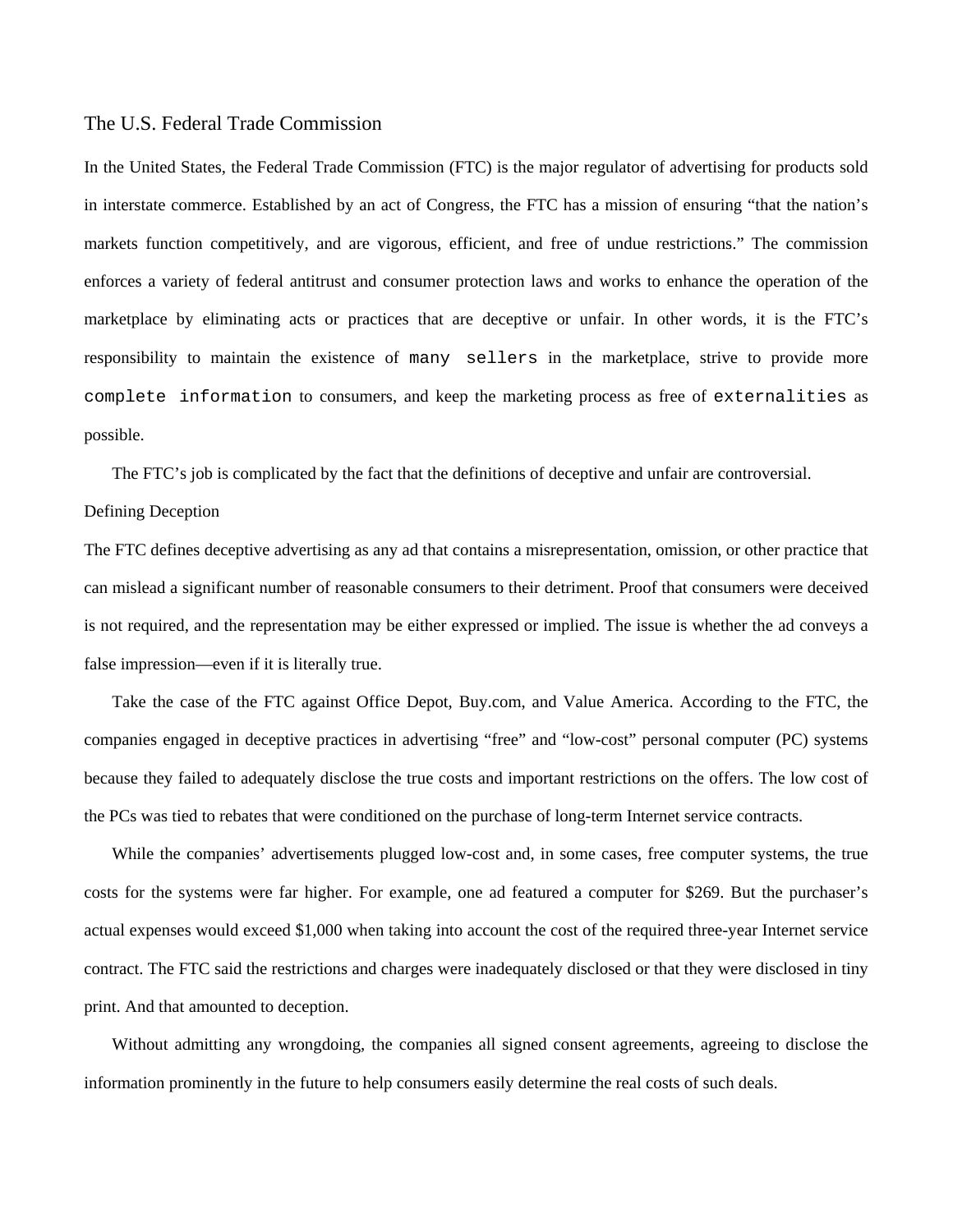## The U.S. Federal Trade Commission

In the United States, the Federal Trade Commission (FTC) is the major regulator of advertising for products sold in interstate commerce. Established by an act of Congress, the FTC has a mission of ensuring "that the nation's markets function competitively, and are vigorous, efficient, and free of undue restrictions." The commission enforces a variety of federal antitrust and consumer protection laws and works to enhance the operation of the marketplace by eliminating acts or practices that are deceptive or unfair. In other words, it is the FTC's responsibility to maintain the existence of `many sellers` in the marketplace, strive to provide more `complete information` to consumers, and keep the marketing process as free of `externalities` as possible.

The FTC's job is complicated by the fact that the definitions of deceptive and unfair are controversial.

### Defining Deception

The FTC defines deceptive advertising as any ad that contains a misrepresentation, omission, or other practice that can mislead a significant number of reasonable consumers to their detriment. Proof that consumers were deceived is not required, and the representation may be either expressed or implied. The issue is whether the ad conveys a false impression—even if it is literally true.

Take the case of the FTC against Office Depot, Buy.com, and Value America. According to the FTC, the companies engaged in deceptive practices in advertising "free" and "low-cost" personal computer (PC) systems because they failed to adequately disclose the true costs and important restrictions on the offers. The low cost of the PCs was tied to rebates that were conditioned on the purchase of long-term Internet service contracts.

While the companies' advertisements plugged low-cost and, in some cases, free computer systems, the true costs for the systems were far higher. For example, one ad featured a computer for $269. But the purchaser's actual expenses would exceed $1,000 when taking into account the cost of the required three-year Internet service contract. The FTC said the restrictions and charges were inadequately disclosed or that they were disclosed in tiny print. And that amounted to deception.

Without admitting any wrongdoing, the companies all signed consent agreements, agreeing to disclose the information prominently in the future to help consumers easily determine the real costs of such deals.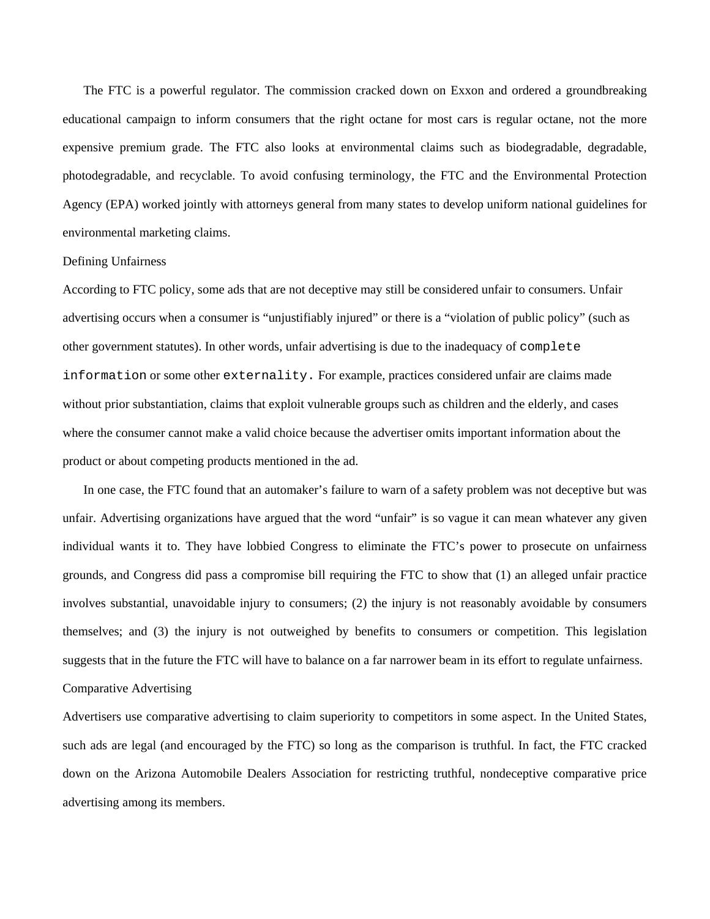The FTC is a powerful regulator. The commission cracked down on Exxon and ordered a groundbreaking educational campaign to inform consumers that the right octane for most cars is regular octane, not the more expensive premium grade. The FTC also looks at environmental claims such as biodegradable, degradable, photodegradable, and recyclable. To avoid confusing terminology, the FTC and the Environmental Protection Agency (EPA) worked jointly with attorneys general from many states to develop uniform national guidelines for environmental marketing claims.

## Defining Unfairness

According to FTC policy, some ads that are not deceptive may still be considered unfair to consumers. Unfair advertising occurs when a consumer is "unjustifiably injured" or there is a "violation of public policy" (such as other government statutes). In other words, unfair advertising is due to the inadequacy of complete information or some other externality. For example, practices considered unfair are claims made without prior substantiation, claims that exploit vulnerable groups such as children and the elderly, and cases where the consumer cannot make a valid choice because the advertiser omits important information about the product or about competing products mentioned in the ad.

In one case, the FTC found that an automaker's failure to warn of a safety problem was not deceptive but was unfair. Advertising organizations have argued that the word "unfair" is so vague it can mean whatever any given individual wants it to. They have lobbied Congress to eliminate the FTC's power to prosecute on unfairness grounds, and Congress did pass a compromise bill requiring the FTC to show that (1) an alleged unfair practice involves substantial, unavoidable injury to consumers; (2) the injury is not reasonably avoidable by consumers themselves; and (3) the injury is not outweighed by benefits to consumers or competition. This legislation suggests that in the future the FTC will have to balance on a far narrower beam in its effort to regulate unfairness.

## Comparative Advertising

Advertisers use comparative advertising to claim superiority to competitors in some aspect. In the United States, such ads are legal (and encouraged by the FTC) so long as the comparison is truthful. In fact, the FTC cracked down on the Arizona Automobile Dealers Association for restricting truthful, nondeceptive comparative price advertising among its members.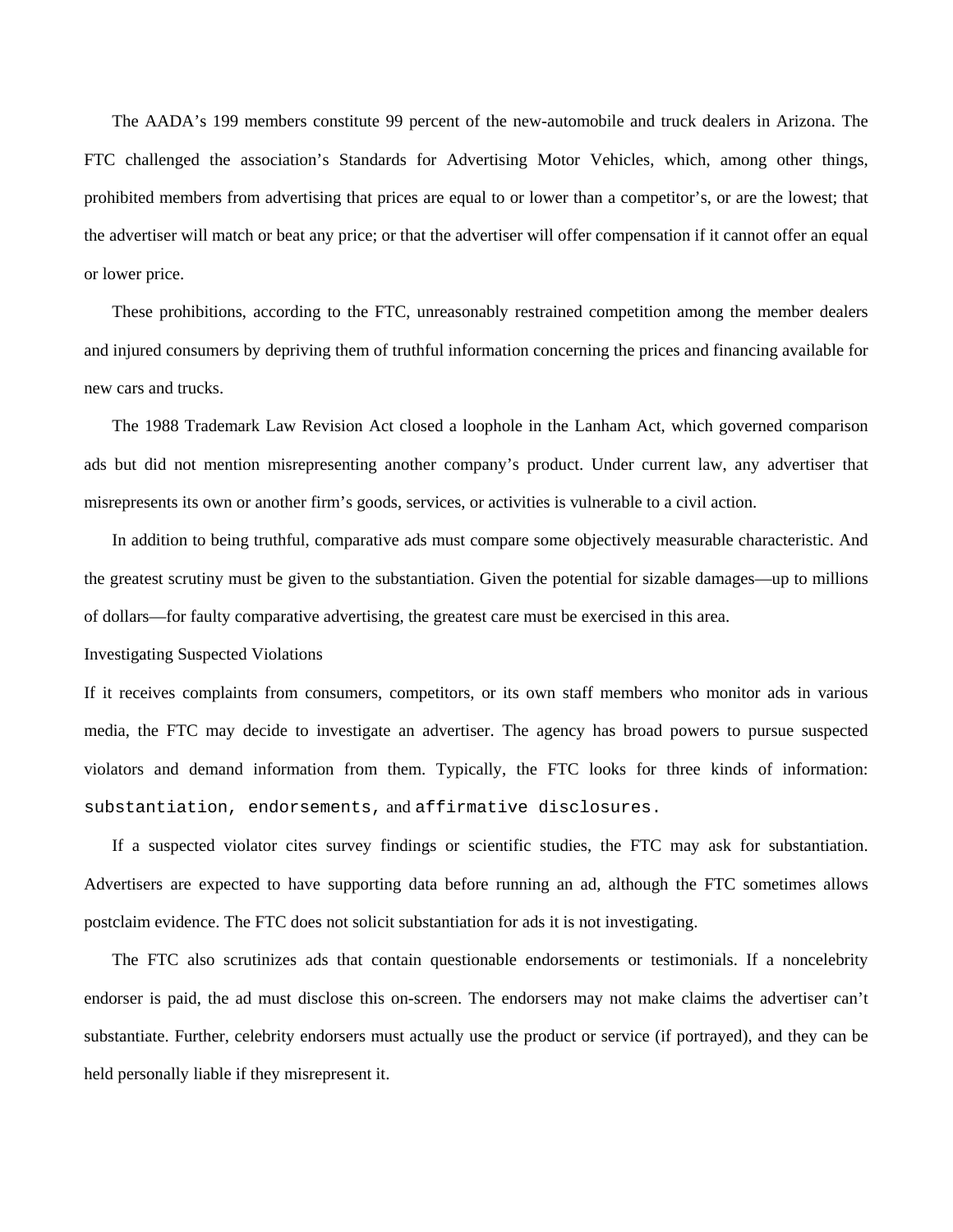The AADA's 199 members constitute 99 percent of the new-automobile and truck dealers in Arizona. The FTC challenged the association's Standards for Advertising Motor Vehicles, which, among other things, prohibited members from advertising that prices are equal to or lower than a competitor's, or are the lowest; that the advertiser will match or beat any price; or that the advertiser will offer compensation if it cannot offer an equal or lower price.

These prohibitions, according to the FTC, unreasonably restrained competition among the member dealers and injured consumers by depriving them of truthful information concerning the prices and financing available for new cars and trucks.

The 1988 Trademark Law Revision Act closed a loophole in the Lanham Act, which governed comparison ads but did not mention misrepresenting another company's product. Under current law, any advertiser that misrepresents its own or another firm's goods, services, or activities is vulnerable to a civil action.

In addition to being truthful, comparative ads must compare some objectively measurable characteristic. And the greatest scrutiny must be given to the substantiation. Given the potential for sizable damages—up to millions of dollars—for faulty comparative advertising, the greatest care must be exercised in this area.

Investigating Suspected Violations

If it receives complaints from consumers, competitors, or its own staff members who monitor ads in various media, the FTC may decide to investigate an advertiser. The agency has broad powers to pursue suspected violators and demand information from them. Typically, the FTC looks for three kinds of information: substantiation, endorsements, and affirmative disclosures.

If a suspected violator cites survey findings or scientific studies, the FTC may ask for substantiation. Advertisers are expected to have supporting data before running an ad, although the FTC sometimes allows postclaim evidence. The FTC does not solicit substantiation for ads it is not investigating.

The FTC also scrutinizes ads that contain questionable endorsements or testimonials. If a noncelebrity endorser is paid, the ad must disclose this on-screen. The endorsers may not make claims the advertiser can't substantiate. Further, celebrity endorsers must actually use the product or service (if portrayed), and they can be held personally liable if they misrepresent it.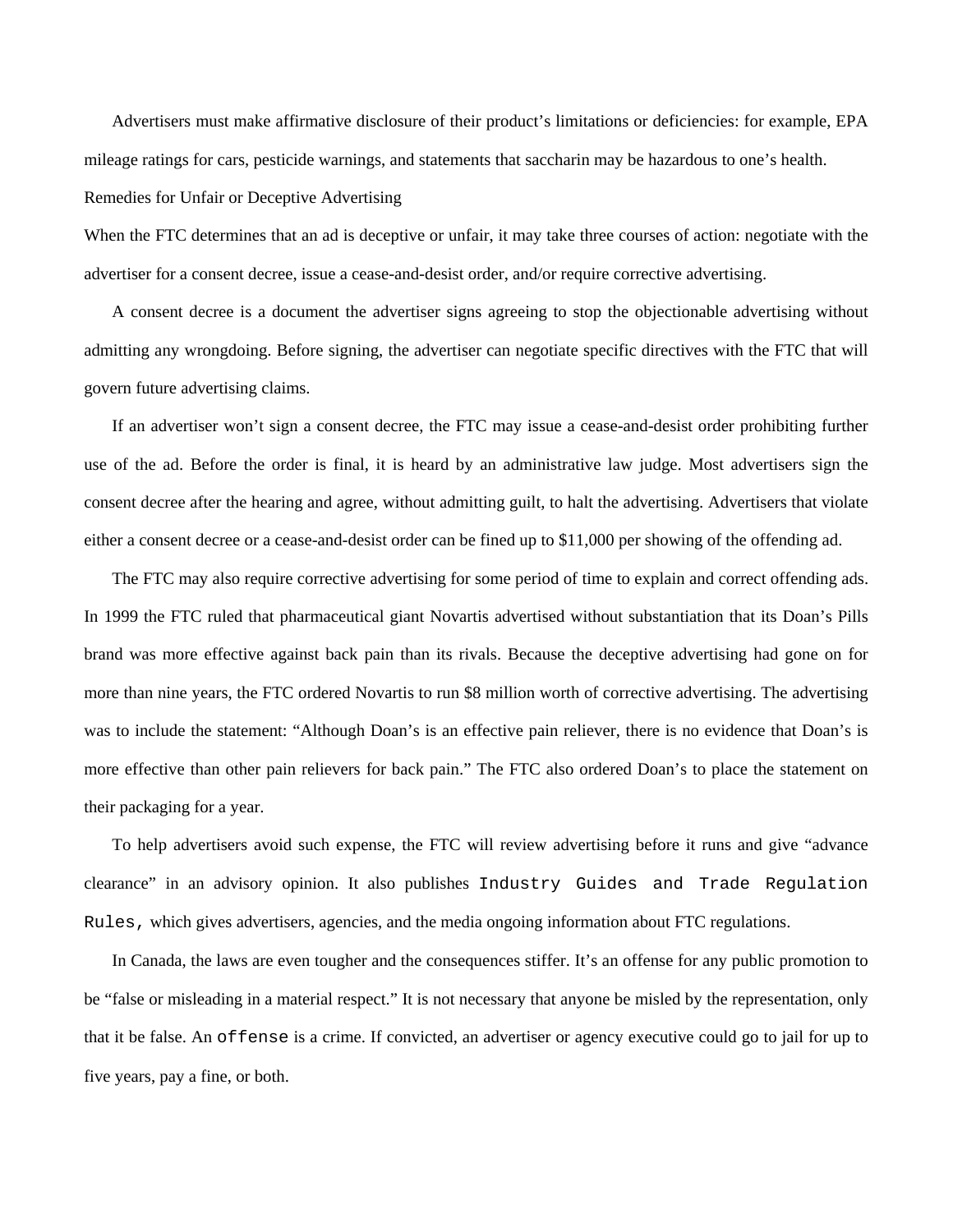Advertisers must make affirmative disclosure of their product's limitations or deficiencies: for example, EPA mileage ratings for cars, pesticide warnings, and statements that saccharin may be hazardous to one's health.

## Remedies for Unfair or Deceptive Advertising

When the FTC determines that an ad is deceptive or unfair, it may take three courses of action: negotiate with the advertiser for a consent decree, issue a cease-and-desist order, and/or require corrective advertising.

A consent decree is a document the advertiser signs agreeing to stop the objectionable advertising without admitting any wrongdoing. Before signing, the advertiser can negotiate specific directives with the FTC that will govern future advertising claims.

If an advertiser won't sign a consent decree, the FTC may issue a cease-and-desist order prohibiting further use of the ad. Before the order is final, it is heard by an administrative law judge. Most advertisers sign the consent decree after the hearing and agree, without admitting guilt, to halt the advertising. Advertisers that violate either a consent decree or a cease-and-desist order can be fined up to $11,000 per showing of the offending ad.

The FTC may also require corrective advertising for some period of time to explain and correct offending ads. In 1999 the FTC ruled that pharmaceutical giant Novartis advertised without substantiation that its Doan's Pills brand was more effective against back pain than its rivals. Because the deceptive advertising had gone on for more than nine years, the FTC ordered Novartis to run $8 million worth of corrective advertising. The advertising was to include the statement: "Although Doan's is an effective pain reliever, there is no evidence that Doan's is more effective than other pain relievers for back pain." The FTC also ordered Doan's to place the statement on their packaging for a year.

To help advertisers avoid such expense, the FTC will review advertising before it runs and give "advance clearance" in an advisory opinion. It also publishes Industry Guides and Trade Regulation Rules, which gives advertisers, agencies, and the media ongoing information about FTC regulations.

In Canada, the laws are even tougher and the consequences stiffer. It's an offense for any public promotion to be "false or misleading in a material respect." It is not necessary that anyone be misled by the representation, only that it be false. An offense is a crime. If convicted, an advertiser or agency executive could go to jail for up to five years, pay a fine, or both.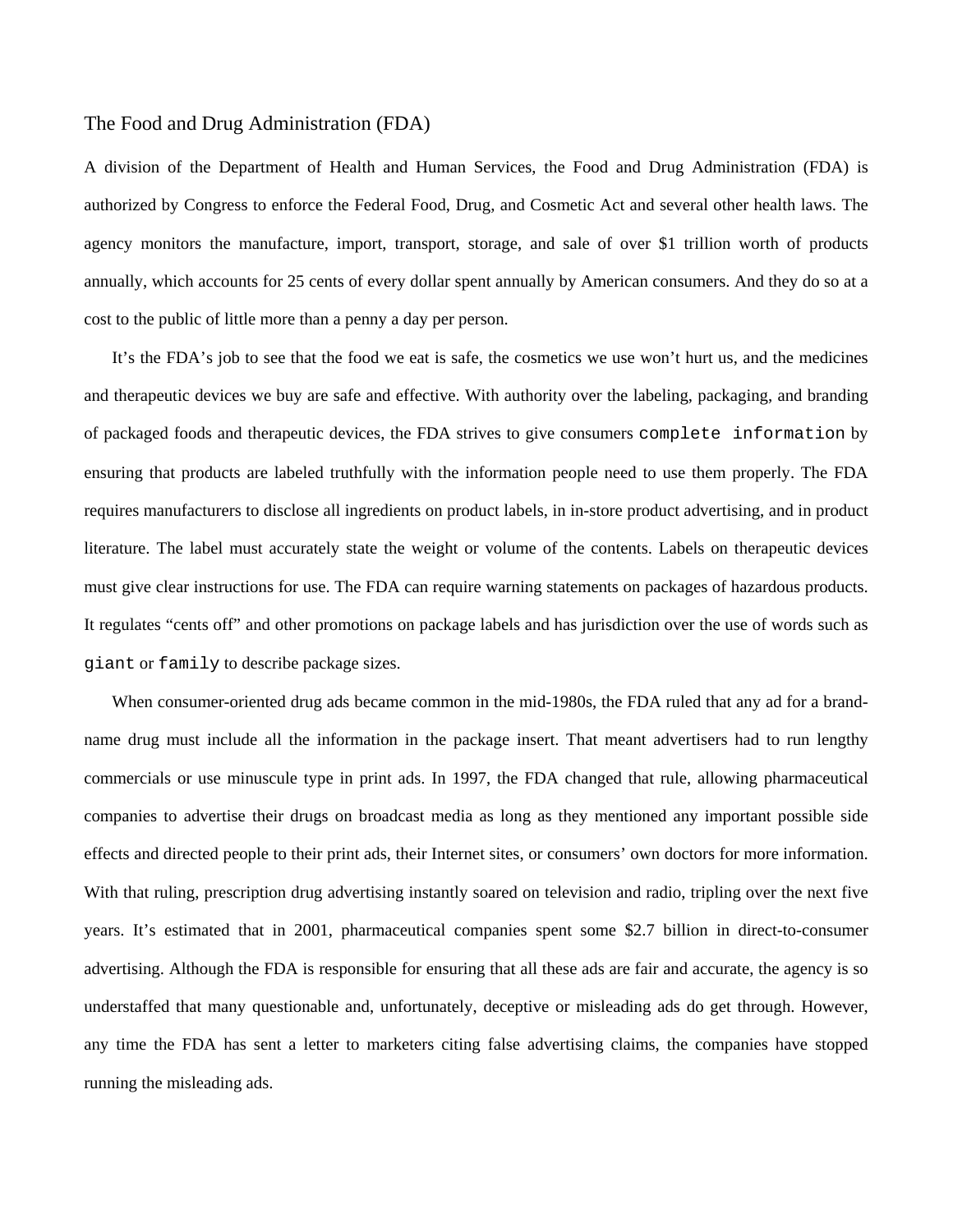## The Food and Drug Administration (FDA)

A division of the Department of Health and Human Services, the Food and Drug Administration (FDA) is authorized by Congress to enforce the Federal Food, Drug, and Cosmetic Act and several other health laws. The agency monitors the manufacture, import, transport, storage, and sale of over $1 trillion worth of products annually, which accounts for 25 cents of every dollar spent annually by American consumers. And they do so at a cost to the public of little more than a penny a day per person.

It's the FDA's job to see that the food we eat is safe, the cosmetics we use won't hurt us, and the medicines and therapeutic devices we buy are safe and effective. With authority over the labeling, packaging, and branding of packaged foods and therapeutic devices, the FDA strives to give consumers `complete information` by ensuring that products are labeled truthfully with the information people need to use them properly. The FDA requires manufacturers to disclose all ingredients on product labels, in in-store product advertising, and in product literature. The label must accurately state the weight or volume of the contents. Labels on therapeutic devices must give clear instructions for use. The FDA can require warning statements on packages of hazardous products. It regulates "cents off" and other promotions on package labels and has jurisdiction over the use of words such as `giant` or `family` to describe package sizes.

When consumer-oriented drug ads became common in the mid-1980s, the FDA ruled that any ad for a brand-name drug must include all the information in the package insert. That meant advertisers had to run lengthy commercials or use minuscule type in print ads. In 1997, the FDA changed that rule, allowing pharmaceutical companies to advertise their drugs on broadcast media as long as they mentioned any important possible side effects and directed people to their print ads, their Internet sites, or consumers' own doctors for more information. With that ruling, prescription drug advertising instantly soared on television and radio, tripling over the next five years. It's estimated that in 2001, pharmaceutical companies spent some $2.7 billion in direct-to-consumer advertising. Although the FDA is responsible for ensuring that all these ads are fair and accurate, the agency is so understaffed that many questionable and, unfortunately, deceptive or misleading ads do get through. However, any time the FDA has sent a letter to marketers citing false advertising claims, the companies have stopped running the misleading ads.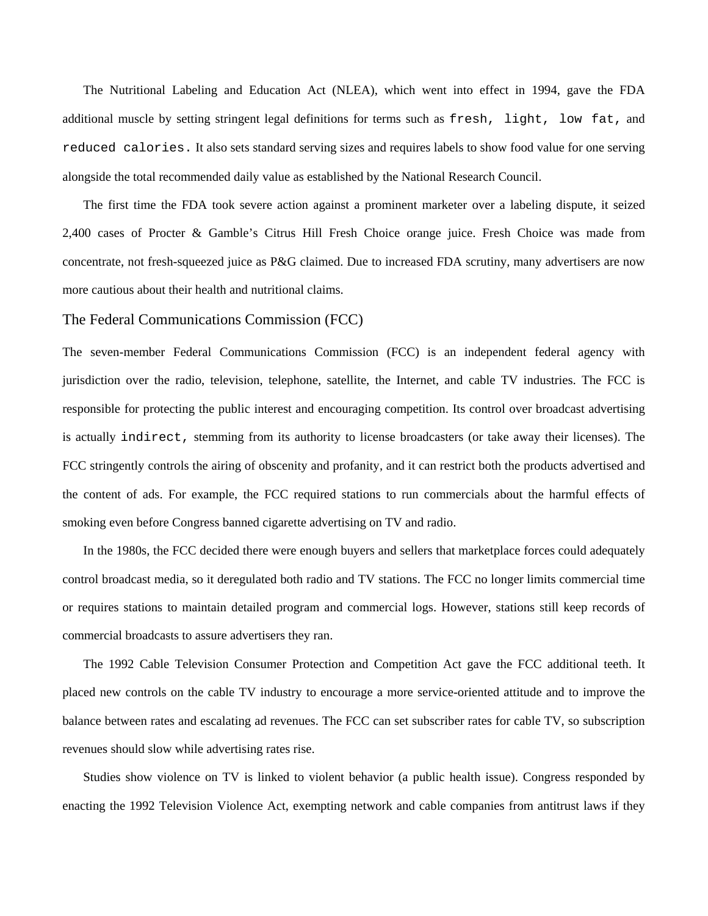The Nutritional Labeling and Education Act (NLEA), which went into effect in 1994, gave the FDA additional muscle by setting stringent legal definitions for terms such as `fresh, light, low fat,` and `reduced calories.` It also sets standard serving sizes and requires labels to show food value for one serving alongside the total recommended daily value as established by the National Research Council.

The first time the FDA took severe action against a prominent marketer over a labeling dispute, it seized 2,400 cases of Procter & Gamble's Citrus Hill Fresh Choice orange juice. Fresh Choice was made from concentrate, not fresh-squeezed juice as P&G claimed. Due to increased FDA scrutiny, many advertisers are now more cautious about their health and nutritional claims.

## The Federal Communications Commission (FCC)

The seven-member Federal Communications Commission (FCC) is an independent federal agency with jurisdiction over the radio, television, telephone, satellite, the Internet, and cable TV industries. The FCC is responsible for protecting the public interest and encouraging competition. Its control over broadcast advertising is actually `indirect,` stemming from its authority to license broadcasters (or take away their licenses). The FCC stringently controls the airing of obscenity and profanity, and it can restrict both the products advertised and the content of ads. For example, the FCC required stations to run commercials about the harmful effects of smoking even before Congress banned cigarette advertising on TV and radio.

In the 1980s, the FCC decided there were enough buyers and sellers that marketplace forces could adequately control broadcast media, so it deregulated both radio and TV stations. The FCC no longer limits commercial time or requires stations to maintain detailed program and commercial logs. However, stations still keep records of commercial broadcasts to assure advertisers they ran.

The 1992 Cable Television Consumer Protection and Competition Act gave the FCC additional teeth. It placed new controls on the cable TV industry to encourage a more service-oriented attitude and to improve the balance between rates and escalating ad revenues. The FCC can set subscriber rates for cable TV, so subscription revenues should slow while advertising rates rise.

Studies show violence on TV is linked to violent behavior (a public health issue). Congress responded by enacting the 1992 Television Violence Act, exempting network and cable companies from antitrust laws if they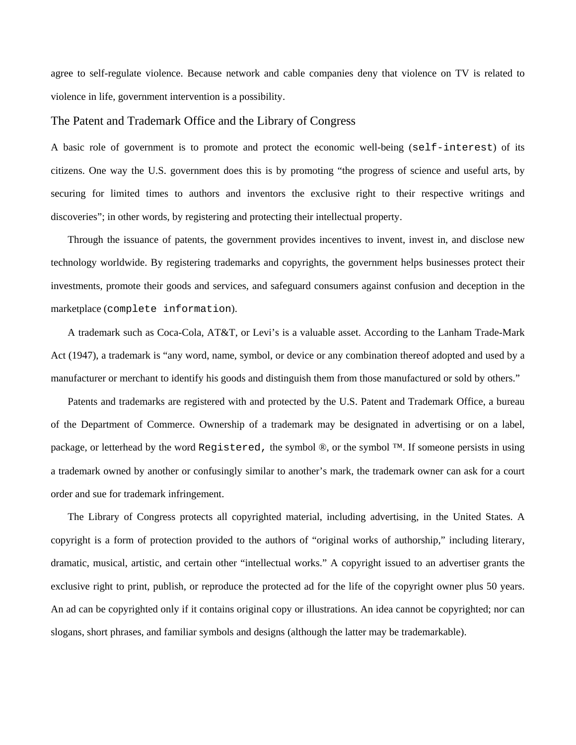agree to self-regulate violence. Because network and cable companies deny that violence on TV is related to violence in life, government intervention is a possibility.

## The Patent and Trademark Office and the Library of Congress

A basic role of government is to promote and protect the economic well-being (`self-interest`) of its citizens. One way the U.S. government does this is by promoting "the progress of science and useful arts, by securing for limited times to authors and inventors the exclusive right to their respective writings and discoveries"; in other words, by registering and protecting their intellectual property.

Through the issuance of patents, the government provides incentives to invent, invest in, and disclose new technology worldwide. By registering trademarks and copyrights, the government helps businesses protect their investments, promote their goods and services, and safeguard consumers against confusion and deception in the marketplace (`complete information`).

A trademark such as Coca-Cola, AT&T, or Levi's is a valuable asset. According to the Lanham Trade-Mark Act (1947), a trademark is "any word, name, symbol, or device or any combination thereof adopted and used by a manufacturer or merchant to identify his goods and distinguish them from those manufactured or sold by others."

Patents and trademarks are registered with and protected by the U.S. Patent and Trademark Office, a bureau of the Department of Commerce. Ownership of a trademark may be designated in advertising or on a label, package, or letterhead by the word `Registered,` the symbol ®, or the symbol ™. If someone persists in using a trademark owned by another or confusingly similar to another's mark, the trademark owner can ask for a court order and sue for trademark infringement.

The Library of Congress protects all copyrighted material, including advertising, in the United States. A copyright is a form of protection provided to the authors of "original works of authorship," including literary, dramatic, musical, artistic, and certain other "intellectual works." A copyright issued to an advertiser grants the exclusive right to print, publish, or reproduce the protected ad for the life of the copyright owner plus 50 years. An ad can be copyrighted only if it contains original copy or illustrations. An idea cannot be copyrighted; nor can slogans, short phrases, and familiar symbols and designs (although the latter may be trademarkable).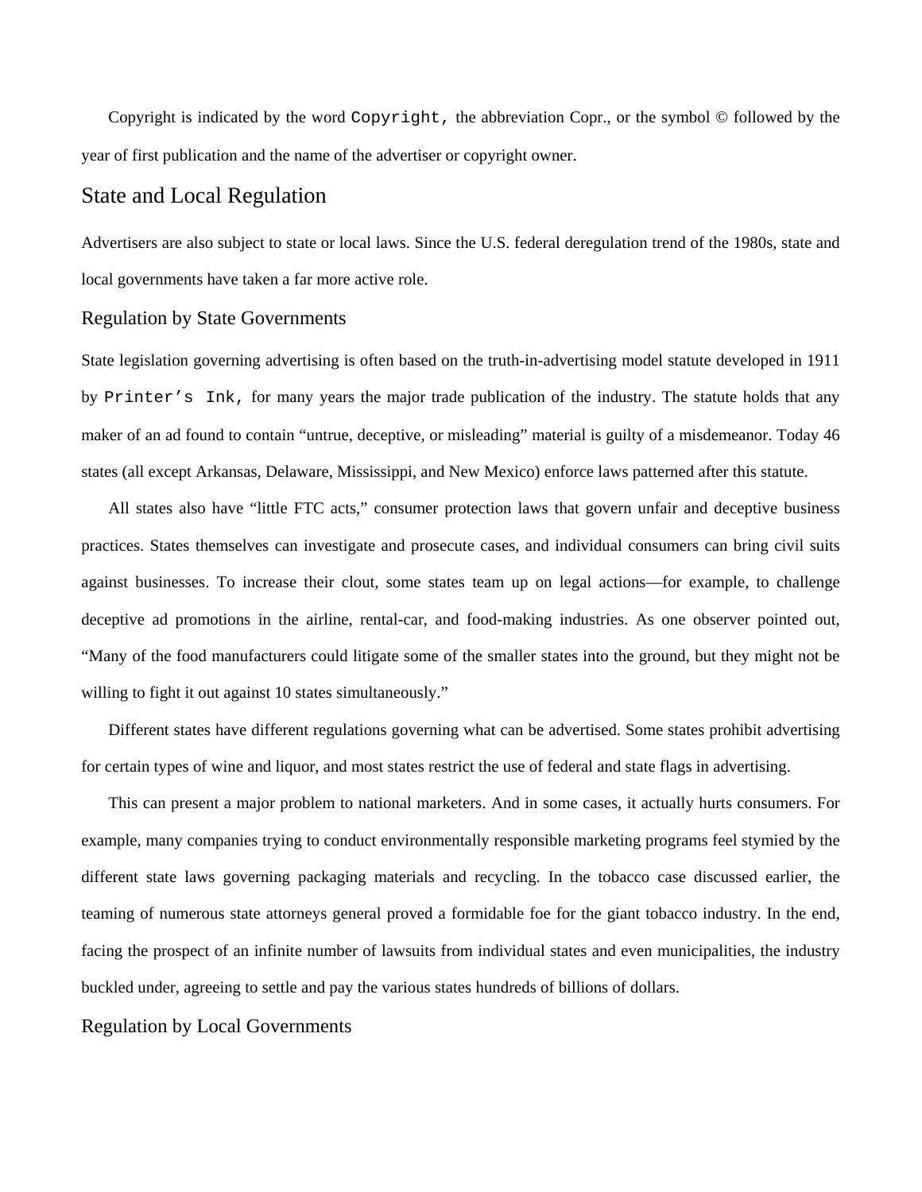Copyright is indicated by the word Copyright, the abbreviation Copr., or the symbol © followed by the year of first publication and the name of the advertiser or copyright owner.

## State and Local Regulation

Advertisers are also subject to state or local laws. Since the U.S. federal deregulation trend of the 1980s, state and local governments have taken a far more active role.

### Regulation by State Governments

State legislation governing advertising is often based on the truth-in-advertising model statute developed in 1911 by Printer's Ink, for many years the major trade publication of the industry. The statute holds that any maker of an ad found to contain "untrue, deceptive, or misleading" material is guilty of a misdemeanor. Today 46 states (all except Arkansas, Delaware, Mississippi, and New Mexico) enforce laws patterned after this statute.

All states also have "little FTC acts," consumer protection laws that govern unfair and deceptive business practices. States themselves can investigate and prosecute cases, and individual consumers can bring civil suits against businesses. To increase their clout, some states team up on legal actions—for example, to challenge deceptive ad promotions in the airline, rental-car, and food-making industries. As one observer pointed out, "Many of the food manufacturers could litigate some of the smaller states into the ground, but they might not be willing to fight it out against 10 states simultaneously."

Different states have different regulations governing what can be advertised. Some states prohibit advertising for certain types of wine and liquor, and most states restrict the use of federal and state flags in advertising.

This can present a major problem to national marketers. And in some cases, it actually hurts consumers. For example, many companies trying to conduct environmentally responsible marketing programs feel stymied by the different state laws governing packaging materials and recycling. In the tobacco case discussed earlier, the teaming of numerous state attorneys general proved a formidable foe for the giant tobacco industry. In the end, facing the prospect of an infinite number of lawsuits from individual states and even municipalities, the industry buckled under, agreeing to settle and pay the various states hundreds of billions of dollars.

### Regulation by Local Governments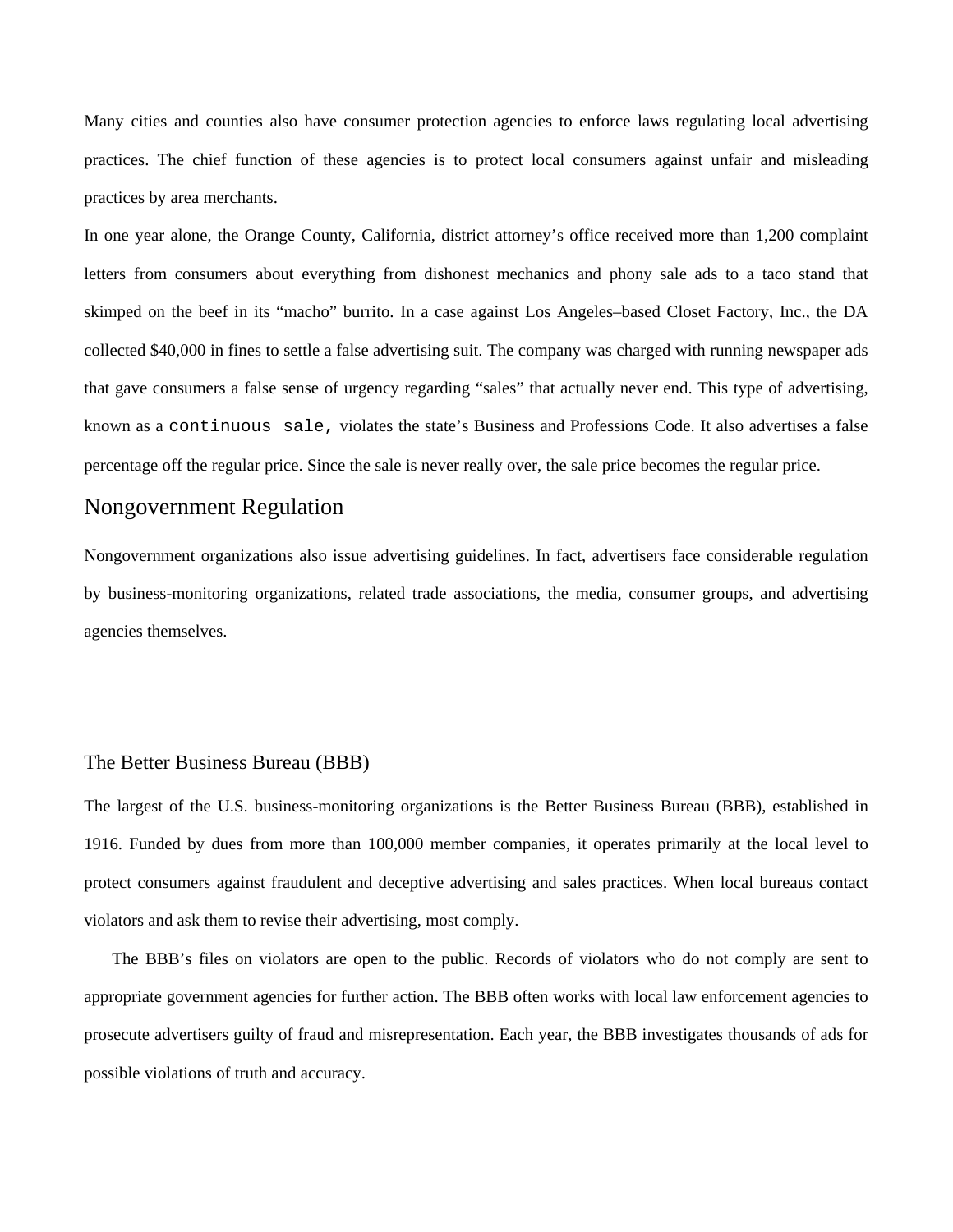Many cities and counties also have consumer protection agencies to enforce laws regulating local advertising practices. The chief function of these agencies is to protect local consumers against unfair and misleading practices by area merchants.

In one year alone, the Orange County, California, district attorney's office received more than 1,200 complaint letters from consumers about everything from dishonest mechanics and phony sale ads to a taco stand that skimped on the beef in its "macho" burrito. In a case against Los Angeles–based Closet Factory, Inc., the DA collected $40,000 in fines to settle a false advertising suit. The company was charged with running newspaper ads that gave consumers a false sense of urgency regarding "sales" that actually never end. This type of advertising, known as a continuous sale, violates the state's Business and Professions Code. It also advertises a false percentage off the regular price. Since the sale is never really over, the sale price becomes the regular price.

## Nongovernment Regulation

Nongovernment organizations also issue advertising guidelines. In fact, advertisers face considerable regulation by business-monitoring organizations, related trade associations, the media, consumer groups, and advertising agencies themselves.

### The Better Business Bureau (BBB)

The largest of the U.S. business-monitoring organizations is the Better Business Bureau (BBB), established in 1916. Funded by dues from more than 100,000 member companies, it operates primarily at the local level to protect consumers against fraudulent and deceptive advertising and sales practices. When local bureaus contact violators and ask them to revise their advertising, most comply.

The BBB's files on violators are open to the public. Records of violators who do not comply are sent to appropriate government agencies for further action. The BBB often works with local law enforcement agencies to prosecute advertisers guilty of fraud and misrepresentation. Each year, the BBB investigates thousands of ads for possible violations of truth and accuracy.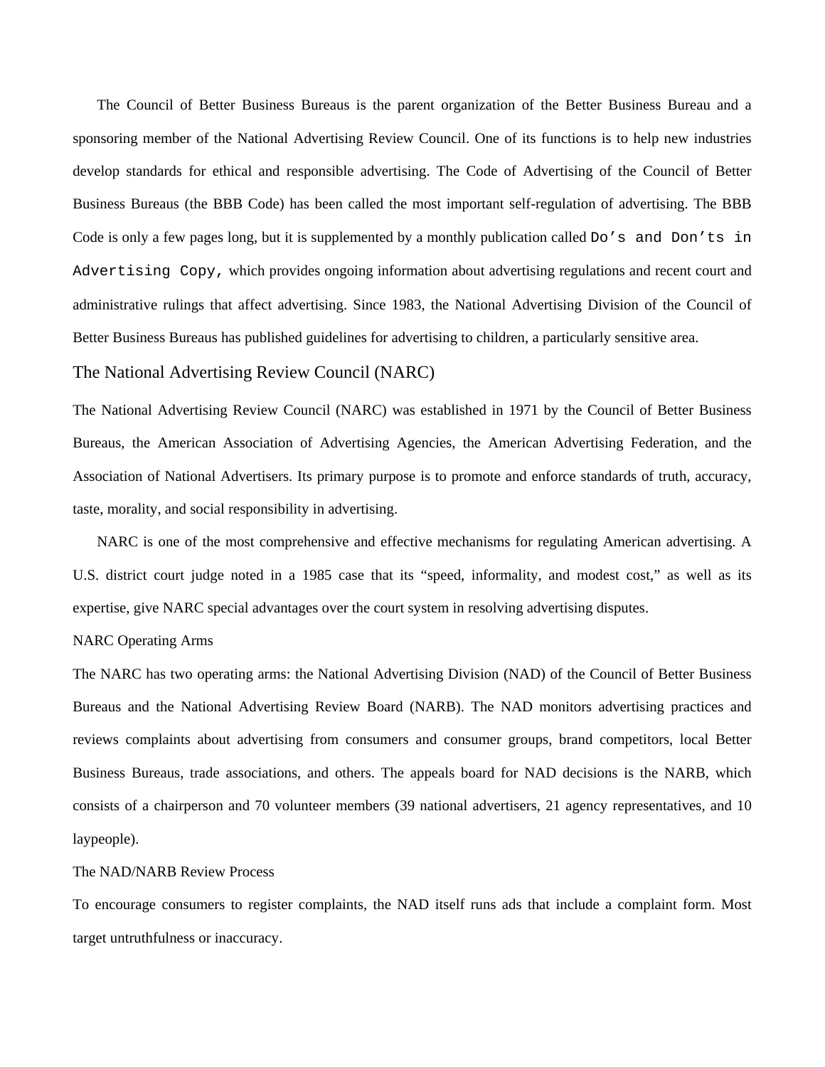The Council of Better Business Bureaus is the parent organization of the Better Business Bureau and a sponsoring member of the National Advertising Review Council. One of its functions is to help new industries develop standards for ethical and responsible advertising. The Code of Advertising of the Council of Better Business Bureaus (the BBB Code) has been called the most important self-regulation of advertising. The BBB Code is only a few pages long, but it is supplemented by a monthly publication called `Do's and Don'ts in Advertising Copy,` which provides ongoing information about advertising regulations and recent court and administrative rulings that affect advertising. Since 1983, the National Advertising Division of the Council of Better Business Bureaus has published guidelines for advertising to children, a particularly sensitive area.

## The National Advertising Review Council (NARC)

The National Advertising Review Council (NARC) was established in 1971 by the Council of Better Business Bureaus, the American Association of Advertising Agencies, the American Advertising Federation, and the Association of National Advertisers. Its primary purpose is to promote and enforce standards of truth, accuracy, taste, morality, and social responsibility in advertising.

NARC is one of the most comprehensive and effective mechanisms for regulating American advertising. A U.S. district court judge noted in a 1985 case that its "speed, informality, and modest cost," as well as its expertise, give NARC special advantages over the court system in resolving advertising disputes.

### NARC Operating Arms

The NARC has two operating arms: the National Advertising Division (NAD) of the Council of Better Business Bureaus and the National Advertising Review Board (NARB). The NAD monitors advertising practices and reviews complaints about advertising from consumers and consumer groups, brand competitors, local Better Business Bureaus, trade associations, and others. The appeals board for NAD decisions is the NARB, which consists of a chairperson and 70 volunteer members (39 national advertisers, 21 agency representatives, and 10 laypeople).

### The NAD/NARB Review Process

To encourage consumers to register complaints, the NAD itself runs ads that include a complaint form. Most target untruthfulness or inaccuracy.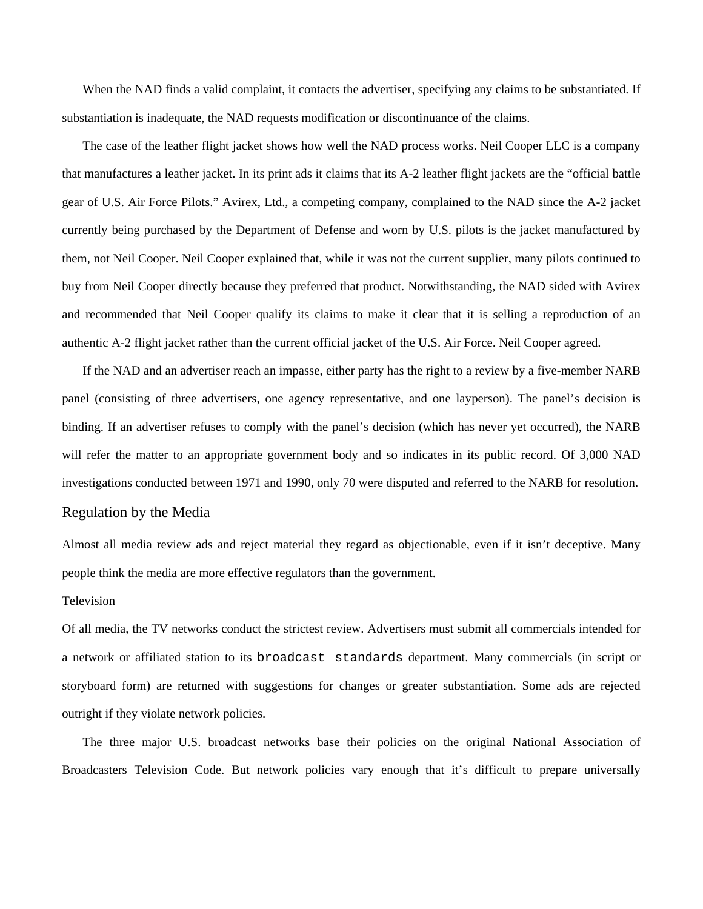When the NAD finds a valid complaint, it contacts the advertiser, specifying any claims to be substantiated. If substantiation is inadequate, the NAD requests modification or discontinuance of the claims.

The case of the leather flight jacket shows how well the NAD process works. Neil Cooper LLC is a company that manufactures a leather jacket. In its print ads it claims that its A-2 leather flight jackets are the "official battle gear of U.S. Air Force Pilots." Avirex, Ltd., a competing company, complained to the NAD since the A-2 jacket currently being purchased by the Department of Defense and worn by U.S. pilots is the jacket manufactured by them, not Neil Cooper. Neil Cooper explained that, while it was not the current supplier, many pilots continued to buy from Neil Cooper directly because they preferred that product. Notwithstanding, the NAD sided with Avirex and recommended that Neil Cooper qualify its claims to make it clear that it is selling a reproduction of an authentic A-2 flight jacket rather than the current official jacket of the U.S. Air Force. Neil Cooper agreed.

If the NAD and an advertiser reach an impasse, either party has the right to a review by a five-member NARB panel (consisting of three advertisers, one agency representative, and one layperson). The panel's decision is binding. If an advertiser refuses to comply with the panel's decision (which has never yet occurred), the NARB will refer the matter to an appropriate government body and so indicates in its public record. Of 3,000 NAD investigations conducted between 1971 and 1990, only 70 were disputed and referred to the NARB for resolution.

## Regulation by the Media

Almost all media review ads and reject material they regard as objectionable, even if it isn't deceptive. Many people think the media are more effective regulators than the government.

### Television

Of all media, the TV networks conduct the strictest review. Advertisers must submit all commercials intended for a network or affiliated station to its `broadcast standards` department. Many commercials (in script or storyboard form) are returned with suggestions for changes or greater substantiation. Some ads are rejected outright if they violate network policies.

The three major U.S. broadcast networks base their policies on the original National Association of Broadcasters Television Code. But network policies vary enough that it's difficult to prepare universally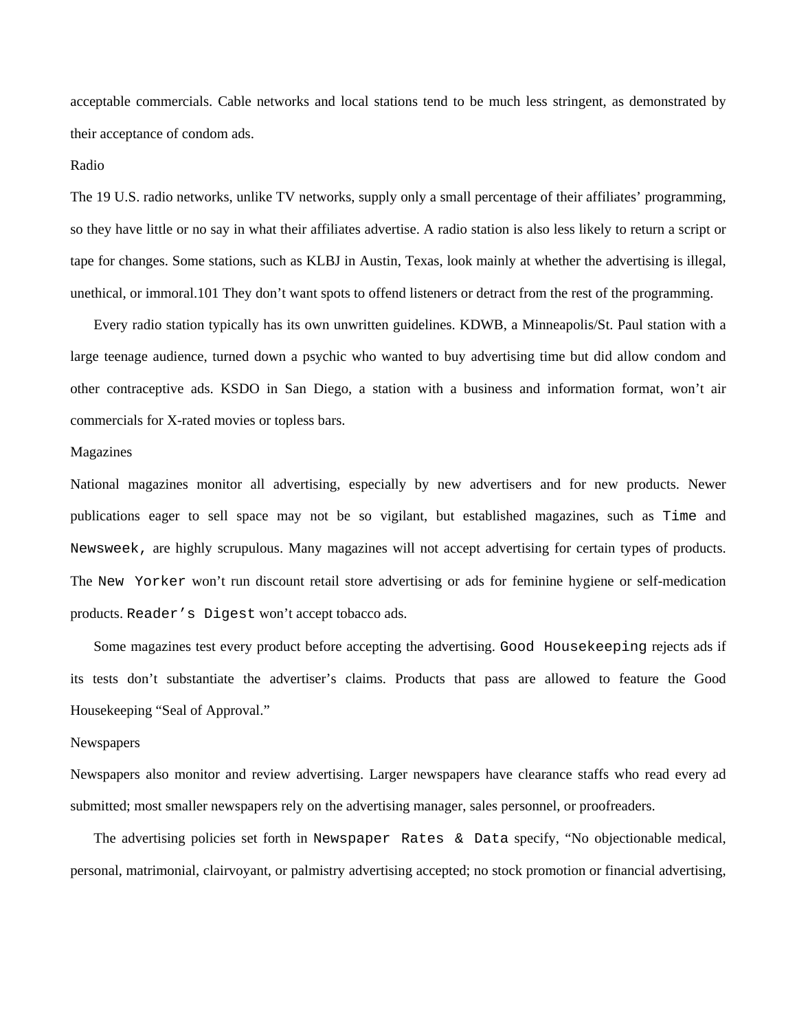acceptable commercials. Cable networks and local stations tend to be much less stringent, as demonstrated by their acceptance of condom ads.

### Radio

The 19 U.S. radio networks, unlike TV networks, supply only a small percentage of their affiliates' programming, so they have little or no say in what their affiliates advertise. A radio station is also less likely to return a script or tape for changes. Some stations, such as KLBJ in Austin, Texas, look mainly at whether the advertising is illegal, unethical, or immoral.[101] They don't want spots to offend listeners or detract from the rest of the programming.

Every radio station typically has its own unwritten guidelines. KDWB, a Minneapolis/St. Paul station with a large teenage audience, turned down a psychic who wanted to buy advertising time but did allow condom and other contraceptive ads. KSDO in San Diego, a station with a business and information format, won't air commercials for X-rated movies or topless bars.

### Magazines

National magazines monitor all advertising, especially by new advertisers and for new products. Newer publications eager to sell space may not be so vigilant, but established magazines, such as *Time* and *Newsweek,* are highly scrupulous. Many magazines will not accept advertising for certain types of products. The *New Yorker* won't run discount retail store advertising or ads for feminine hygiene or self-medication products. *Reader's Digest* won't accept tobacco ads.

Some magazines test every product before accepting the advertising. *Good Housekeeping* rejects ads if its tests don't substantiate the advertiser's claims. Products that pass are allowed to feature the Good Housekeeping "Seal of Approval."

### Newspapers

Newspapers also monitor and review advertising. Larger newspapers have clearance staffs who read every ad submitted; most smaller newspapers rely on the advertising manager, sales personnel, or proofreaders.

The advertising policies set forth in *Newspaper Rates & Data* specify, "No objectionable medical, personal, matrimonial, clairvoyant, or palmistry advertising accepted; no stock promotion or financial advertising,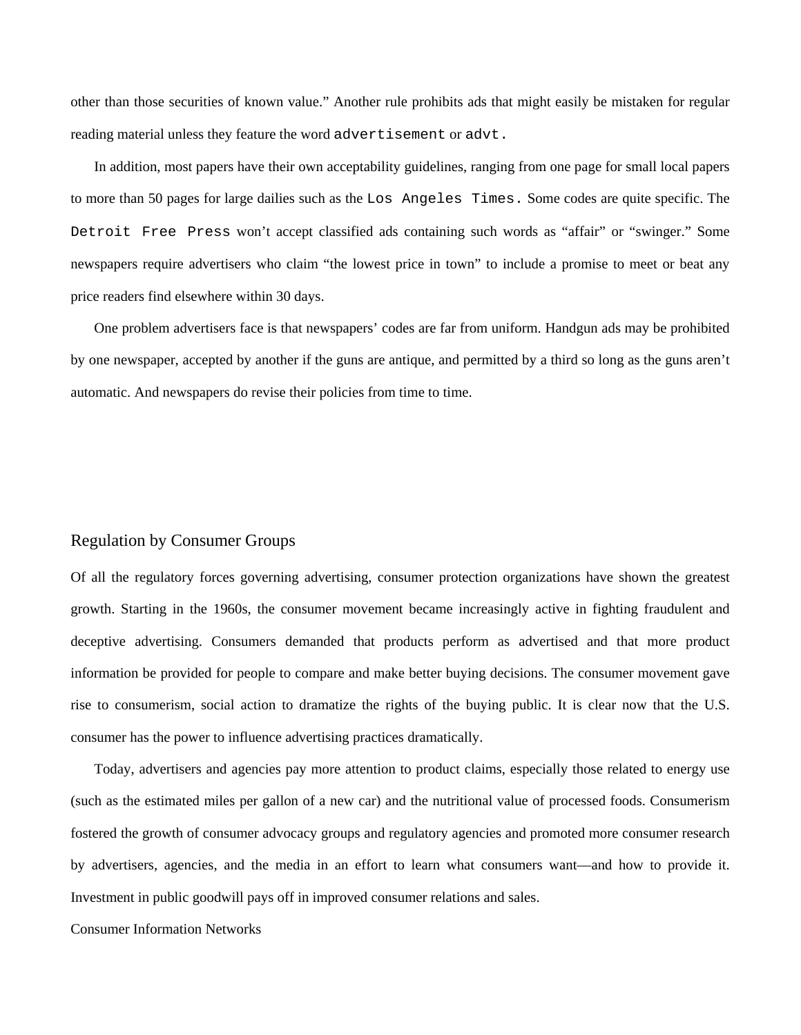other than those securities of known value." Another rule prohibits ads that might easily be mistaken for regular reading material unless they feature the word `advertisement` or `advt.`

In addition, most papers have their own acceptability guidelines, ranging from one page for small local papers to more than 50 pages for large dailies such as the `Los Angeles Times.` Some codes are quite specific. The `Detroit Free Press` won't accept classified ads containing such words as "affair" or "swinger." Some newspapers require advertisers who claim "the lowest price in town" to include a promise to meet or beat any price readers find elsewhere within 30 days.

One problem advertisers face is that newspapers' codes are far from uniform. Handgun ads may be prohibited by one newspaper, accepted by another if the guns are antique, and permitted by a third so long as the guns aren't automatic. And newspapers do revise their policies from time to time.

## Regulation by Consumer Groups

Of all the regulatory forces governing advertising, consumer protection organizations have shown the greatest growth. Starting in the 1960s, the consumer movement became increasingly active in fighting fraudulent and deceptive advertising. Consumers demanded that products perform as advertised and that more product information be provided for people to compare and make better buying decisions. The consumer movement gave rise to consumerism, social action to dramatize the rights of the buying public. It is clear now that the U.S. consumer has the power to influence advertising practices dramatically.

Today, advertisers and agencies pay more attention to product claims, especially those related to energy use (such as the estimated miles per gallon of a new car) and the nutritional value of processed foods. Consumerism fostered the growth of consumer advocacy groups and regulatory agencies and promoted more consumer research by advertisers, agencies, and the media in an effort to learn what consumers want—and how to provide it. Investment in public goodwill pays off in improved consumer relations and sales.

### Consumer Information Networks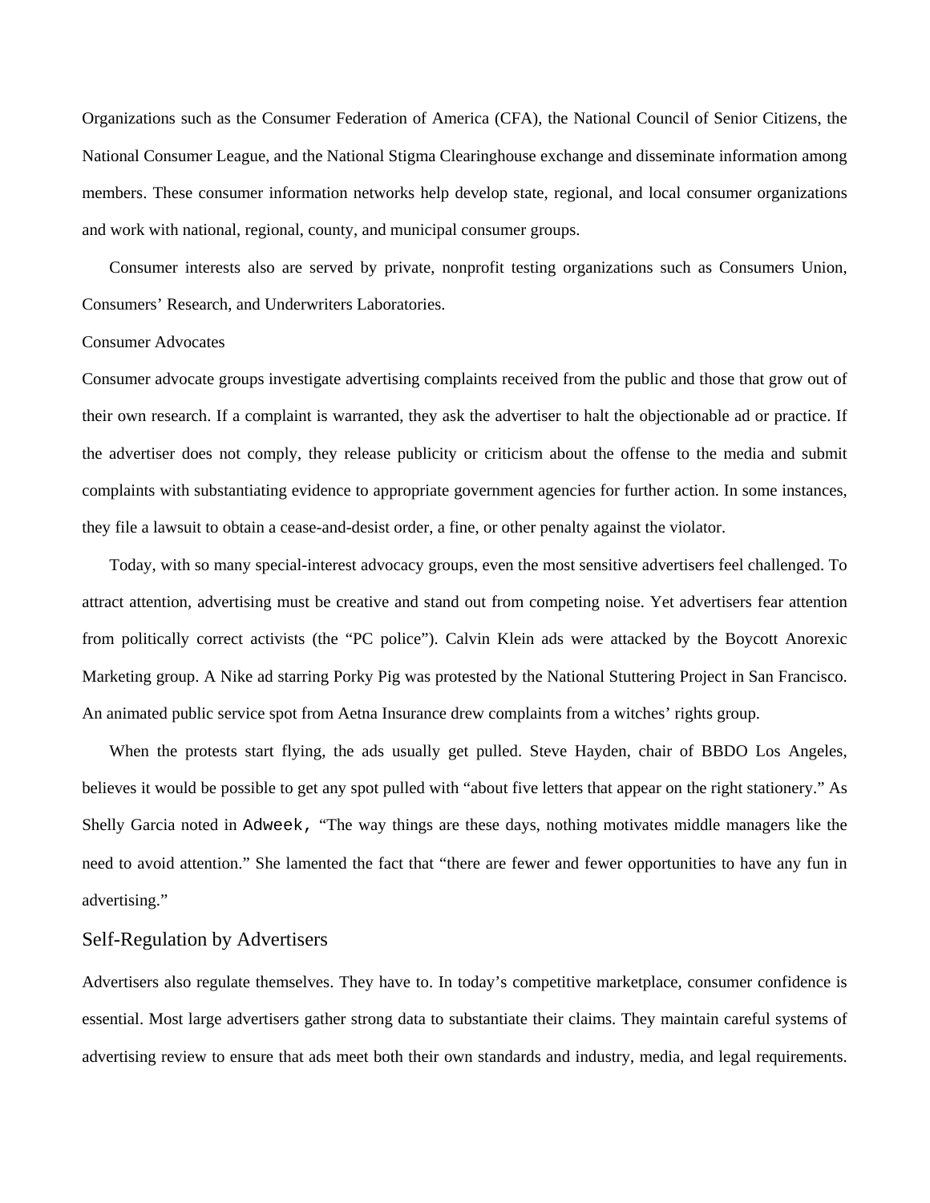Organizations such as the Consumer Federation of America (CFA), the National Council of Senior Citizens, the National Consumer League, and the National Stigma Clearinghouse exchange and disseminate information among members. These consumer information networks help develop state, regional, and local consumer organizations and work with national, regional, county, and municipal consumer groups.

Consumer interests also are served by private, nonprofit testing organizations such as Consumers Union, Consumers' Research, and Underwriters Laboratories.

### Consumer Advocates

Consumer advocate groups investigate advertising complaints received from the public and those that grow out of their own research. If a complaint is warranted, they ask the advertiser to halt the objectionable ad or practice. If the advertiser does not comply, they release publicity or criticism about the offense to the media and submit complaints with substantiating evidence to appropriate government agencies for further action. In some instances, they file a lawsuit to obtain a cease-and-desist order, a fine, or other penalty against the violator.

Today, with so many special-interest advocacy groups, even the most sensitive advertisers feel challenged. To attract attention, advertising must be creative and stand out from competing noise. Yet advertisers fear attention from politically correct activists (the "PC police"). Calvin Klein ads were attacked by the Boycott Anorexic Marketing group. A Nike ad starring Porky Pig was protested by the National Stuttering Project in San Francisco. An animated public service spot from Aetna Insurance drew complaints from a witches' rights group.

When the protests start flying, the ads usually get pulled. Steve Hayden, chair of BBDO Los Angeles, believes it would be possible to get any spot pulled with "about five letters that appear on the right stationery." As Shelly Garcia noted in *Adweek,* "The way things are these days, nothing motivates middle managers like the need to avoid attention." She lamented the fact that "there are fewer and fewer opportunities to have any fun in advertising."

## Self-Regulation by Advertisers

Advertisers also regulate themselves. They have to. In today's competitive marketplace, consumer confidence is essential. Most large advertisers gather strong data to substantiate their claims. They maintain careful systems of advertising review to ensure that ads meet both their own standards and industry, media, and legal requirements.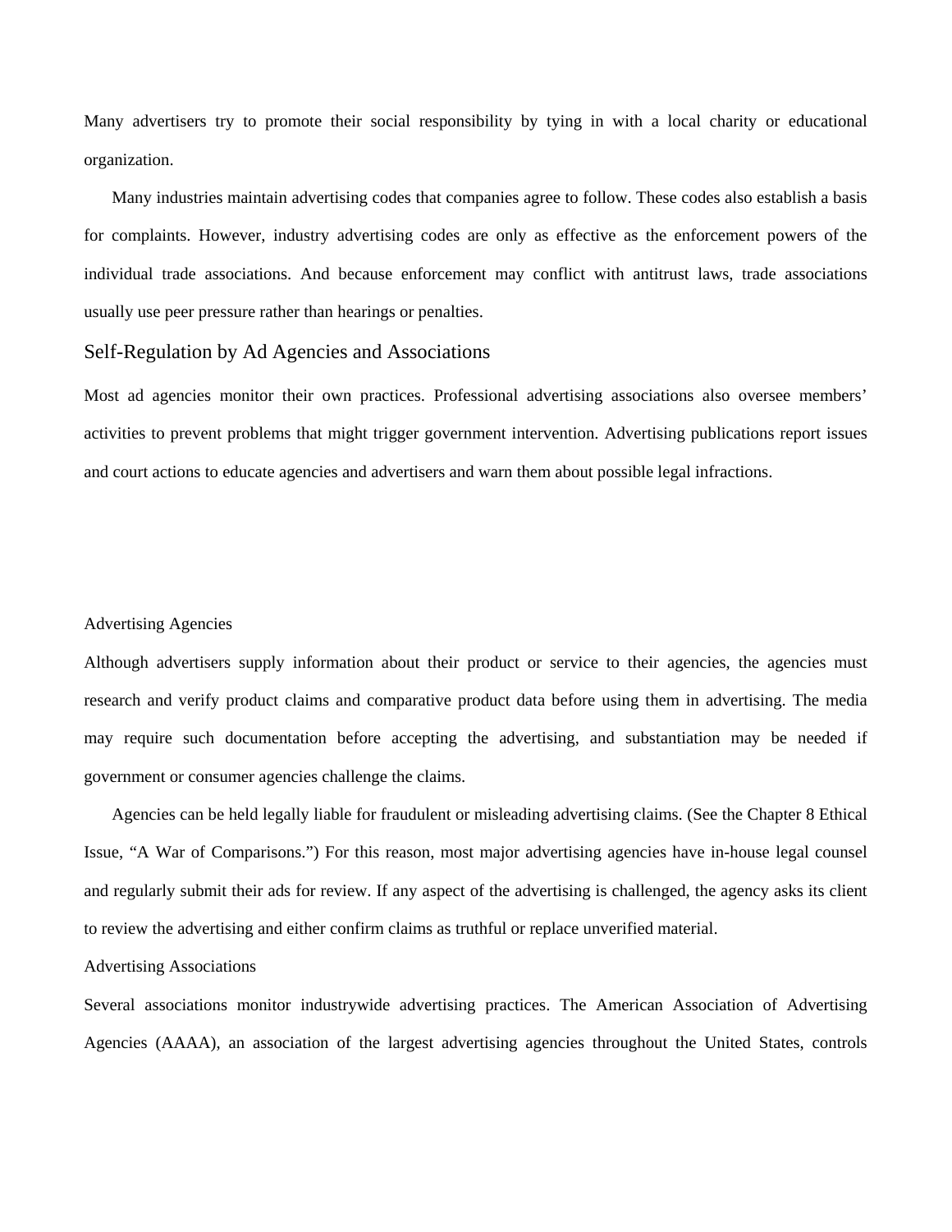Many advertisers try to promote their social responsibility by tying in with a local charity or educational organization.

Many industries maintain advertising codes that companies agree to follow. These codes also establish a basis for complaints. However, industry advertising codes are only as effective as the enforcement powers of the individual trade associations. And because enforcement may conflict with antitrust laws, trade associations usually use peer pressure rather than hearings or penalties.

## Self-Regulation by Ad Agencies and Associations

Most ad agencies monitor their own practices. Professional advertising associations also oversee members' activities to prevent problems that might trigger government intervention. Advertising publications report issues and court actions to educate agencies and advertisers and warn them about possible legal infractions.

### Advertising Agencies

Although advertisers supply information about their product or service to their agencies, the agencies must research and verify product claims and comparative product data before using them in advertising. The media may require such documentation before accepting the advertising, and substantiation may be needed if government or consumer agencies challenge the claims.

Agencies can be held legally liable for fraudulent or misleading advertising claims. (See the Chapter 8 Ethical Issue, "A War of Comparisons.") For this reason, most major advertising agencies have in-house legal counsel and regularly submit their ads for review. If any aspect of the advertising is challenged, the agency asks its client to review the advertising and either confirm claims as truthful or replace unverified material.

### Advertising Associations

Several associations monitor industrywide advertising practices. The American Association of Advertising Agencies (AAAA), an association of the largest advertising agencies throughout the United States, controls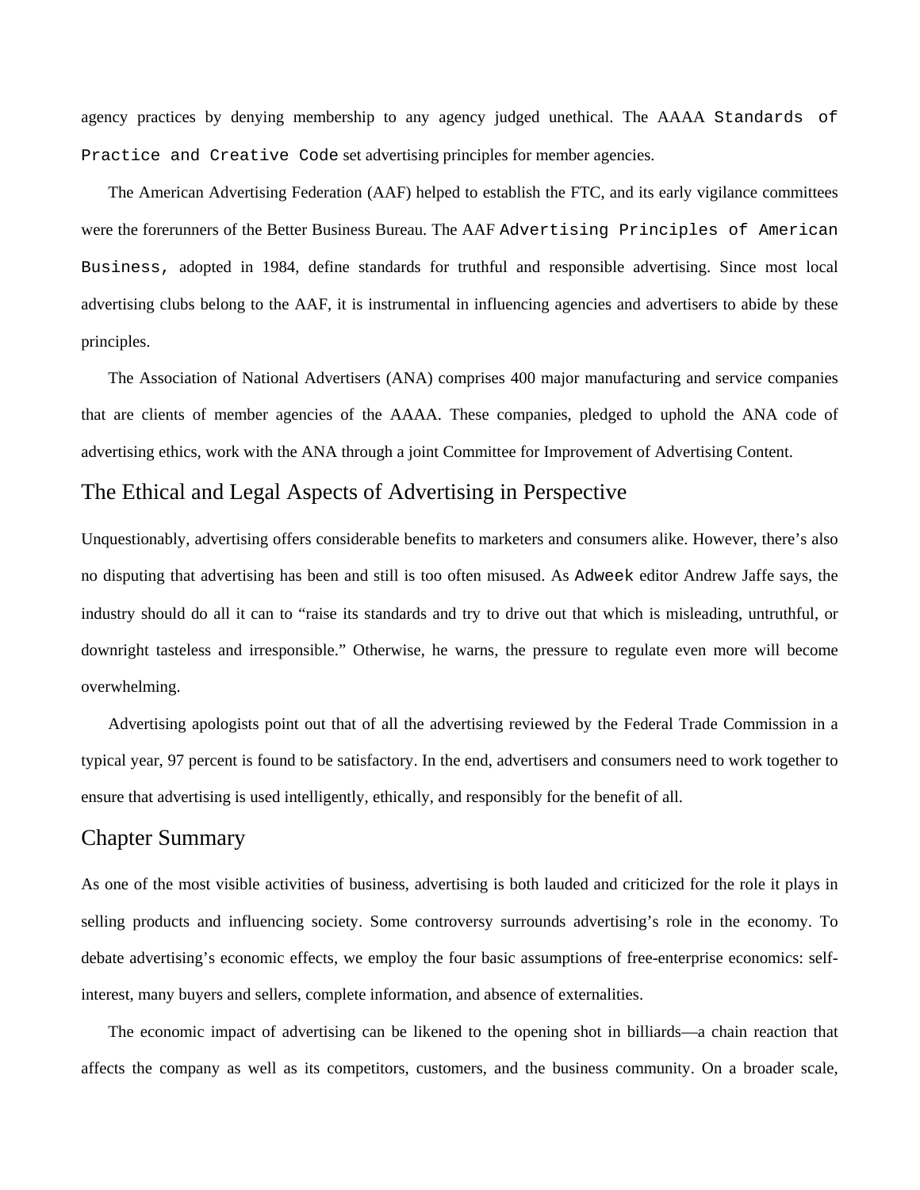agency practices by denying membership to any agency judged unethical. The AAAA *Standards of Practice and Creative Code* set advertising principles for member agencies.

The American Advertising Federation (AAF) helped to establish the FTC, and its early vigilance committees were the forerunners of the Better Business Bureau. The AAF *Advertising Principles of American Business,* adopted in 1984, define standards for truthful and responsible advertising. Since most local advertising clubs belong to the AAF, it is instrumental in influencing agencies and advertisers to abide by these principles.

The Association of National Advertisers (ANA) comprises 400 major manufacturing and service companies that are clients of member agencies of the AAAA. These companies, pledged to uphold the ANA code of advertising ethics, work with the ANA through a joint Committee for Improvement of Advertising Content.

## The Ethical and Legal Aspects of Advertising in Perspective

Unquestionably, advertising offers considerable benefits to marketers and consumers alike. However, there's also no disputing that advertising has been and still is too often misused. As *Adweek* editor Andrew Jaffe says, the industry should do all it can to "raise its standards and try to drive out that which is misleading, untruthful, or downright tasteless and irresponsible." Otherwise, he warns, the pressure to regulate even more will become overwhelming.

Advertising apologists point out that of all the advertising reviewed by the Federal Trade Commission in a typical year, 97 percent is found to be satisfactory. In the end, advertisers and consumers need to work together to ensure that advertising is used intelligently, ethically, and responsibly for the benefit of all.

## Chapter Summary

As one of the most visible activities of business, advertising is both lauded and criticized for the role it plays in selling products and influencing society. Some controversy surrounds advertising's role in the economy. To debate advertising's economic effects, we employ the four basic assumptions of free-enterprise economics: self-interest, many buyers and sellers, complete information, and absence of externalities.

The economic impact of advertising can be likened to the opening shot in billiards—a chain reaction that affects the company as well as its competitors, customers, and the business community. On a broader scale,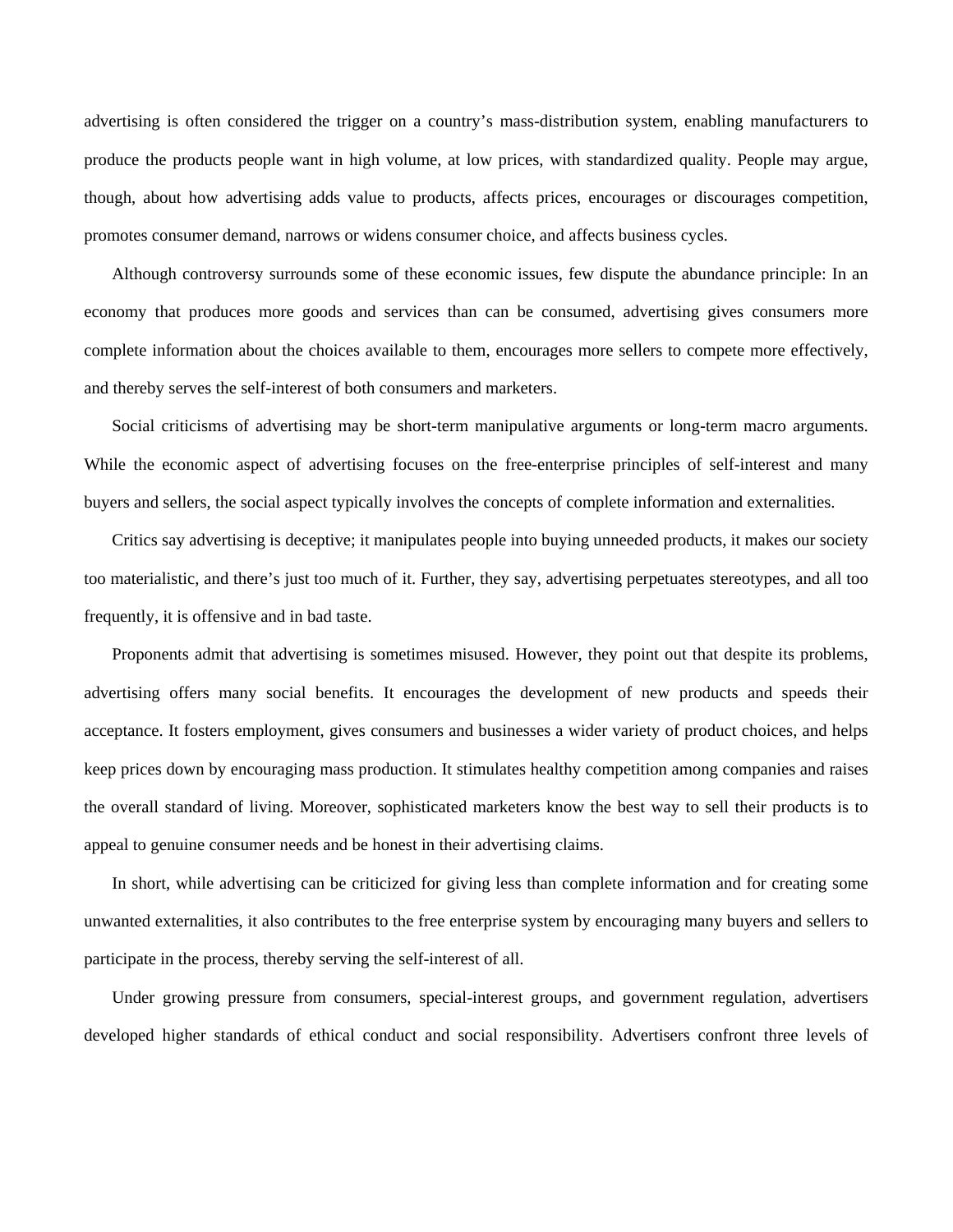advertising is often considered the trigger on a country's mass-distribution system, enabling manufacturers to produce the products people want in high volume, at low prices, with standardized quality. People may argue, though, about how advertising adds value to products, affects prices, encourages or discourages competition, promotes consumer demand, narrows or widens consumer choice, and affects business cycles.

Although controversy surrounds some of these economic issues, few dispute the abundance principle: In an economy that produces more goods and services than can be consumed, advertising gives consumers more complete information about the choices available to them, encourages more sellers to compete more effectively, and thereby serves the self-interest of both consumers and marketers.

Social criticisms of advertising may be short-term manipulative arguments or long-term macro arguments. While the economic aspect of advertising focuses on the free-enterprise principles of self-interest and many buyers and sellers, the social aspect typically involves the concepts of complete information and externalities.

Critics say advertising is deceptive; it manipulates people into buying unneeded products, it makes our society too materialistic, and there's just too much of it. Further, they say, advertising perpetuates stereotypes, and all too frequently, it is offensive and in bad taste.

Proponents admit that advertising is sometimes misused. However, they point out that despite its problems, advertising offers many social benefits. It encourages the development of new products and speeds their acceptance. It fosters employment, gives consumers and businesses a wider variety of product choices, and helps keep prices down by encouraging mass production. It stimulates healthy competition among companies and raises the overall standard of living. Moreover, sophisticated marketers know the best way to sell their products is to appeal to genuine consumer needs and be honest in their advertising claims.

In short, while advertising can be criticized for giving less than complete information and for creating some unwanted externalities, it also contributes to the free enterprise system by encouraging many buyers and sellers to participate in the process, thereby serving the self-interest of all.

Under growing pressure from consumers, special-interest groups, and government regulation, advertisers developed higher standards of ethical conduct and social responsibility. Advertisers confront three levels of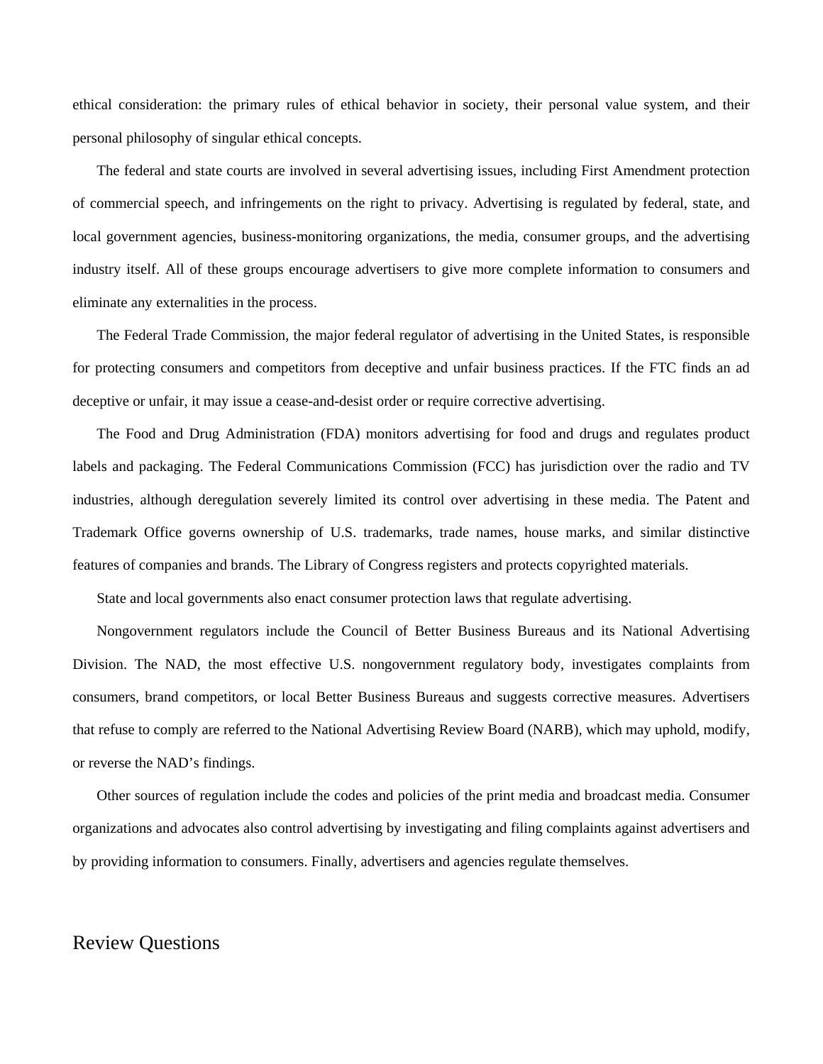ethical consideration: the primary rules of ethical behavior in society, their personal value system, and their personal philosophy of singular ethical concepts.

The federal and state courts are involved in several advertising issues, including First Amendment protection of commercial speech, and infringements on the right to privacy. Advertising is regulated by federal, state, and local government agencies, business-monitoring organizations, the media, consumer groups, and the advertising industry itself. All of these groups encourage advertisers to give more complete information to consumers and eliminate any externalities in the process.

The Federal Trade Commission, the major federal regulator of advertising in the United States, is responsible for protecting consumers and competitors from deceptive and unfair business practices. If the FTC finds an ad deceptive or unfair, it may issue a cease-and-desist order or require corrective advertising.

The Food and Drug Administration (FDA) monitors advertising for food and drugs and regulates product labels and packaging. The Federal Communications Commission (FCC) has jurisdiction over the radio and TV industries, although deregulation severely limited its control over advertising in these media. The Patent and Trademark Office governs ownership of U.S. trademarks, trade names, house marks, and similar distinctive features of companies and brands. The Library of Congress registers and protects copyrighted materials.

State and local governments also enact consumer protection laws that regulate advertising.

Nongovernment regulators include the Council of Better Business Bureaus and its National Advertising Division. The NAD, the most effective U.S. nongovernment regulatory body, investigates complaints from consumers, brand competitors, or local Better Business Bureaus and suggests corrective measures. Advertisers that refuse to comply are referred to the National Advertising Review Board (NARB), which may uphold, modify, or reverse the NAD's findings.

Other sources of regulation include the codes and policies of the print media and broadcast media. Consumer organizations and advocates also control advertising by investigating and filing complaints against advertisers and by providing information to consumers. Finally, advertisers and agencies regulate themselves.

## Review Questions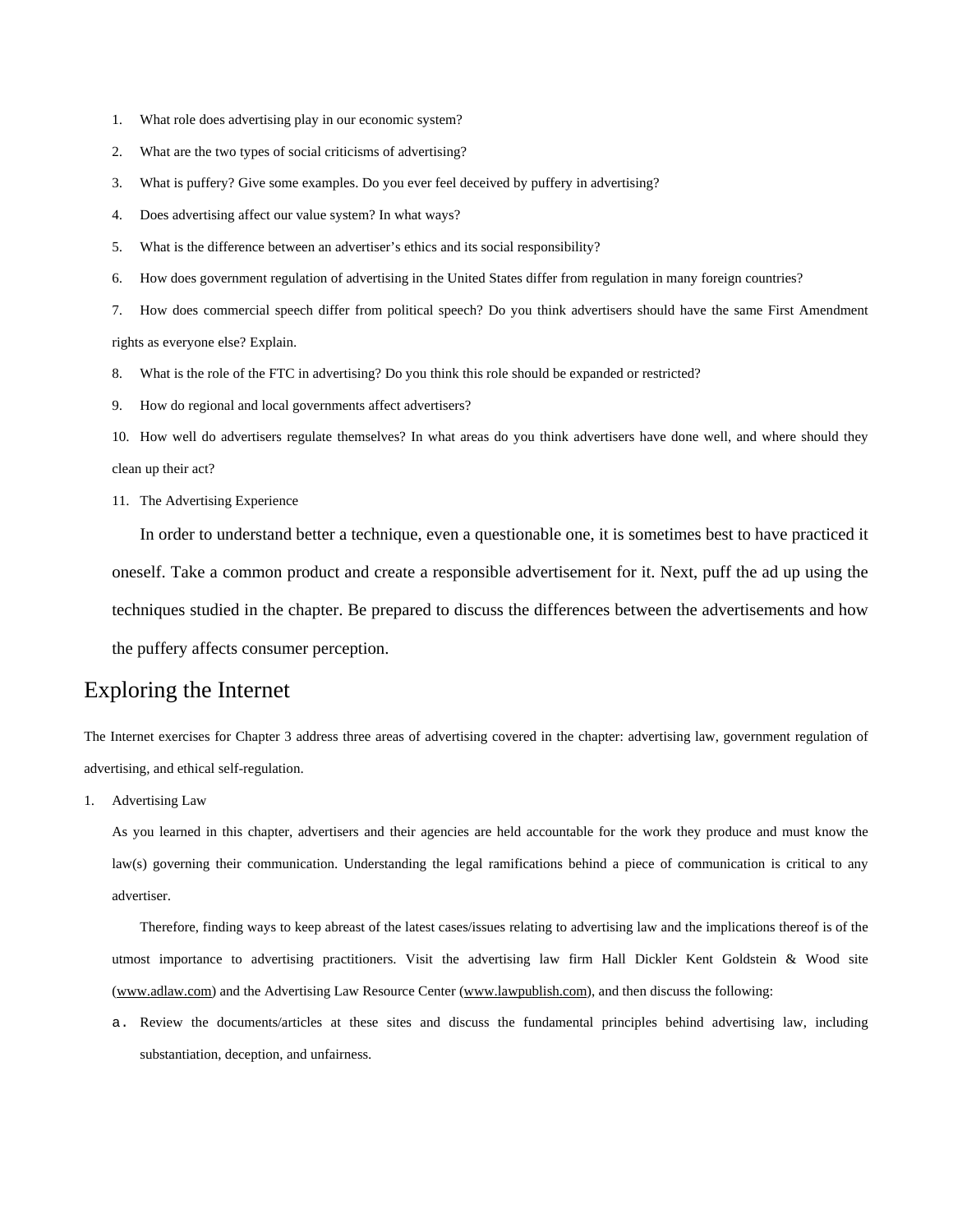1. What role does advertising play in our economic system?
2. What are the two types of social criticisms of advertising?
3. What is puffery? Give some examples. Do you ever feel deceived by puffery in advertising?
4. Does advertising affect our value system? In what ways?
5. What is the difference between an advertiser's ethics and its social responsibility?
6. How does government regulation of advertising in the United States differ from regulation in many foreign countries?
7. How does commercial speech differ from political speech? Do you think advertisers should have the same First Amendment rights as everyone else? Explain.
8. What is the role of the FTC in advertising? Do you think this role should be expanded or restricted?
9. How do regional and local governments affect advertisers?
10. How well do advertisers regulate themselves? In what areas do you think advertisers have done well, and where should they clean up their act?
11. The Advertising Experience

    In order to understand better a technique, even a questionable one, it is sometimes best to have practiced it oneself. Take a common product and create a responsible advertisement for it. Next, puff the ad up using the techniques studied in the chapter. Be prepared to discuss the differences between the advertisements and how the puffery affects consumer perception.

## Exploring the Internet

The Internet exercises for Chapter 3 address three areas of advertising covered in the chapter: advertising law, government regulation of advertising, and ethical self-regulation.

1. Advertising Law

   As you learned in this chapter, advertisers and their agencies are held accountable for the work they produce and must know the law(s) governing their communication. Understanding the legal ramifications behind a piece of communication is critical to any advertiser.

   Therefore, finding ways to keep abreast of the latest cases/issues relating to advertising law and the implications thereof is of the utmost importance to advertising practitioners. Visit the advertising law firm Hall Dickler Kent Goldstein & Wood site (www.adlaw.com) and the Advertising Law Resource Center (www.lawpublish.com), and then discuss the following:

   a. Review the documents/articles at these sites and discuss the fundamental principles behind advertising law, including substantiation, deception, and unfairness.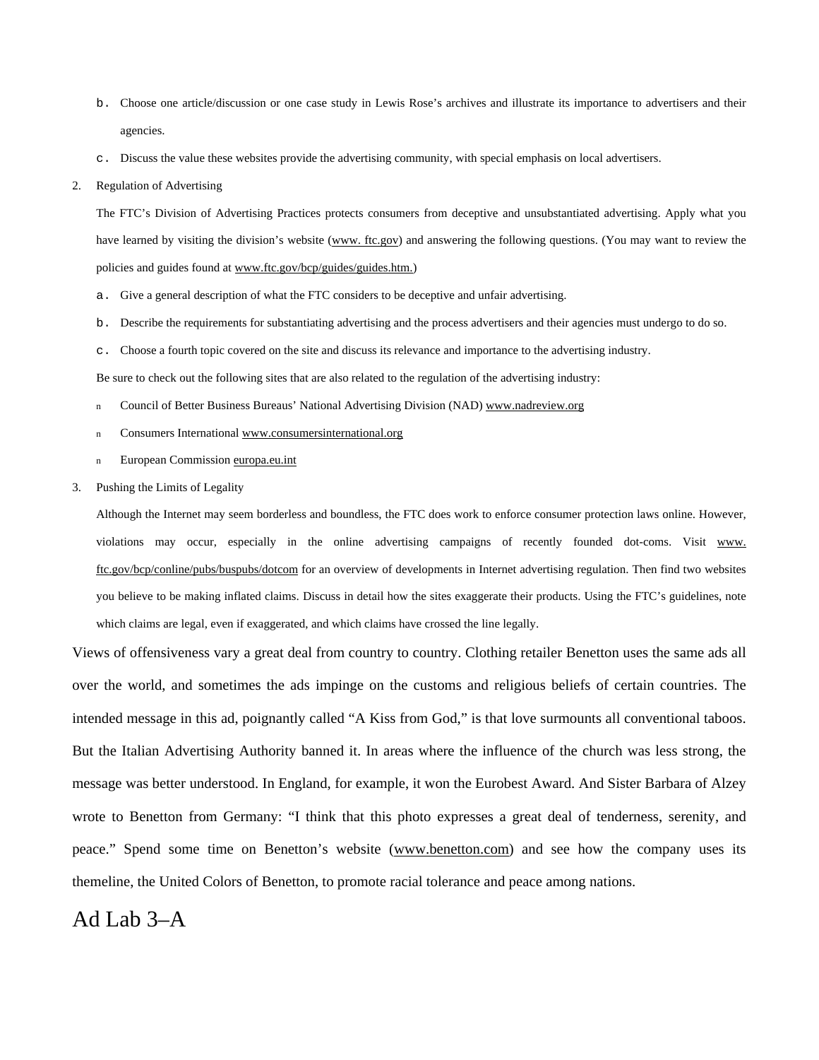b. Choose one article/discussion or one case study in Lewis Rose's archives and illustrate its importance to advertisers and their agencies.

c. Discuss the value these websites provide the advertising community, with special emphasis on local advertisers.

2. Regulation of Advertising

   The FTC's Division of Advertising Practices protects consumers from deceptive and unsubstantiated advertising. Apply what you have learned by visiting the division's website (www. ftc.gov) and answering the following questions. (You may want to review the policies and guides found at www.ftc.gov/bcp/guides/guides.htm.)

   a. Give a general description of what the FTC considers to be deceptive and unfair advertising.

   b. Describe the requirements for substantiating advertising and the process advertisers and their agencies must undergo to do so.

   c. Choose a fourth topic covered on the site and discuss its relevance and importance to the advertising industry.

   Be sure to check out the following sites that are also related to the regulation of the advertising industry:

   - Council of Better Business Bureaus' National Advertising Division (NAD) www.nadreview.org
   - Consumers International www.consumersinternational.org
   - European Commission europa.eu.int

3. Pushing the Limits of Legality

   Although the Internet may seem borderless and boundless, the FTC does work to enforce consumer protection laws online. However, violations may occur, especially in the online advertising campaigns of recently founded dot-coms. Visit www. ftc.gov/bcp/conline/pubs/buspubs/dotcom for an overview of developments in Internet advertising regulation. Then find two websites you believe to be making inflated claims. Discuss in detail how the sites exaggerate their products. Using the FTC's guidelines, note which claims are legal, even if exaggerated, and which claims have crossed the line legally.

Views of offensiveness vary a great deal from country to country. Clothing retailer Benetton uses the same ads all over the world, and sometimes the ads impinge on the customs and religious beliefs of certain countries. The intended message in this ad, poignantly called "A Kiss from God," is that love surmounts all conventional taboos. But the Italian Advertising Authority banned it. In areas where the influence of the church was less strong, the message was better understood. In England, for example, it won the Eurobest Award. And Sister Barbara of Alzey wrote to Benetton from Germany: "I think that this photo expresses a great deal of tenderness, serenity, and peace." Spend some time on Benetton's website (www.benetton.com) and see how the company uses its themeline, the United Colors of Benetton, to promote racial tolerance and peace among nations.

# Ad Lab 3–A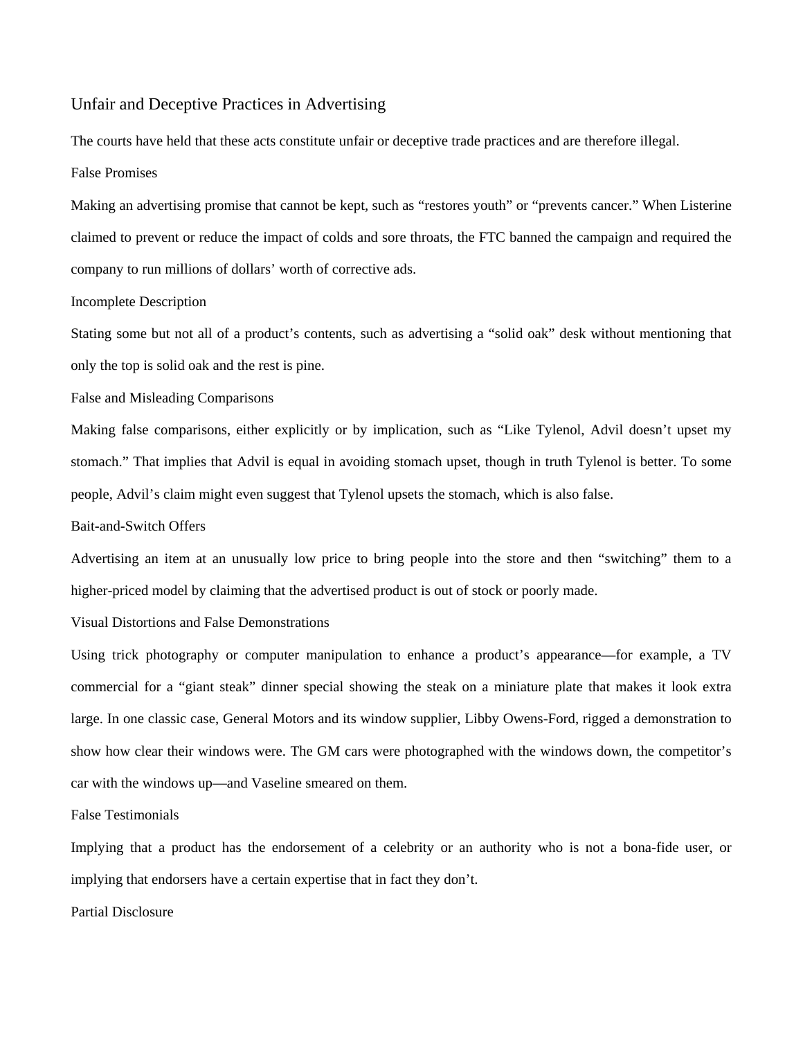## Unfair and Deceptive Practices in Advertising

The courts have held that these acts constitute unfair or deceptive trade practices and are therefore illegal.

### False Promises

Making an advertising promise that cannot be kept, such as “restores youth” or “prevents cancer.” When Listerine claimed to prevent or reduce the impact of colds and sore throats, the FTC banned the campaign and required the company to run millions of dollars’ worth of corrective ads.

### Incomplete Description

Stating some but not all of a product’s contents, such as advertising a “solid oak” desk without mentioning that only the top is solid oak and the rest is pine.

### False and Misleading Comparisons

Making false comparisons, either explicitly or by implication, such as “Like Tylenol, Advil doesn’t upset my stomach.” That implies that Advil is equal in avoiding stomach upset, though in truth Tylenol is better. To some people, Advil’s claim might even suggest that Tylenol upsets the stomach, which is also false.

### Bait-and-Switch Offers

Advertising an item at an unusually low price to bring people into the store and then “switching” them to a higher-priced model by claiming that the advertised product is out of stock or poorly made.

### Visual Distortions and False Demonstrations

Using trick photography or computer manipulation to enhance a product’s appearance—for example, a TV commercial for a “giant steak” dinner special showing the steak on a miniature plate that makes it look extra large. In one classic case, General Motors and its window supplier, Libby Owens-Ford, rigged a demonstration to show how clear their windows were. The GM cars were photographed with the windows down, the competitor’s car with the windows up—and Vaseline smeared on them.

### False Testimonials

Implying that a product has the endorsement of a celebrity or an authority who is not a bona-fide user, or implying that endorsers have a certain expertise that in fact they don’t.

### Partial Disclosure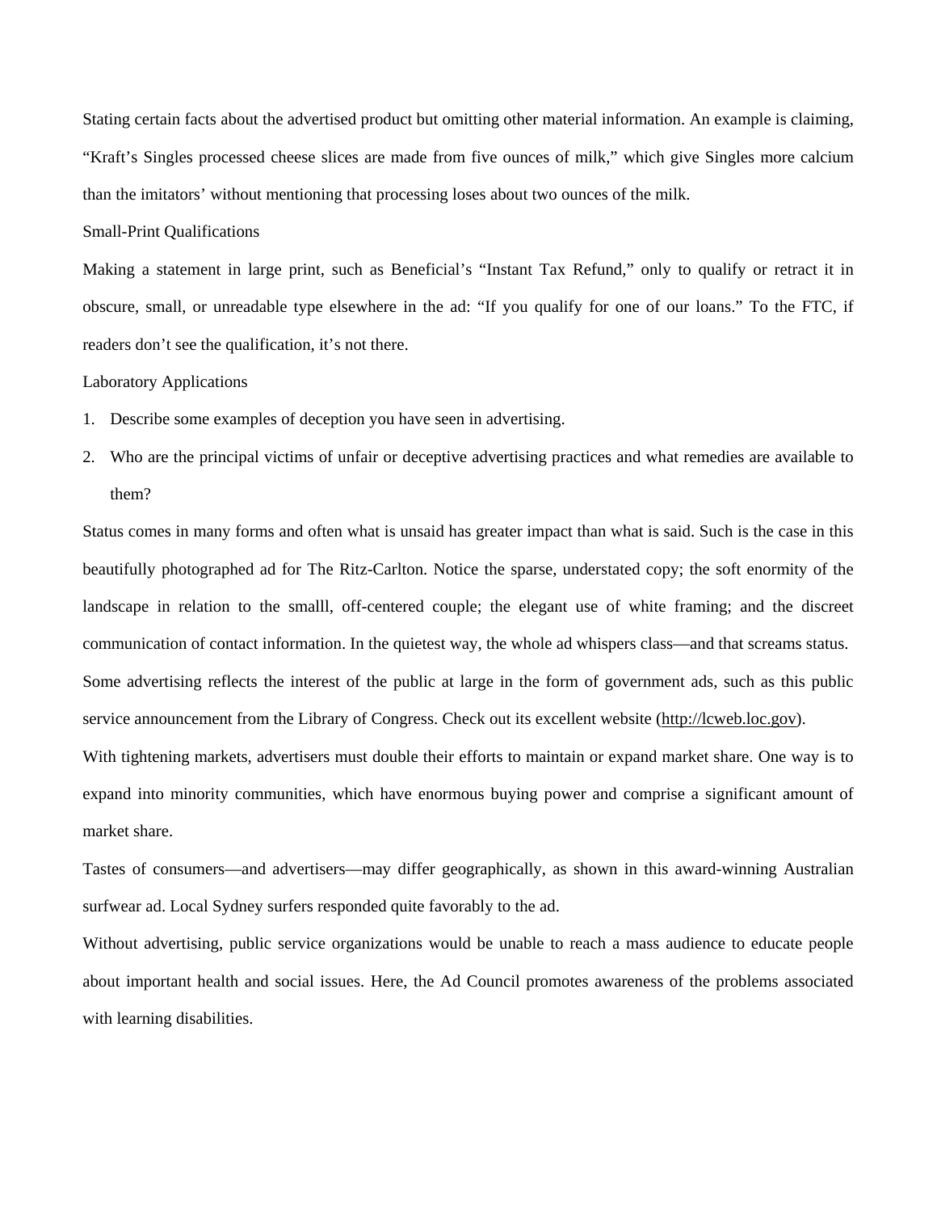Stating certain facts about the advertised product but omitting other material information. An example is claiming, "Kraft's Singles processed cheese slices are made from five ounces of milk," which give Singles more calcium than the imitators' without mentioning that processing loses about two ounces of the milk.

Small-Print Qualifications

Making a statement in large print, such as Beneficial's "Instant Tax Refund," only to qualify or retract it in obscure, small, or unreadable type elsewhere in the ad: "If you qualify for one of our loans." To the FTC, if readers don't see the qualification, it's not there.

Laboratory Applications

1. Describe some examples of deception you have seen in advertising.
2. Who are the principal victims of unfair or deceptive advertising practices and what remedies are available to them?

Status comes in many forms and often what is unsaid has greater impact than what is said. Such is the case in this beautifully photographed ad for The Ritz-Carlton. Notice the sparse, understated copy; the soft enormity of the landscape in relation to the smalll, off-centered couple; the elegant use of white framing; and the discreet communication of contact information. In the quietest way, the whole ad whispers class—and that screams status.

Some advertising reflects the interest of the public at large in the form of government ads, such as this public service announcement from the Library of Congress. Check out its excellent website (http://lcweb.loc.gov).

With tightening markets, advertisers must double their efforts to maintain or expand market share. One way is to expand into minority communities, which have enormous buying power and comprise a significant amount of market share.

Tastes of consumers—and advertisers—may differ geographically, as shown in this award-winning Australian surfwear ad. Local Sydney surfers responded quite favorably to the ad.

Without advertising, public service organizations would be unable to reach a mass audience to educate people about important health and social issues. Here, the Ad Council promotes awareness of the problems associated with learning disabilities.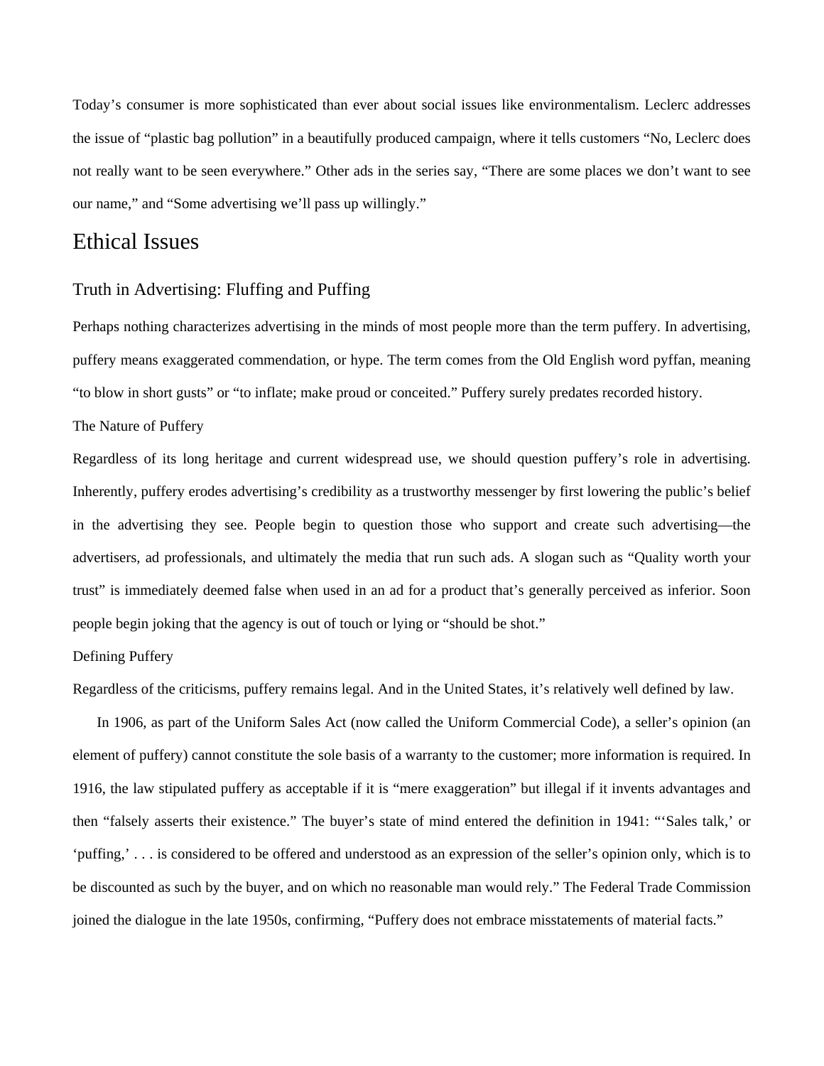Today's consumer is more sophisticated than ever about social issues like environmentalism. Leclerc addresses the issue of "plastic bag pollution" in a beautifully produced campaign, where it tells customers "No, Leclerc does not really want to be seen everywhere." Other ads in the series say, "There are some places we don't want to see our name," and "Some advertising we'll pass up willingly."

# Ethical Issues

## Truth in Advertising: Fluffing and Puffing

Perhaps nothing characterizes advertising in the minds of most people more than the term puffery. In advertising, puffery means exaggerated commendation, or hype. The term comes from the Old English word pyffan, meaning "to blow in short gusts" or "to inflate; make proud or conceited." Puffery surely predates recorded history.

### The Nature of Puffery

Regardless of its long heritage and current widespread use, we should question puffery's role in advertising. Inherently, puffery erodes advertising's credibility as a trustworthy messenger by first lowering the public's belief in the advertising they see. People begin to question those who support and create such advertising—the advertisers, ad professionals, and ultimately the media that run such ads. A slogan such as "Quality worth your trust" is immediately deemed false when used in an ad for a product that's generally perceived as inferior. Soon people begin joking that the agency is out of touch or lying or "should be shot."

### Defining Puffery

Regardless of the criticisms, puffery remains legal. And in the United States, it's relatively well defined by law.

In 1906, as part of the Uniform Sales Act (now called the Uniform Commercial Code), a seller's opinion (an element of puffery) cannot constitute the sole basis of a warranty to the customer; more information is required. In 1916, the law stipulated puffery as acceptable if it is "mere exaggeration" but illegal if it invents advantages and then "falsely asserts their existence." The buyer's state of mind entered the definition in 1941: "'Sales talk,' or 'puffing,' . . . is considered to be offered and understood as an expression of the seller's opinion only, which is to be discounted as such by the buyer, and on which no reasonable man would rely." The Federal Trade Commission joined the dialogue in the late 1950s, confirming, "Puffery does not embrace misstatements of material facts."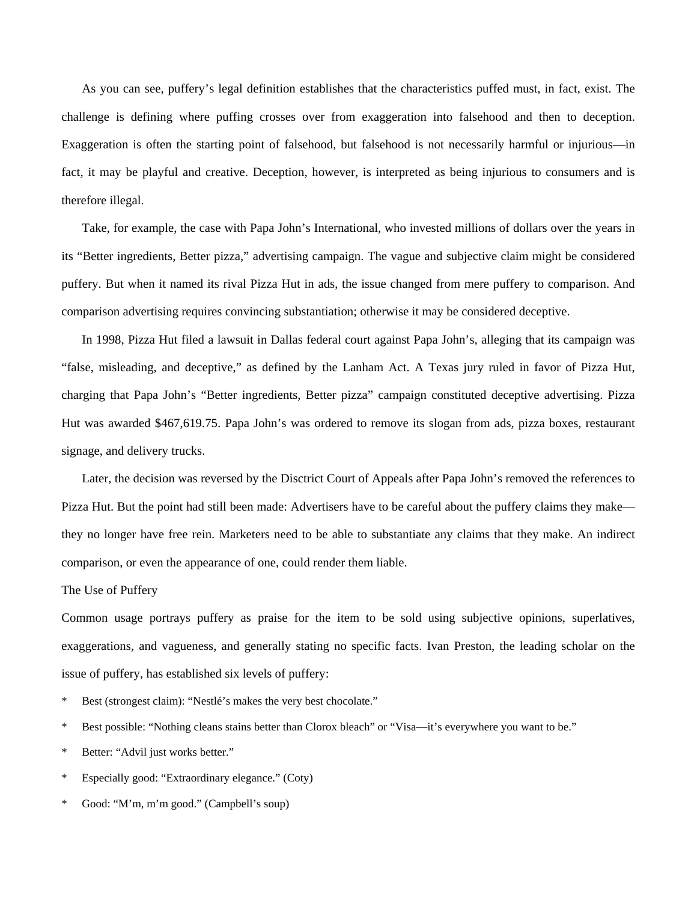As you can see, puffery's legal definition establishes that the characteristics puffed must, in fact, exist. The challenge is defining where puffing crosses over from exaggeration into falsehood and then to deception. Exaggeration is often the starting point of falsehood, but falsehood is not necessarily harmful or injurious—in fact, it may be playful and creative. Deception, however, is interpreted as being injurious to consumers and is therefore illegal.

Take, for example, the case with Papa John's International, who invested millions of dollars over the years in its "Better ingredients, Better pizza," advertising campaign. The vague and subjective claim might be considered puffery. But when it named its rival Pizza Hut in ads, the issue changed from mere puffery to comparison. And comparison advertising requires convincing substantiation; otherwise it may be considered deceptive.

In 1998, Pizza Hut filed a lawsuit in Dallas federal court against Papa John's, alleging that its campaign was "false, misleading, and deceptive," as defined by the Lanham Act. A Texas jury ruled in favor of Pizza Hut, charging that Papa John's "Better ingredients, Better pizza" campaign constituted deceptive advertising. Pizza Hut was awarded $467,619.75. Papa John's was ordered to remove its slogan from ads, pizza boxes, restaurant signage, and delivery trucks.

Later, the decision was reversed by the Disctrict Court of Appeals after Papa John's removed the references to Pizza Hut. But the point had still been made: Advertisers have to be careful about the puffery claims they make—they no longer have free rein. Marketers need to be able to substantiate any claims that they make. An indirect comparison, or even the appearance of one, could render them liable.

## The Use of Puffery

Common usage portrays puffery as praise for the item to be sold using subjective opinions, superlatives, exaggerations, and vagueness, and generally stating no specific facts. Ivan Preston, the leading scholar on the issue of puffery, has established six levels of puffery:

* Best (strongest claim): "Nestlé's makes the very best chocolate."
* Best possible: "Nothing cleans stains better than Clorox bleach" or "Visa—it's everywhere you want to be."
* Better: "Advil just works better."
* Especially good: "Extraordinary elegance." (Coty)
* Good: "M'm, m'm good." (Campbell's soup)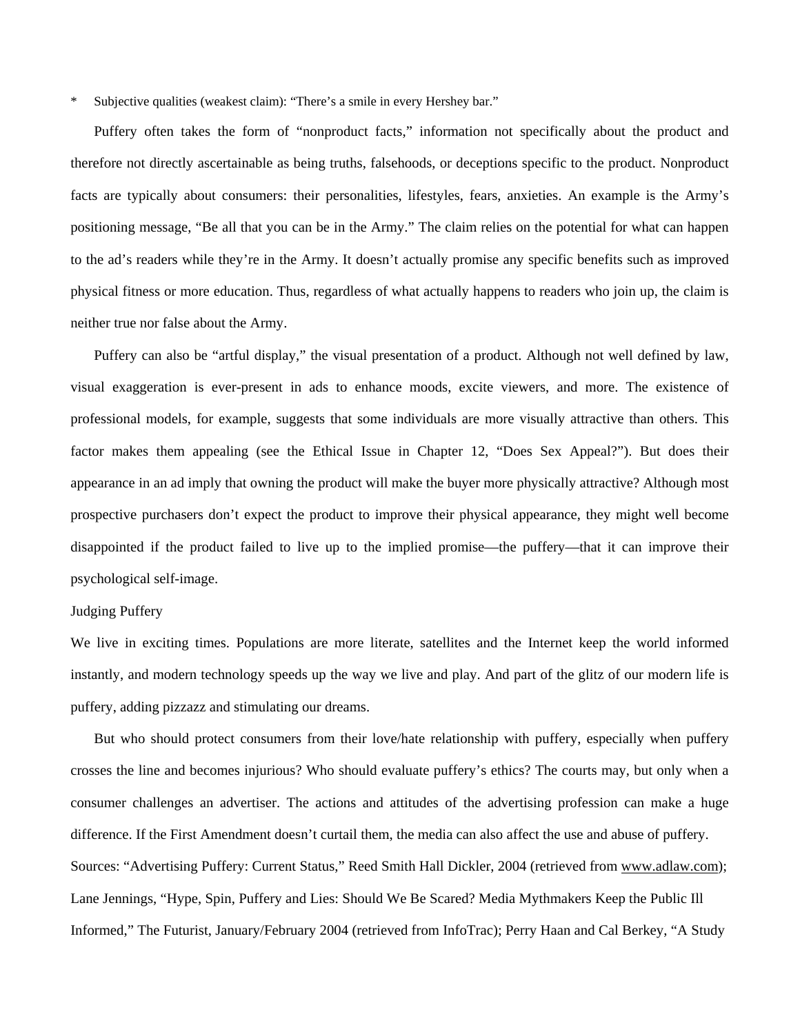* Subjective qualities (weakest claim): “There’s a smile in every Hershey bar.”

Puffery often takes the form of “nonproduct facts,” information not specifically about the product and therefore not directly ascertainable as being truths, falsehoods, or deceptions specific to the product. Nonproduct facts are typically about consumers: their personalities, lifestyles, fears, anxieties. An example is the Army’s positioning message, “Be all that you can be in the Army.” The claim relies on the potential for what can happen to the ad’s readers while they’re in the Army. It doesn’t actually promise any specific benefits such as improved physical fitness or more education. Thus, regardless of what actually happens to readers who join up, the claim is neither true nor false about the Army.

Puffery can also be “artful display,” the visual presentation of a product. Although not well defined by law, visual exaggeration is ever-present in ads to enhance moods, excite viewers, and more. The existence of professional models, for example, suggests that some individuals are more visually attractive than others. This factor makes them appealing (see the Ethical Issue in Chapter 12, “Does Sex Appeal?”). But does their appearance in an ad imply that owning the product will make the buyer more physically attractive? Although most prospective purchasers don’t expect the product to improve their physical appearance, they might well become disappointed if the product failed to live up to the implied promise—the puffery—that it can improve their psychological self-image.

Judging Puffery

We live in exciting times. Populations are more literate, satellites and the Internet keep the world informed instantly, and modern technology speeds up the way we live and play. And part of the glitz of our modern life is puffery, adding pizzazz and stimulating our dreams.

But who should protect consumers from their love/hate relationship with puffery, especially when puffery crosses the line and becomes injurious? Who should evaluate puffery’s ethics? The courts may, but only when a consumer challenges an advertiser. The actions and attitudes of the advertising profession can make a huge difference. If the First Amendment doesn’t curtail them, the media can also affect the use and abuse of puffery.

Sources: “Advertising Puffery: Current Status,” Reed Smith Hall Dickler, 2004 (retrieved from www.adlaw.com); Lane Jennings, “Hype, Spin, Puffery and Lies: Should We Be Scared? Media Mythmakers Keep the Public Ill Informed,” The Futurist, January/February 2004 (retrieved from InfoTrac); Perry Haan and Cal Berkey, “A Study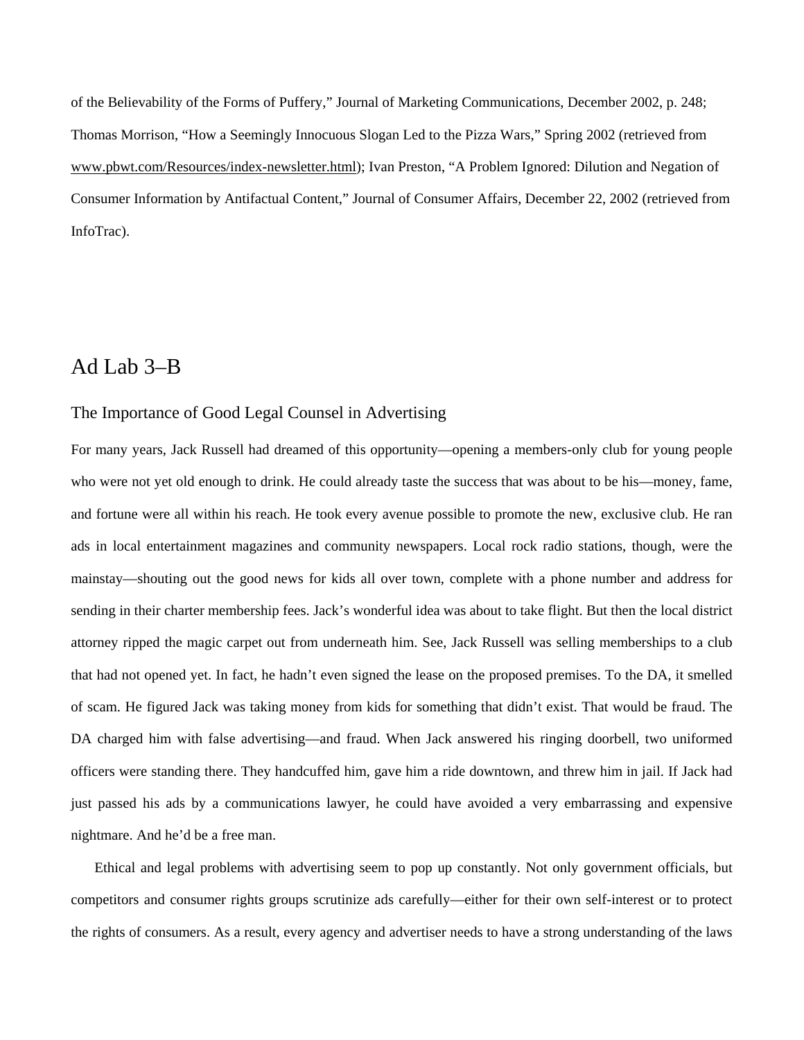of the Believability of the Forms of Puffery," Journal of Marketing Communications, December 2002, p. 248; Thomas Morrison, "How a Seemingly Innocuous Slogan Led to the Pizza Wars," Spring 2002 (retrieved from www.pbwt.com/Resources/index-newsletter.html); Ivan Preston, "A Problem Ignored: Dilution and Negation of Consumer Information by Antifactual Content," Journal of Consumer Affairs, December 22, 2002 (retrieved from InfoTrac).

## Ad Lab 3–B

### The Importance of Good Legal Counsel in Advertising

For many years, Jack Russell had dreamed of this opportunity—opening a members-only club for young people who were not yet old enough to drink. He could already taste the success that was about to be his—money, fame, and fortune were all within his reach. He took every avenue possible to promote the new, exclusive club. He ran ads in local entertainment magazines and community newspapers. Local rock radio stations, though, were the mainstay—shouting out the good news for kids all over town, complete with a phone number and address for sending in their charter membership fees. Jack's wonderful idea was about to take flight. But then the local district attorney ripped the magic carpet out from underneath him. See, Jack Russell was selling memberships to a club that had not opened yet. In fact, he hadn't even signed the lease on the proposed premises. To the DA, it smelled of scam. He figured Jack was taking money from kids for something that didn't exist. That would be fraud. The DA charged him with false advertising—and fraud. When Jack answered his ringing doorbell, two uniformed officers were standing there. They handcuffed him, gave him a ride downtown, and threw him in jail. If Jack had just passed his ads by a communications lawyer, he could have avoided a very embarrassing and expensive nightmare. And he'd be a free man.

Ethical and legal problems with advertising seem to pop up constantly. Not only government officials, but competitors and consumer rights groups scrutinize ads carefully—either for their own self-interest or to protect the rights of consumers. As a result, every agency and advertiser needs to have a strong understanding of the laws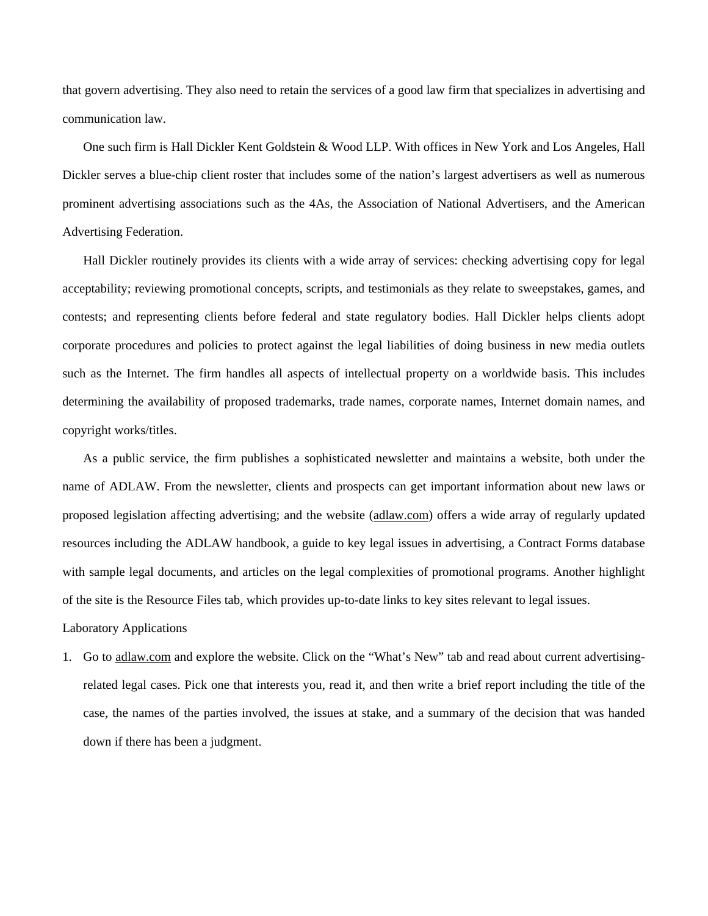that govern advertising. They also need to retain the services of a good law firm that specializes in advertising and communication law.

One such firm is Hall Dickler Kent Goldstein & Wood LLP. With offices in New York and Los Angeles, Hall Dickler serves a blue-chip client roster that includes some of the nation's largest advertisers as well as numerous prominent advertising associations such as the 4As, the Association of National Advertisers, and the American Advertising Federation.

Hall Dickler routinely provides its clients with a wide array of services: checking advertising copy for legal acceptability; reviewing promotional concepts, scripts, and testimonials as they relate to sweepstakes, games, and contests; and representing clients before federal and state regulatory bodies. Hall Dickler helps clients adopt corporate procedures and policies to protect against the legal liabilities of doing business in new media outlets such as the Internet. The firm handles all aspects of intellectual property on a worldwide basis. This includes determining the availability of proposed trademarks, trade names, corporate names, Internet domain names, and copyright works/titles.

As a public service, the firm publishes a sophisticated newsletter and maintains a website, both under the name of ADLAW. From the newsletter, clients and prospects can get important information about new laws or proposed legislation affecting advertising; and the website (adlaw.com) offers a wide array of regularly updated resources including the ADLAW handbook, a guide to key legal issues in advertising, a Contract Forms database with sample legal documents, and articles on the legal complexities of promotional programs. Another highlight of the site is the Resource Files tab, which provides up-to-date links to key sites relevant to legal issues.

Laboratory Applications

1. Go to adlaw.com and explore the website. Click on the "What's New" tab and read about current advertising-related legal cases. Pick one that interests you, read it, and then write a brief report including the title of the case, the names of the parties involved, the issues at stake, and a summary of the decision that was handed down if there has been a judgment.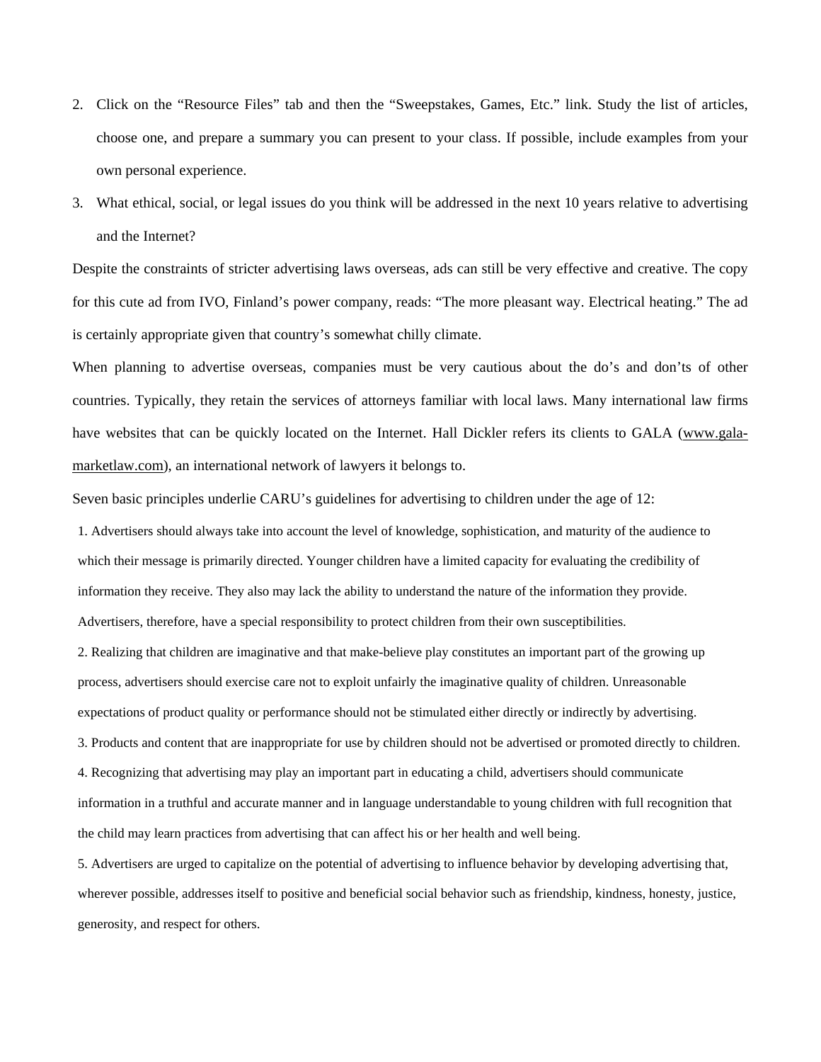2. Click on the "Resource Files" tab and then the "Sweepstakes, Games, Etc." link. Study the list of articles, choose one, and prepare a summary you can present to your class. If possible, include examples from your own personal experience.
3. What ethical, social, or legal issues do you think will be addressed in the next 10 years relative to advertising and the Internet?

Despite the constraints of stricter advertising laws overseas, ads can still be very effective and creative. The copy for this cute ad from IVO, Finland's power company, reads: "The more pleasant way. Electrical heating." The ad is certainly appropriate given that country's somewhat chilly climate.

When planning to advertise overseas, companies must be very cautious about the do's and don'ts of other countries. Typically, they retain the services of attorneys familiar with local laws. Many international law firms have websites that can be quickly located on the Internet. Hall Dickler refers its clients to GALA (www.gala-marketlaw.com), an international network of lawyers it belongs to.

Seven basic principles underlie CARU's guidelines for advertising to children under the age of 12:

1. Advertisers should always take into account the level of knowledge, sophistication, and maturity of the audience to which their message is primarily directed. Younger children have a limited capacity for evaluating the credibility of information they receive. They also may lack the ability to understand the nature of the information they provide. Advertisers, therefore, have a special responsibility to protect children from their own susceptibilities.
2. Realizing that children are imaginative and that make-believe play constitutes an important part of the growing up process, advertisers should exercise care not to exploit unfairly the imaginative quality of children. Unreasonable expectations of product quality or performance should not be stimulated either directly or indirectly by advertising.
3. Products and content that are inappropriate for use by children should not be advertised or promoted directly to children.
4. Recognizing that advertising may play an important part in educating a child, advertisers should communicate information in a truthful and accurate manner and in language understandable to young children with full recognition that the child may learn practices from advertising that can affect his or her health and well being.
5. Advertisers are urged to capitalize on the potential of advertising to influence behavior by developing advertising that, wherever possible, addresses itself to positive and beneficial social behavior such as friendship, kindness, honesty, justice, generosity, and respect for others.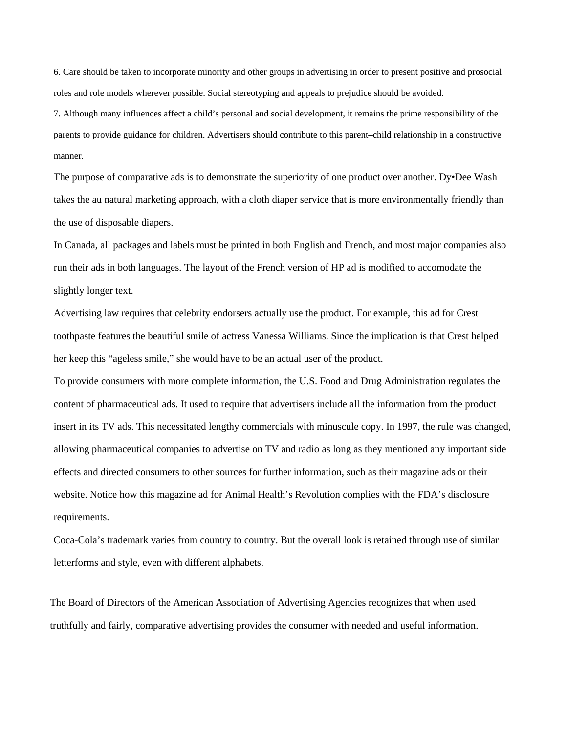6. Care should be taken to incorporate minority and other groups in advertising in order to present positive and prosocial roles and role models wherever possible. Social stereotyping and appeals to prejudice should be avoided.

7. Although many influences affect a child's personal and social development, it remains the prime responsibility of the parents to provide guidance for children. Advertisers should contribute to this parent–child relationship in a constructive manner.

The purpose of comparative ads is to demonstrate the superiority of one product over another. Dy•Dee Wash takes the au natural marketing approach, with a cloth diaper service that is more environmentally friendly than the use of disposable diapers.

In Canada, all packages and labels must be printed in both English and French, and most major companies also run their ads in both languages. The layout of the French version of HP ad is modified to accomodate the slightly longer text.

Advertising law requires that celebrity endorsers actually use the product. For example, this ad for Crest toothpaste features the beautiful smile of actress Vanessa Williams. Since the implication is that Crest helped her keep this "ageless smile," she would have to be an actual user of the product.

To provide consumers with more complete information, the U.S. Food and Drug Administration regulates the content of pharmaceutical ads. It used to require that advertisers include all the information from the product insert in its TV ads. This necessitated lengthy commercials with minuscule copy. In 1997, the rule was changed, allowing pharmaceutical companies to advertise on TV and radio as long as they mentioned any important side effects and directed consumers to other sources for further information, such as their magazine ads or their website. Notice how this magazine ad for Animal Health's Revolution complies with the FDA's disclosure requirements.

Coca-Cola's trademark varies from country to country. But the overall look is retained through use of similar letterforms and style, even with different alphabets.

---

The Board of Directors of the American Association of Advertising Agencies recognizes that when used truthfully and fairly, comparative advertising provides the consumer with needed and useful information.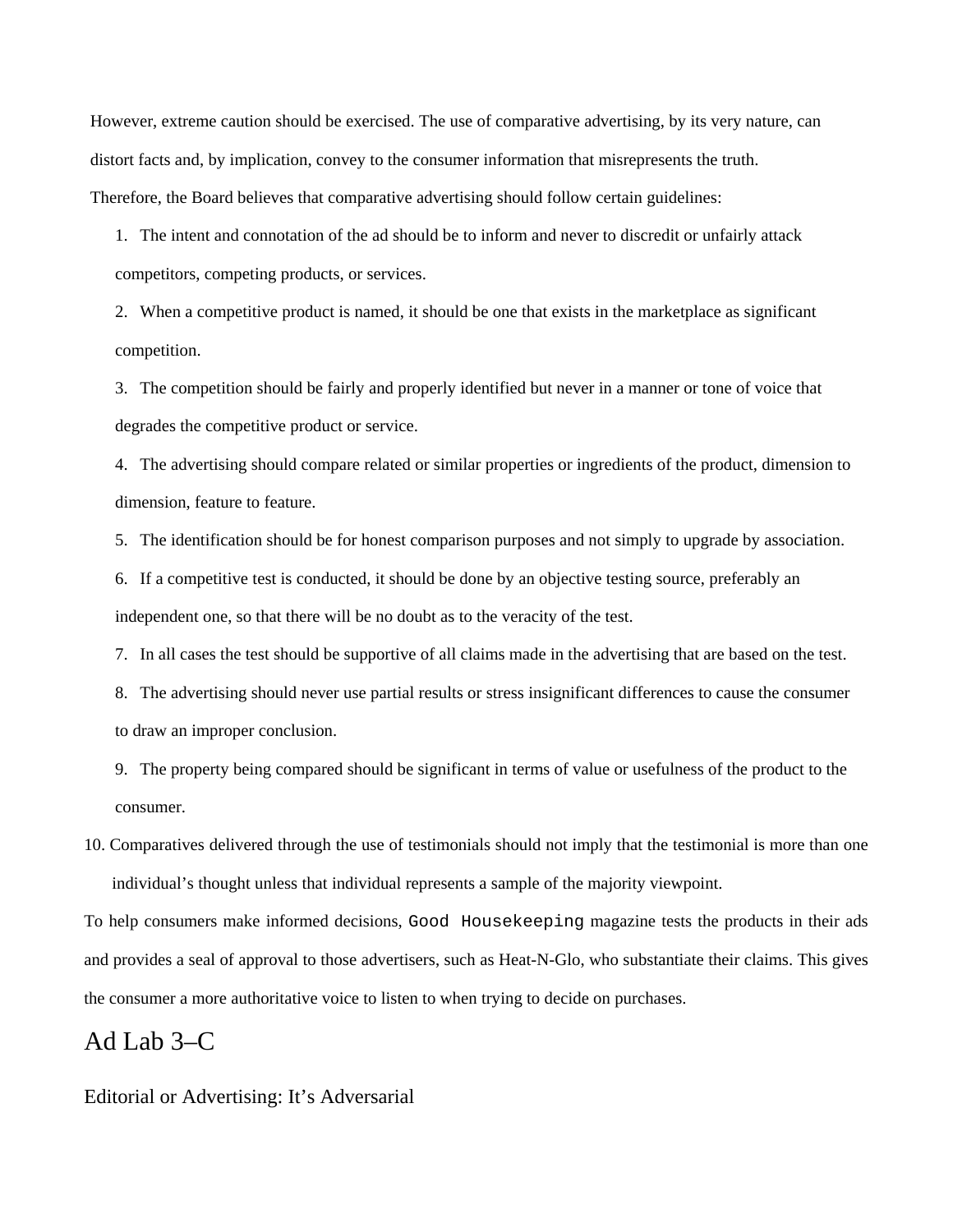However, extreme caution should be exercised. The use of comparative advertising, by its very nature, can distort facts and, by implication, convey to the consumer information that misrepresents the truth.

Therefore, the Board believes that comparative advertising should follow certain guidelines:

1. The intent and connotation of the ad should be to inform and never to discredit or unfairly attack competitors, competing products, or services.
2. When a competitive product is named, it should be one that exists in the marketplace as significant competition.
3. The competition should be fairly and properly identified but never in a manner or tone of voice that degrades the competitive product or service.
4. The advertising should compare related or similar properties or ingredients of the product, dimension to dimension, feature to feature.
5. The identification should be for honest comparison purposes and not simply to upgrade by association.
6. If a competitive test is conducted, it should be done by an objective testing source, preferably an independent one, so that there will be no doubt as to the veracity of the test.
7. In all cases the test should be supportive of all claims made in the advertising that are based on the test.
8. The advertising should never use partial results or stress insignificant differences to cause the consumer to draw an improper conclusion.
9. The property being compared should be significant in terms of value or usefulness of the product to the consumer.
10. Comparatives delivered through the use of testimonials should not imply that the testimonial is more than one individual's thought unless that individual represents a sample of the majority viewpoint.

To help consumers make informed decisions, Good Housekeeping magazine tests the products in their ads and provides a seal of approval to those advertisers, such as Heat-N-Glo, who substantiate their claims. This gives the consumer a more authoritative voice to listen to when trying to decide on purchases.

# Ad Lab 3–C

## Editorial or Advertising: It's Adversarial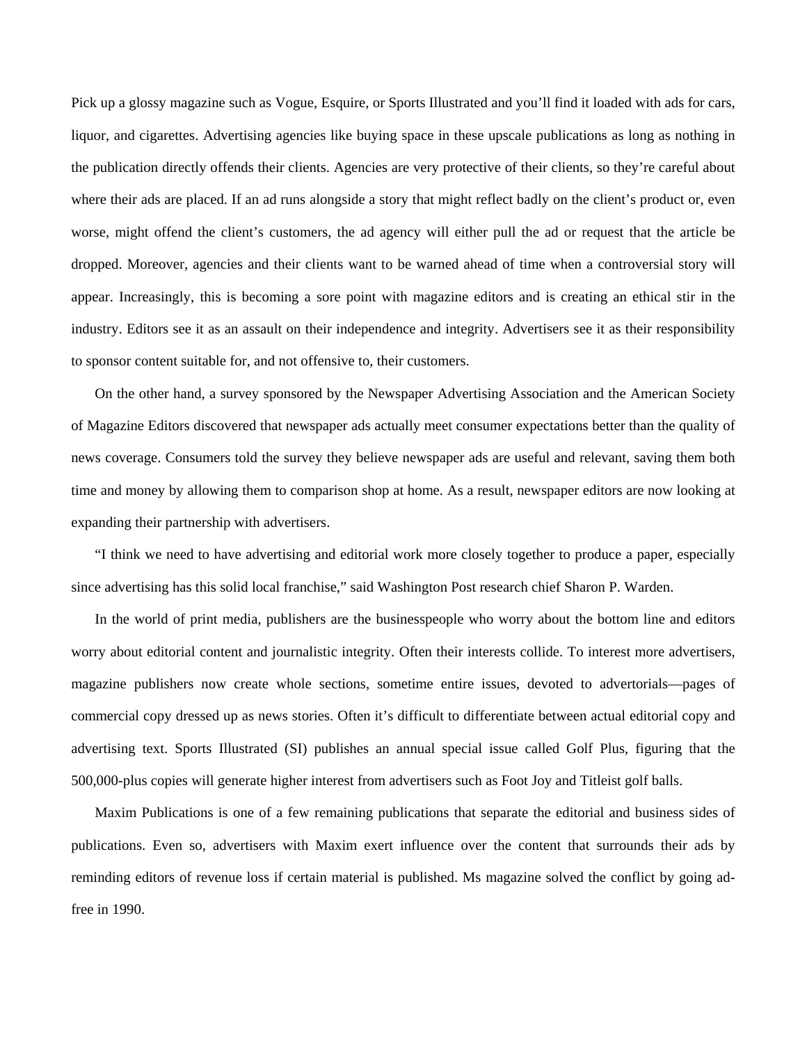Pick up a glossy magazine such as Vogue, Esquire, or Sports Illustrated and you'll find it loaded with ads for cars, liquor, and cigarettes. Advertising agencies like buying space in these upscale publications as long as nothing in the publication directly offends their clients. Agencies are very protective of their clients, so they're careful about where their ads are placed. If an ad runs alongside a story that might reflect badly on the client's product or, even worse, might offend the client's customers, the ad agency will either pull the ad or request that the article be dropped. Moreover, agencies and their clients want to be warned ahead of time when a controversial story will appear. Increasingly, this is becoming a sore point with magazine editors and is creating an ethical stir in the industry. Editors see it as an assault on their independence and integrity. Advertisers see it as their responsibility to sponsor content suitable for, and not offensive to, their customers.

On the other hand, a survey sponsored by the Newspaper Advertising Association and the American Society of Magazine Editors discovered that newspaper ads actually meet consumer expectations better than the quality of news coverage. Consumers told the survey they believe newspaper ads are useful and relevant, saving them both time and money by allowing them to comparison shop at home. As a result, newspaper editors are now looking at expanding their partnership with advertisers.

"I think we need to have advertising and editorial work more closely together to produce a paper, especially since advertising has this solid local franchise," said Washington Post research chief Sharon P. Warden.

In the world of print media, publishers are the businesspeople who worry about the bottom line and editors worry about editorial content and journalistic integrity. Often their interests collide. To interest more advertisers, magazine publishers now create whole sections, sometime entire issues, devoted to advertorials—pages of commercial copy dressed up as news stories. Often it's difficult to differentiate between actual editorial copy and advertising text. Sports Illustrated (SI) publishes an annual special issue called Golf Plus, figuring that the 500,000-plus copies will generate higher interest from advertisers such as Foot Joy and Titleist golf balls.

Maxim Publications is one of a few remaining publications that separate the editorial and business sides of publications. Even so, advertisers with Maxim exert influence over the content that surrounds their ads by reminding editors of revenue loss if certain material is published. Ms magazine solved the conflict by going ad-free in 1990.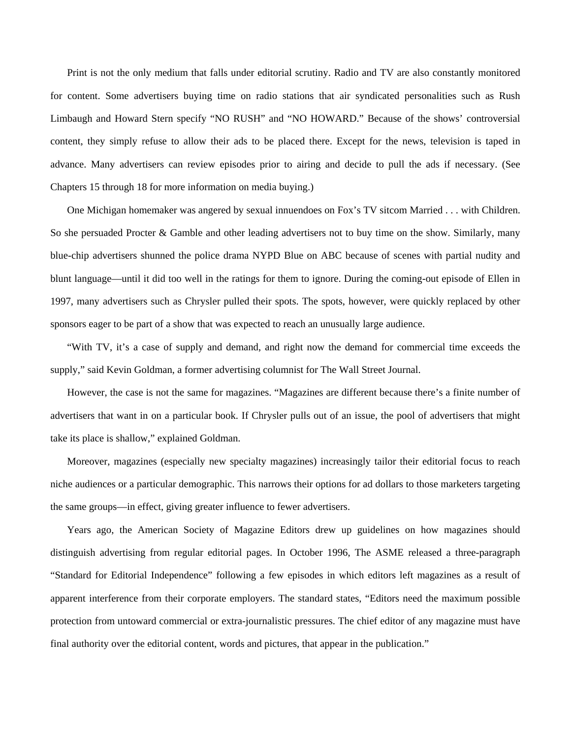Print is not the only medium that falls under editorial scrutiny. Radio and TV are also constantly monitored for content. Some advertisers buying time on radio stations that air syndicated personalities such as Rush Limbaugh and Howard Stern specify "NO RUSH" and "NO HOWARD." Because of the shows' controversial content, they simply refuse to allow their ads to be placed there. Except for the news, television is taped in advance. Many advertisers can review episodes prior to airing and decide to pull the ads if necessary. (See Chapters 15 through 18 for more information on media buying.)

One Michigan homemaker was angered by sexual innuendoes on Fox's TV sitcom Married . . . with Children. So she persuaded Procter & Gamble and other leading advertisers not to buy time on the show. Similarly, many blue-chip advertisers shunned the police drama NYPD Blue on ABC because of scenes with partial nudity and blunt language—until it did too well in the ratings for them to ignore. During the coming-out episode of Ellen in 1997, many advertisers such as Chrysler pulled their spots. The spots, however, were quickly replaced by other sponsors eager to be part of a show that was expected to reach an unusually large audience.

"With TV, it's a case of supply and demand, and right now the demand for commercial time exceeds the supply," said Kevin Goldman, a former advertising columnist for The Wall Street Journal.

However, the case is not the same for magazines. "Magazines are different because there's a finite number of advertisers that want in on a particular book. If Chrysler pulls out of an issue, the pool of advertisers that might take its place is shallow," explained Goldman.

Moreover, magazines (especially new specialty magazines) increasingly tailor their editorial focus to reach niche audiences or a particular demographic. This narrows their options for ad dollars to those marketers targeting the same groups—in effect, giving greater influence to fewer advertisers.

Years ago, the American Society of Magazine Editors drew up guidelines on how magazines should distinguish advertising from regular editorial pages. In October 1996, The ASME released a three-paragraph "Standard for Editorial Independence" following a few episodes in which editors left magazines as a result of apparent interference from their corporate employers. The standard states, "Editors need the maximum possible protection from untoward commercial or extra-journalistic pressures. The chief editor of any magazine must have final authority over the editorial content, words and pictures, that appear in the publication."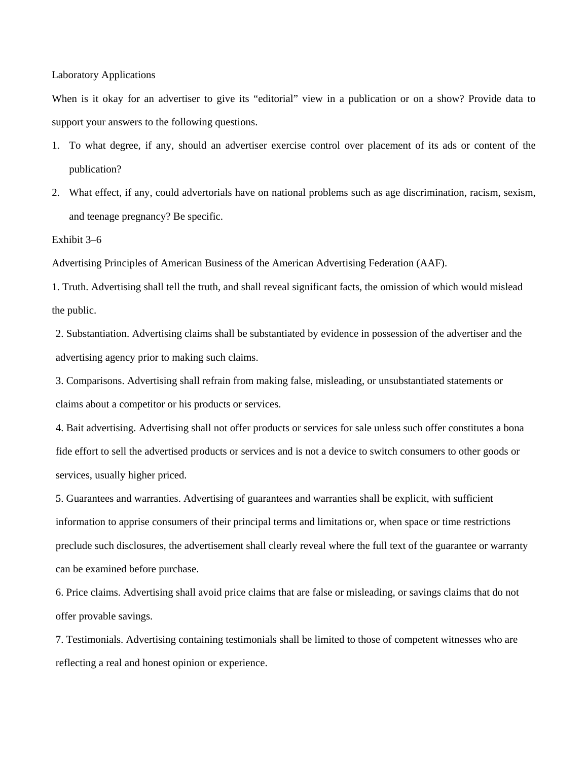Laboratory Applications

When is it okay for an advertiser to give its "editorial" view in a publication or on a show? Provide data to support your answers to the following questions.

1. To what degree, if any, should an advertiser exercise control over placement of its ads or content of the publication?
2. What effect, if any, could advertorials have on national problems such as age discrimination, racism, sexism, and teenage pregnancy? Be specific.

Exhibit 3–6

Advertising Principles of American Business of the American Advertising Federation (AAF).

1. Truth. Advertising shall tell the truth, and shall reveal significant facts, the omission of which would mislead the public.
2. Substantiation. Advertising claims shall be substantiated by evidence in possession of the advertiser and the advertising agency prior to making such claims.
3. Comparisons. Advertising shall refrain from making false, misleading, or unsubstantiated statements or claims about a competitor or his products or services.
4. Bait advertising. Advertising shall not offer products or services for sale unless such offer constitutes a bona fide effort to sell the advertised products or services and is not a device to switch consumers to other goods or services, usually higher priced.
5. Guarantees and warranties. Advertising of guarantees and warranties shall be explicit, with sufficient information to apprise consumers of their principal terms and limitations or, when space or time restrictions preclude such disclosures, the advertisement shall clearly reveal where the full text of the guarantee or warranty can be examined before purchase.
6. Price claims. Advertising shall avoid price claims that are false or misleading, or savings claims that do not offer provable savings.
7. Testimonials. Advertising containing testimonials shall be limited to those of competent witnesses who are reflecting a real and honest opinion or experience.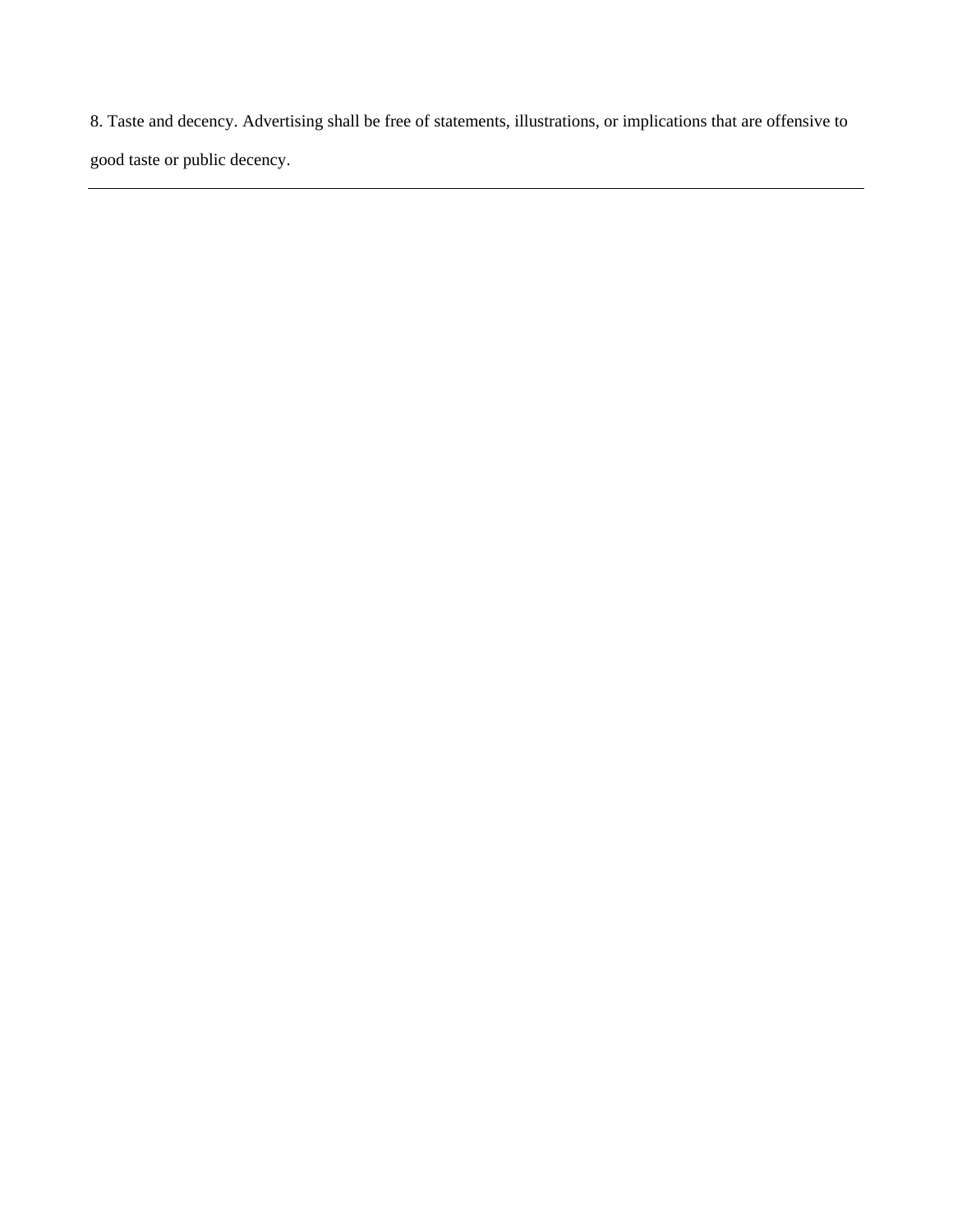8. Taste and decency. Advertising shall be free of statements, illustrations, or implications that are offensive to good taste or public decency.

---